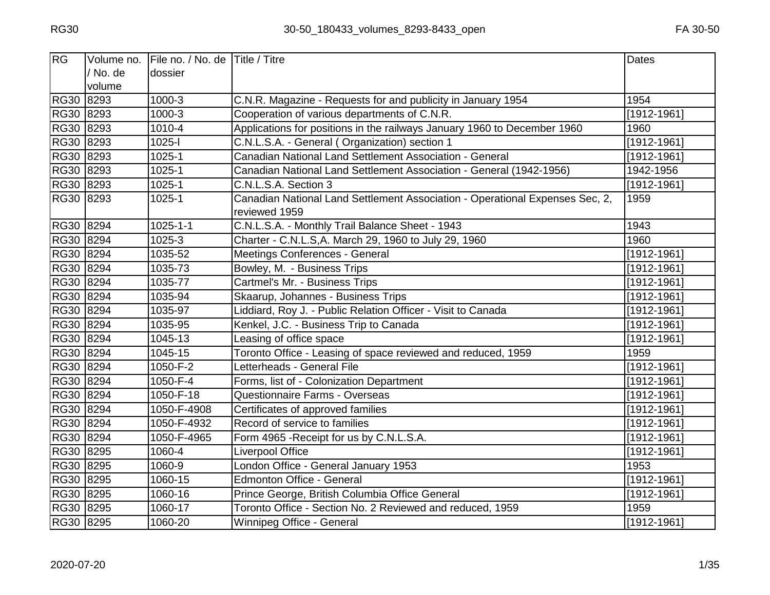| RG | Volume no. / No. de volume | File no. / No. de dossier | Title / Titre | Dates |
|---|---|---|---|---|
| RG30 | 8293 | 1000-3 | C.N.R. Magazine - Requests for and publicity in January 1954 | 1954 |
| RG30 | 8293 | 1000-3 | Cooperation of various departments of C.N.R. | [1912-1961] |
| RG30 | 8293 | 1010-4 | Applications for positions in the railways January 1960 to December 1960 | 1960 |
| RG30 | 8293 | 1025-l | C.N.L.S.A. - General ( Organization) section 1 | [1912-1961] |
| RG30 | 8293 | 1025-1 | Canadian National Land Settlement Association - General | [1912-1961] |
| RG30 | 8293 | 1025-1 | Canadian National Land Settlement Association - General (1942-1956) | 1942-1956 |
| RG30 | 8293 | 1025-1 | C.N.L.S.A. Section 3 | [1912-1961] |
| RG30 | 8293 | 1025-1 | Canadian National Land Settlement Association - Operational Expenses Sec, 2, reviewed 1959 | 1959 |
| RG30 | 8294 | 1025-1-1 | C.N.L.S.A. - Monthly Trail Balance Sheet - 1943 | 1943 |
| RG30 | 8294 | 1025-3 | Charter - C.N.L.S,A. March 29, 1960 to July 29, 1960 | 1960 |
| RG30 | 8294 | 1035-52 | Meetings Conferences - General | [1912-1961] |
| RG30 | 8294 | 1035-73 | Bowley, M. - Business Trips | [1912-1961] |
| RG30 | 8294 | 1035-77 | Cartmel's Mr. - Business Trips | [1912-1961] |
| RG30 | 8294 | 1035-94 | Skaarup, Johannes - Business Trips | [1912-1961] |
| RG30 | 8294 | 1035-97 | Liddiard, Roy J. - Public Relation Officer - Visit to Canada | [1912-1961] |
| RG30 | 8294 | 1035-95 | Kenkel, J.C. - Business Trip to Canada | [1912-1961] |
| RG30 | 8294 | 1045-13 | Leasing of office space | [1912-1961] |
| RG30 | 8294 | 1045-15 | Toronto Office - Leasing of space reviewed and reduced, 1959 | 1959 |
| RG30 | 8294 | 1050-F-2 | Letterheads - General File | [1912-1961] |
| RG30 | 8294 | 1050-F-4 | Forms, list of - Colonization Department | [1912-1961] |
| RG30 | 8294 | 1050-F-18 | Questionnaire Farms - Overseas | [1912-1961] |
| RG30 | 8294 | 1050-F-4908 | Certificates of approved families | [1912-1961] |
| RG30 | 8294 | 1050-F-4932 | Record of service to families | [1912-1961] |
| RG30 | 8294 | 1050-F-4965 | Form 4965 -Receipt for us by C.N.L.S.A. | [1912-1961] |
| RG30 | 8295 | 1060-4 | Liverpool Office | [1912-1961] |
| RG30 | 8295 | 1060-9 | London Office - General January 1953 | 1953 |
| RG30 | 8295 | 1060-15 | Edmonton Office - General | [1912-1961] |
| RG30 | 8295 | 1060-16 | Prince George, British Columbia Office General | [1912-1961] |
| RG30 | 8295 | 1060-17 | Toronto Office - Section No. 2 Reviewed and reduced, 1959 | 1959 |
| RG30 | 8295 | 1060-20 | Winnipeg Office - General | [1912-1961] |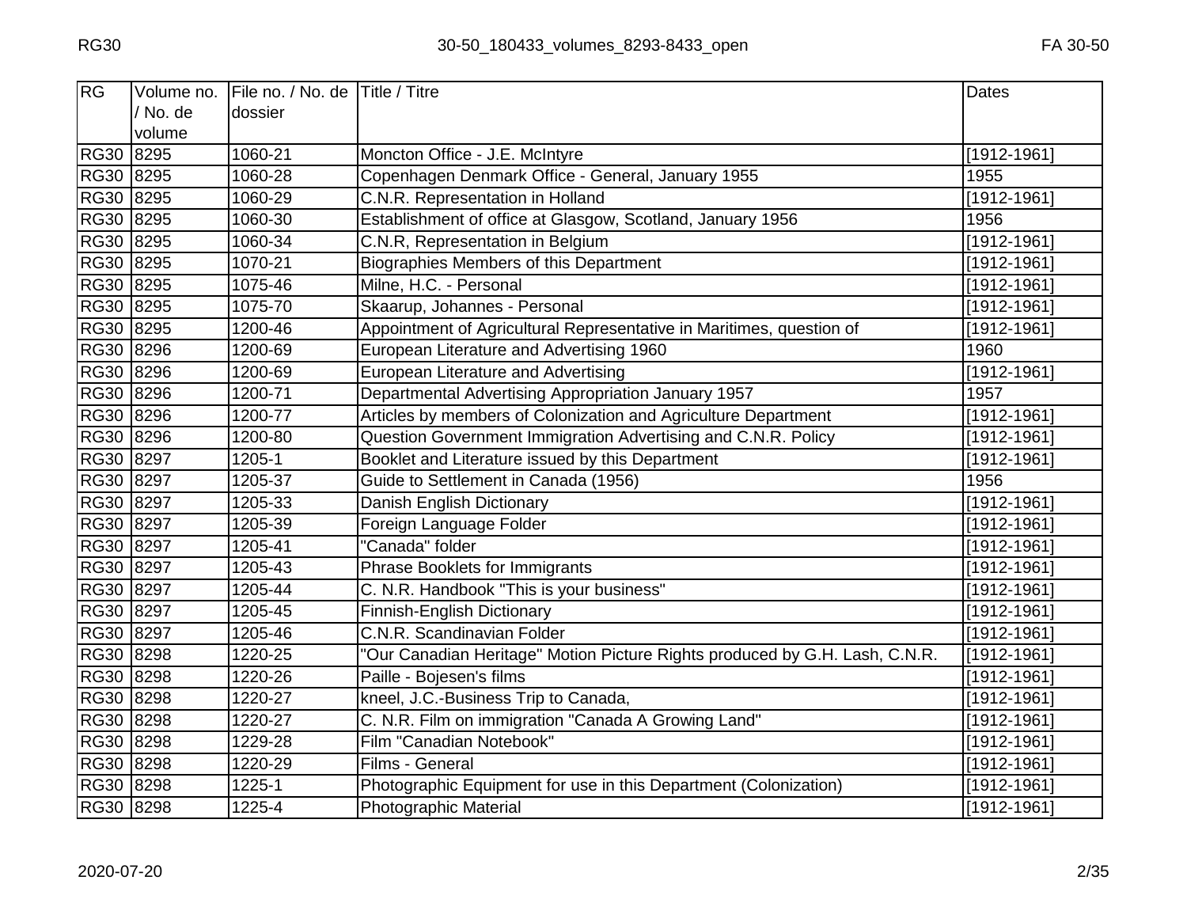| RG | Volume no. / No. de volume | File no. / No. de dossier | Title / Titre | Dates |
|---|---|---|---|---|
| RG30 | 8295 | 1060-21 | Moncton Office - J.E. McIntyre | [1912-1961] |
| RG30 | 8295 | 1060-28 | Copenhagen Denmark Office - General, January 1955 | 1955 |
| RG30 | 8295 | 1060-29 | C.N.R. Representation in Holland | [1912-1961] |
| RG30 | 8295 | 1060-30 | Establishment of office at Glasgow, Scotland, January 1956 | 1956 |
| RG30 | 8295 | 1060-34 | C.N.R, Representation in Belgium | [1912-1961] |
| RG30 | 8295 | 1070-21 | Biographies Members of this Department | [1912-1961] |
| RG30 | 8295 | 1075-46 | Milne, H.C. - Personal | [1912-1961] |
| RG30 | 8295 | 1075-70 | Skaarup, Johannes - Personal | [1912-1961] |
| RG30 | 8295 | 1200-46 | Appointment of Agricultural Representative in Maritimes, question of | [1912-1961] |
| RG30 | 8296 | 1200-69 | European Literature and Advertising 1960 | 1960 |
| RG30 | 8296 | 1200-69 | European Literature and Advertising | [1912-1961] |
| RG30 | 8296 | 1200-71 | Departmental Advertising Appropriation January 1957 | 1957 |
| RG30 | 8296 | 1200-77 | Articles by members of Colonization and Agriculture Department | [1912-1961] |
| RG30 | 8296 | 1200-80 | Question Government Immigration Advertising and C.N.R. Policy | [1912-1961] |
| RG30 | 8297 | 1205-1 | Booklet and Literature issued by this Department | [1912-1961] |
| RG30 | 8297 | 1205-37 | Guide to Settlement in Canada (1956) | 1956 |
| RG30 | 8297 | 1205-33 | Danish English Dictionary | [1912-1961] |
| RG30 | 8297 | 1205-39 | Foreign Language Folder | [1912-1961] |
| RG30 | 8297 | 1205-41 | "Canada" folder | [1912-1961] |
| RG30 | 8297 | 1205-43 | Phrase Booklets for Immigrants | [1912-1961] |
| RG30 | 8297 | 1205-44 | C. N.R. Handbook "This is your business" | [1912-1961] |
| RG30 | 8297 | 1205-45 | Finnish-English Dictionary | [1912-1961] |
| RG30 | 8297 | 1205-46 | C.N.R. Scandinavian Folder | [1912-1961] |
| RG30 | 8298 | 1220-25 | "Our Canadian Heritage" Motion Picture Rights produced by G.H. Lash, C.N.R. | [1912-1961] |
| RG30 | 8298 | 1220-26 | Paille - Bojesen's films | [1912-1961] |
| RG30 | 8298 | 1220-27 | kneel, J.C.-Business Trip to Canada, | [1912-1961] |
| RG30 | 8298 | 1220-27 | C. N.R. Film on immigration "Canada A Growing Land" | [1912-1961] |
| RG30 | 8298 | 1229-28 | Film "Canadian Notebook" | [1912-1961] |
| RG30 | 8298 | 1220-29 | Films - General | [1912-1961] |
| RG30 | 8298 | 1225-1 | Photographic Equipment for use in this Department (Colonization) | [1912-1961] |
| RG30 | 8298 | 1225-4 | Photographic Material | [1912-1961] |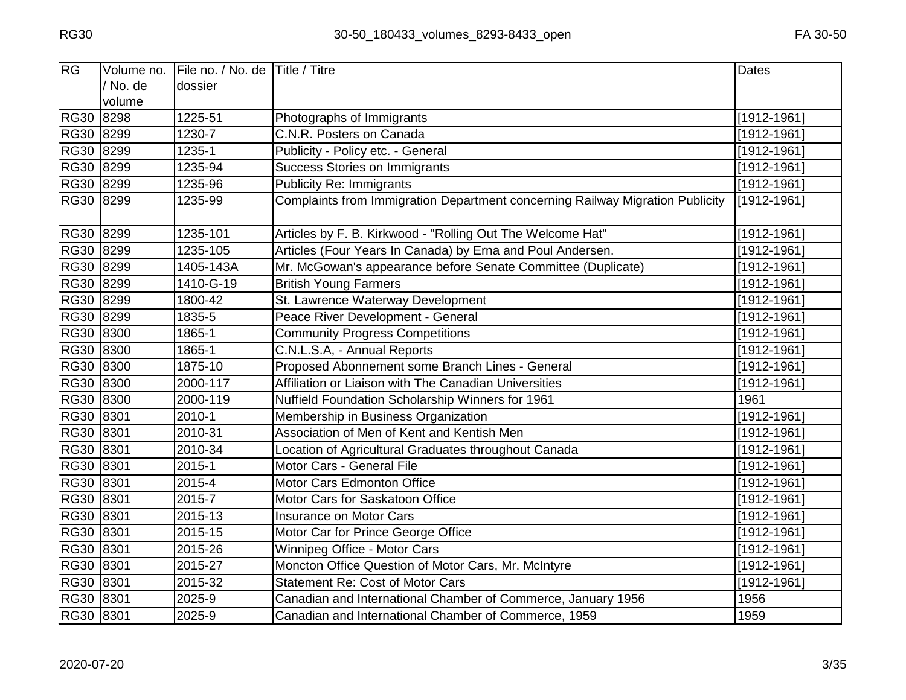| RG | Volume no. / No. de volume | File no. / No. de dossier | Title / Titre | Dates |
|---|---|---|---|---|
| RG30 | 8298 | 1225-51 | Photographs of Immigrants | [1912-1961] |
| RG30 | 8299 | 1230-7 | C.N.R. Posters on Canada | [1912-1961] |
| RG30 | 8299 | 1235-1 | Publicity - Policy etc. - General | [1912-1961] |
| RG30 | 8299 | 1235-94 | Success Stories on Immigrants | [1912-1961] |
| RG30 | 8299 | 1235-96 | Publicity Re: Immigrants | [1912-1961] |
| RG30 | 8299 | 1235-99 | Complaints from Immigration Department concerning Railway Migration Publicity | [1912-1961] |
| RG30 | 8299 | 1235-101 | Articles by F. B. Kirkwood - "Rolling Out The Welcome Hat" | [1912-1961] |
| RG30 | 8299 | 1235-105 | Articles (Four Years In Canada) by Erna and Poul Andersen. | [1912-1961] |
| RG30 | 8299 | 1405-143A | Mr. McGowan's appearance before Senate Committee (Duplicate) | [1912-1961] |
| RG30 | 8299 | 1410-G-19 | British Young Farmers | [1912-1961] |
| RG30 | 8299 | 1800-42 | St. Lawrence Waterway Development | [1912-1961] |
| RG30 | 8299 | 1835-5 | Peace River Development - General | [1912-1961] |
| RG30 | 8300 | 1865-1 | Community Progress Competitions | [1912-1961] |
| RG30 | 8300 | 1865-1 | C.N.L.S.A, - Annual Reports | [1912-1961] |
| RG30 | 8300 | 1875-10 | Proposed Abonnement some Branch Lines - General | [1912-1961] |
| RG30 | 8300 | 2000-117 | Affiliation or Liaison with The Canadian Universities | [1912-1961] |
| RG30 | 8300 | 2000-119 | Nuffield Foundation Scholarship Winners for 1961 | 1961 |
| RG30 | 8301 | 2010-1 | Membership in Business Organization | [1912-1961] |
| RG30 | 8301 | 2010-31 | Association of Men of Kent and Kentish Men | [1912-1961] |
| RG30 | 8301 | 2010-34 | Location of Agricultural Graduates throughout Canada | [1912-1961] |
| RG30 | 8301 | 2015-1 | Motor Cars - General File | [1912-1961] |
| RG30 | 8301 | 2015-4 | Motor Cars Edmonton Office | [1912-1961] |
| RG30 | 8301 | 2015-7 | Motor Cars for Saskatoon Office | [1912-1961] |
| RG30 | 8301 | 2015-13 | Insurance on Motor Cars | [1912-1961] |
| RG30 | 8301 | 2015-15 | Motor Car for Prince George Office | [1912-1961] |
| RG30 | 8301 | 2015-26 | Winnipeg Office - Motor Cars | [1912-1961] |
| RG30 | 8301 | 2015-27 | Moncton Office Question of Motor Cars, Mr. McIntyre | [1912-1961] |
| RG30 | 8301 | 2015-32 | Statement Re: Cost of Motor Cars | [1912-1961] |
| RG30 | 8301 | 2025-9 | Canadian and International Chamber of Commerce, January 1956 | 1956 |
| RG30 | 8301 | 2025-9 | Canadian and International Chamber of Commerce, 1959 | 1959 |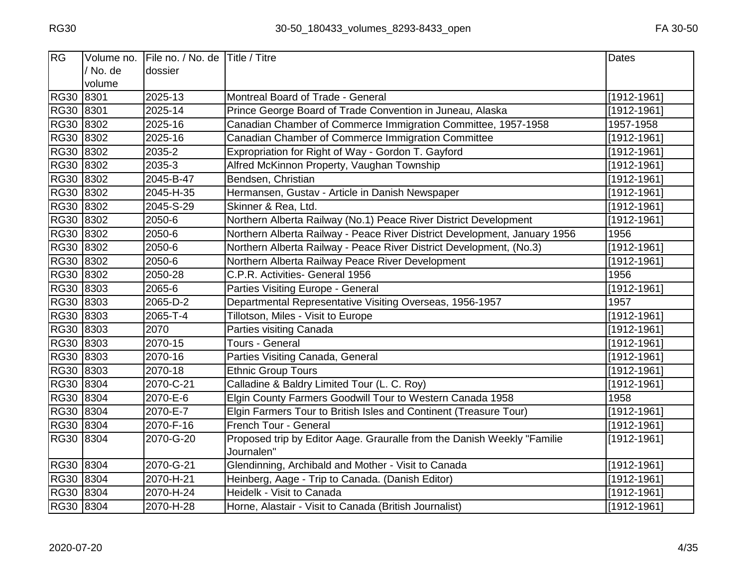| RG | Volume no. / No. de volume | File no. / No. de dossier | Title / Titre | Dates |
|---|---|---|---|---|
| RG30 | 8301 | 2025-13 | Montreal Board of Trade - General | [1912-1961] |
| RG30 | 8301 | 2025-14 | Prince George Board of Trade Convention in Juneau, Alaska | [1912-1961] |
| RG30 | 8302 | 2025-16 | Canadian Chamber of Commerce Immigration Committee, 1957-1958 | 1957-1958 |
| RG30 | 8302 | 2025-16 | Canadian Chamber of Commerce Immigration Committee | [1912-1961] |
| RG30 | 8302 | 2035-2 | Expropriation for Right of Way - Gordon T. Gayford | [1912-1961] |
| RG30 | 8302 | 2035-3 | Alfred McKinnon Property, Vaughan Township | [1912-1961] |
| RG30 | 8302 | 2045-B-47 | Bendsen, Christian | [1912-1961] |
| RG30 | 8302 | 2045-H-35 | Hermansen, Gustav - Article in Danish Newspaper | [1912-1961] |
| RG30 | 8302 | 2045-S-29 | Skinner & Rea, Ltd. | [1912-1961] |
| RG30 | 8302 | 2050-6 | Northern Alberta Railway (No.1) Peace River District Development | [1912-1961] |
| RG30 | 8302 | 2050-6 | Northern Alberta Railway - Peace River District Development, January 1956 | 1956 |
| RG30 | 8302 | 2050-6 | Northern Alberta Railway - Peace River District Development, (No.3) | [1912-1961] |
| RG30 | 8302 | 2050-6 | Northern Alberta Railway Peace River Development | [1912-1961] |
| RG30 | 8302 | 2050-28 | C.P.R. Activities- General 1956 | 1956 |
| RG30 | 8303 | 2065-6 | Parties Visiting Europe - General | [1912-1961] |
| RG30 | 8303 | 2065-D-2 | Departmental Representative Visiting Overseas, 1956-1957 | 1957 |
| RG30 | 8303 | 2065-T-4 | Tillotson, Miles - Visit to Europe | [1912-1961] |
| RG30 | 8303 | 2070 | Parties visiting Canada | [1912-1961] |
| RG30 | 8303 | 2070-15 | Tours - General | [1912-1961] |
| RG30 | 8303 | 2070-16 | Parties Visiting Canada, General | [1912-1961] |
| RG30 | 8303 | 2070-18 | Ethnic Group Tours | [1912-1961] |
| RG30 | 8304 | 2070-C-21 | Calladine & Baldry Limited Tour (L. C. Roy) | [1912-1961] |
| RG30 | 8304 | 2070-E-6 | Elgin County Farmers Goodwill Tour to Western Canada 1958 | 1958 |
| RG30 | 8304 | 2070-E-7 | Elgin Farmers Tour to British Isles and Continent (Treasure Tour) | [1912-1961] |
| RG30 | 8304 | 2070-F-16 | French Tour - General | [1912-1961] |
| RG30 | 8304 | 2070-G-20 | Proposed trip by Editor Aage. Grauralle from the Danish Weekly "Familie Journalen" | [1912-1961] |
| RG30 | 8304 | 2070-G-21 | Glendinning, Archibald and Mother - Visit to Canada | [1912-1961] |
| RG30 | 8304 | 2070-H-21 | Heinberg, Aage - Trip to Canada. (Danish Editor) | [1912-1961] |
| RG30 | 8304 | 2070-H-24 | Heidelk - Visit to Canada | [1912-1961] |
| RG30 | 8304 | 2070-H-28 | Horne, Alastair - Visit to Canada (British Journalist) | [1912-1961] |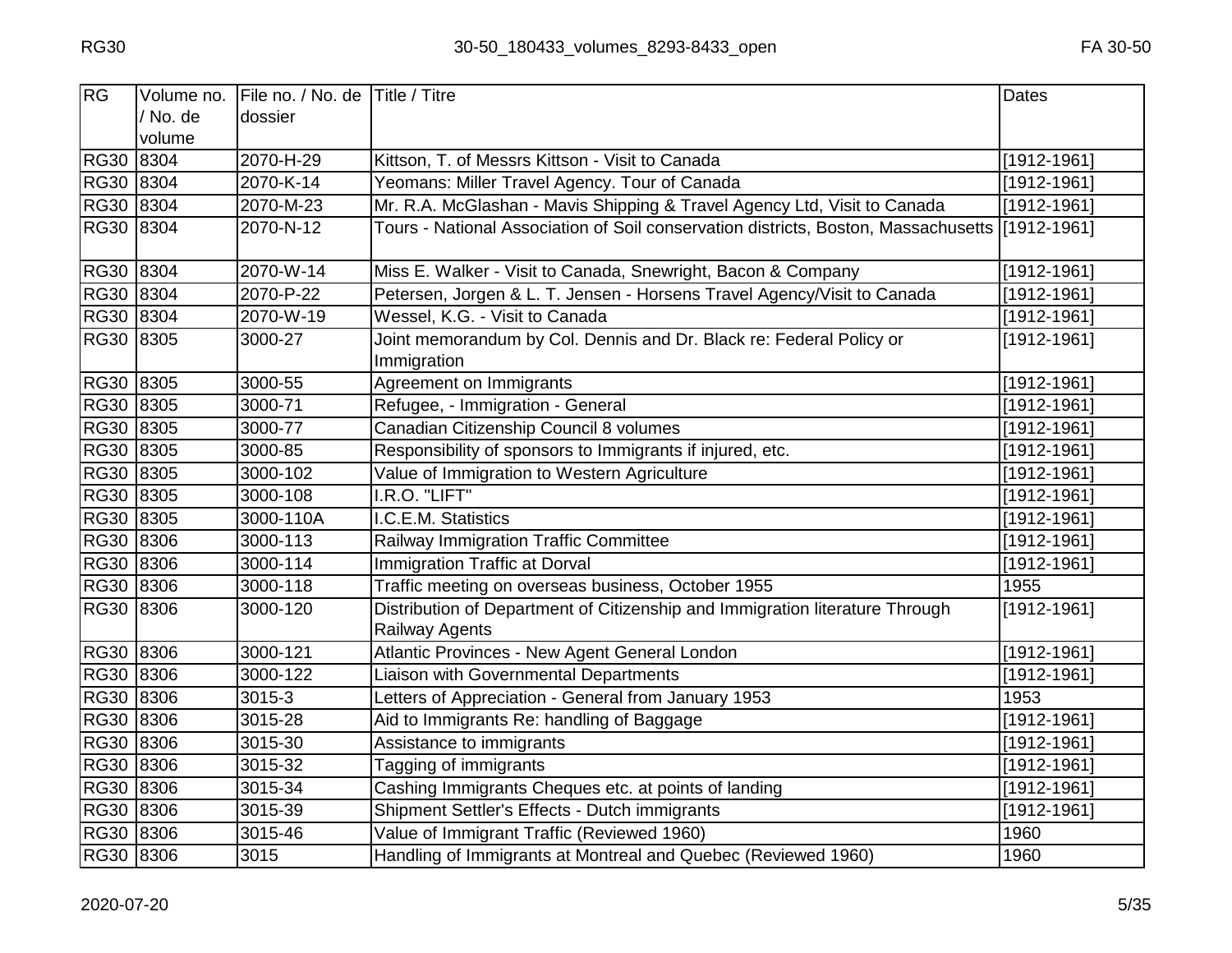| RG | Volume no. / No. de volume | File no. / No. de dossier | Title / Titre | Dates |
|---|---|---|---|---|
| RG30 | 8304 | 2070-H-29 | Kittson, T. of Messrs Kittson - Visit to Canada | [1912-1961] |
| RG30 | 8304 | 2070-K-14 | Yeomans: Miller Travel Agency. Tour of Canada | [1912-1961] |
| RG30 | 8304 | 2070-M-23 | Mr. R.A. McGlashan - Mavis Shipping & Travel Agency Ltd, Visit to Canada | [1912-1961] |
| RG30 | 8304 | 2070-N-12 | Tours - National Association of Soil conservation districts, Boston, Massachusetts | [1912-1961] |
| RG30 | 8304 | 2070-W-14 | Miss E. Walker - Visit to Canada, Snewright, Bacon & Company | [1912-1961] |
| RG30 | 8304 | 2070-P-22 | Petersen, Jorgen & L. T. Jensen - Horsens Travel Agency/Visit to Canada | [1912-1961] |
| RG30 | 8304 | 2070-W-19 | Wessel, K.G. - Visit to Canada | [1912-1961] |
| RG30 | 8305 | 3000-27 | Joint memorandum by Col. Dennis and Dr. Black re: Federal Policy or Immigration | [1912-1961] |
| RG30 | 8305 | 3000-55 | Agreement on Immigrants | [1912-1961] |
| RG30 | 8305 | 3000-71 | Refugee, - Immigration - General | [1912-1961] |
| RG30 | 8305 | 3000-77 | Canadian Citizenship Council 8 volumes | [1912-1961] |
| RG30 | 8305 | 3000-85 | Responsibility of sponsors to Immigrants if injured, etc. | [1912-1961] |
| RG30 | 8305 | 3000-102 | Value of Immigration to Western Agriculture | [1912-1961] |
| RG30 | 8305 | 3000-108 | I.R.O. "LIFT" | [1912-1961] |
| RG30 | 8305 | 3000-110A | I.C.E.M. Statistics | [1912-1961] |
| RG30 | 8306 | 3000-113 | Railway Immigration Traffic Committee | [1912-1961] |
| RG30 | 8306 | 3000-114 | Immigration Traffic at Dorval | [1912-1961] |
| RG30 | 8306 | 3000-118 | Traffic meeting on overseas business, October 1955 | 1955 |
| RG30 | 8306 | 3000-120 | Distribution of Department of Citizenship and Immigration literature Through Railway Agents | [1912-1961] |
| RG30 | 8306 | 3000-121 | Atlantic Provinces - New Agent General London | [1912-1961] |
| RG30 | 8306 | 3000-122 | Liaison with Governmental Departments | [1912-1961] |
| RG30 | 8306 | 3015-3 | Letters of Appreciation - General from January 1953 | 1953 |
| RG30 | 8306 | 3015-28 | Aid to Immigrants Re: handling of Baggage | [1912-1961] |
| RG30 | 8306 | 3015-30 | Assistance to immigrants | [1912-1961] |
| RG30 | 8306 | 3015-32 | Tagging of immigrants | [1912-1961] |
| RG30 | 8306 | 3015-34 | Cashing Immigrants Cheques etc. at points of landing | [1912-1961] |
| RG30 | 8306 | 3015-39 | Shipment Settler's Effects - Dutch immigrants | [1912-1961] |
| RG30 | 8306 | 3015-46 | Value of Immigrant Traffic (Reviewed 1960) | 1960 |
| RG30 | 8306 | 3015 | Handling of Immigrants at Montreal and Quebec (Reviewed 1960) | 1960 |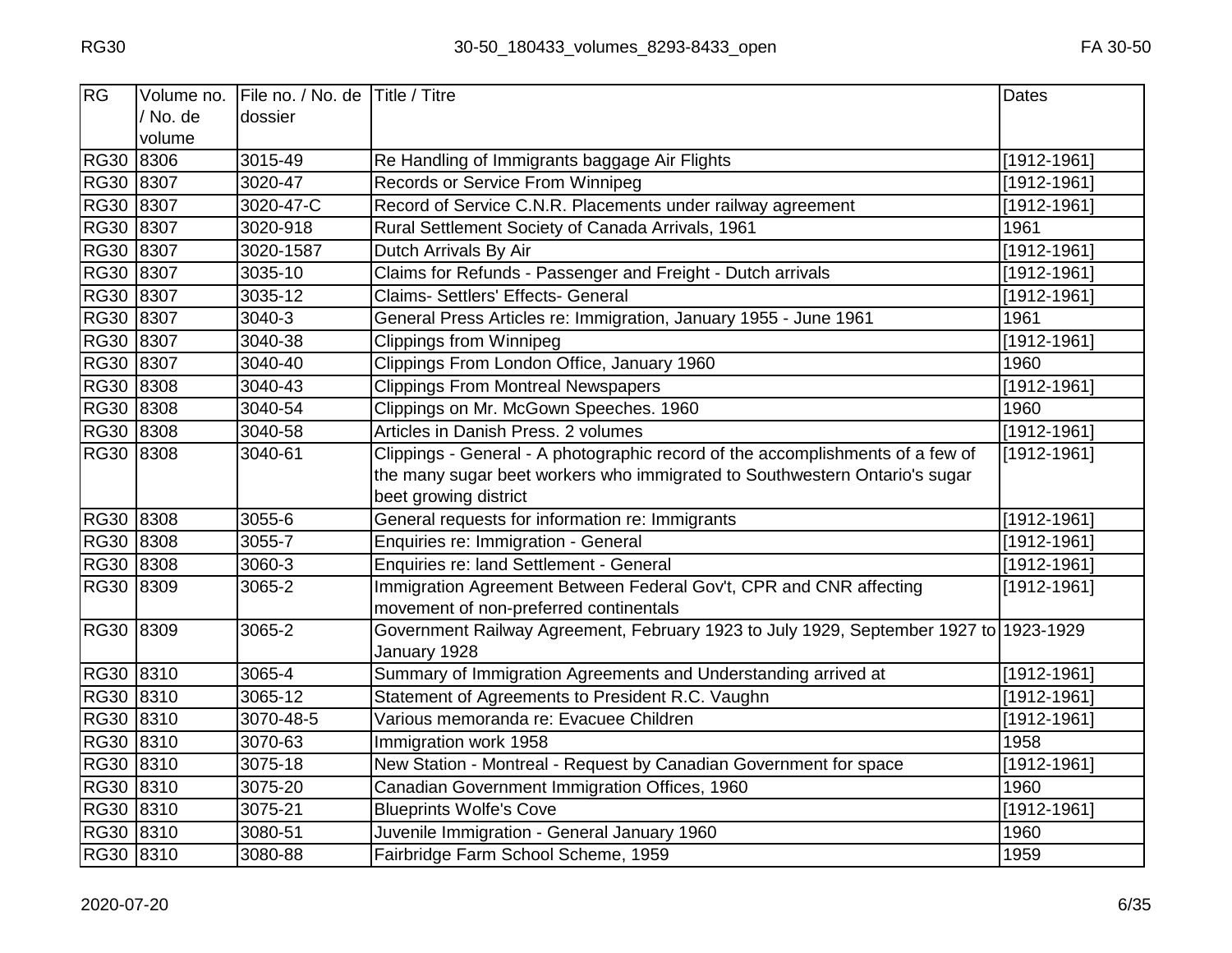| RG | Volume no. / No. de volume | File no. / No. de dossier | Title / Titre | Dates |
|---|---|---|---|---|
| RG30 | 8306 | 3015-49 | Re Handling of Immigrants baggage Air Flights | [1912-1961] |
| RG30 | 8307 | 3020-47 | Records or Service From Winnipeg | [1912-1961] |
| RG30 | 8307 | 3020-47-C | Record of Service C.N.R. Placements under railway agreement | [1912-1961] |
| RG30 | 8307 | 3020-918 | Rural Settlement Society of Canada Arrivals, 1961 | 1961 |
| RG30 | 8307 | 3020-1587 | Dutch Arrivals By Air | [1912-1961] |
| RG30 | 8307 | 3035-10 | Claims for Refunds - Passenger and Freight - Dutch arrivals | [1912-1961] |
| RG30 | 8307 | 3035-12 | Claims- Settlers' Effects- General | [1912-1961] |
| RG30 | 8307 | 3040-3 | General Press Articles re: Immigration, January 1955 - June 1961 | 1961 |
| RG30 | 8307 | 3040-38 | Clippings from Winnipeg | [1912-1961] |
| RG30 | 8307 | 3040-40 | Clippings From London Office, January 1960 | 1960 |
| RG30 | 8308 | 3040-43 | Clippings From Montreal Newspapers | [1912-1961] |
| RG30 | 8308 | 3040-54 | Clippings on Mr. McGown Speeches. 1960 | 1960 |
| RG30 | 8308 | 3040-58 | Articles in Danish Press. 2 volumes | [1912-1961] |
| RG30 | 8308 | 3040-61 | Clippings - General - A photographic record of the accomplishments of a few of the many sugar beet workers who immigrated to Southwestern Ontario's sugar beet growing district | [1912-1961] |
| RG30 | 8308 | 3055-6 | General requests for information re: Immigrants | [1912-1961] |
| RG30 | 8308 | 3055-7 | Enquiries re: Immigration - General | [1912-1961] |
| RG30 | 8308 | 3060-3 | Enquiries re: land Settlement - General | [1912-1961] |
| RG30 | 8309 | 3065-2 | Immigration Agreement Between Federal Gov't, CPR and CNR affecting movement of non-preferred continentals | [1912-1961] |
| RG30 | 8309 | 3065-2 | Government Railway Agreement, February 1923 to July 1929, September 1927 to January 1928 | 1923-1929 |
| RG30 | 8310 | 3065-4 | Summary of Immigration Agreements and Understanding arrived at | [1912-1961] |
| RG30 | 8310 | 3065-12 | Statement of Agreements to President R.C. Vaughn | [1912-1961] |
| RG30 | 8310 | 3070-48-5 | Various memoranda re: Evacuee Children | [1912-1961] |
| RG30 | 8310 | 3070-63 | Immigration work 1958 | 1958 |
| RG30 | 8310 | 3075-18 | New Station - Montreal - Request by Canadian Government for space | [1912-1961] |
| RG30 | 8310 | 3075-20 | Canadian Government Immigration Offices, 1960 | 1960 |
| RG30 | 8310 | 3075-21 | Blueprints Wolfe's Cove | [1912-1961] |
| RG30 | 8310 | 3080-51 | Juvenile Immigration - General January 1960 | 1960 |
| RG30 | 8310 | 3080-88 | Fairbridge Farm School Scheme, 1959 | 1959 |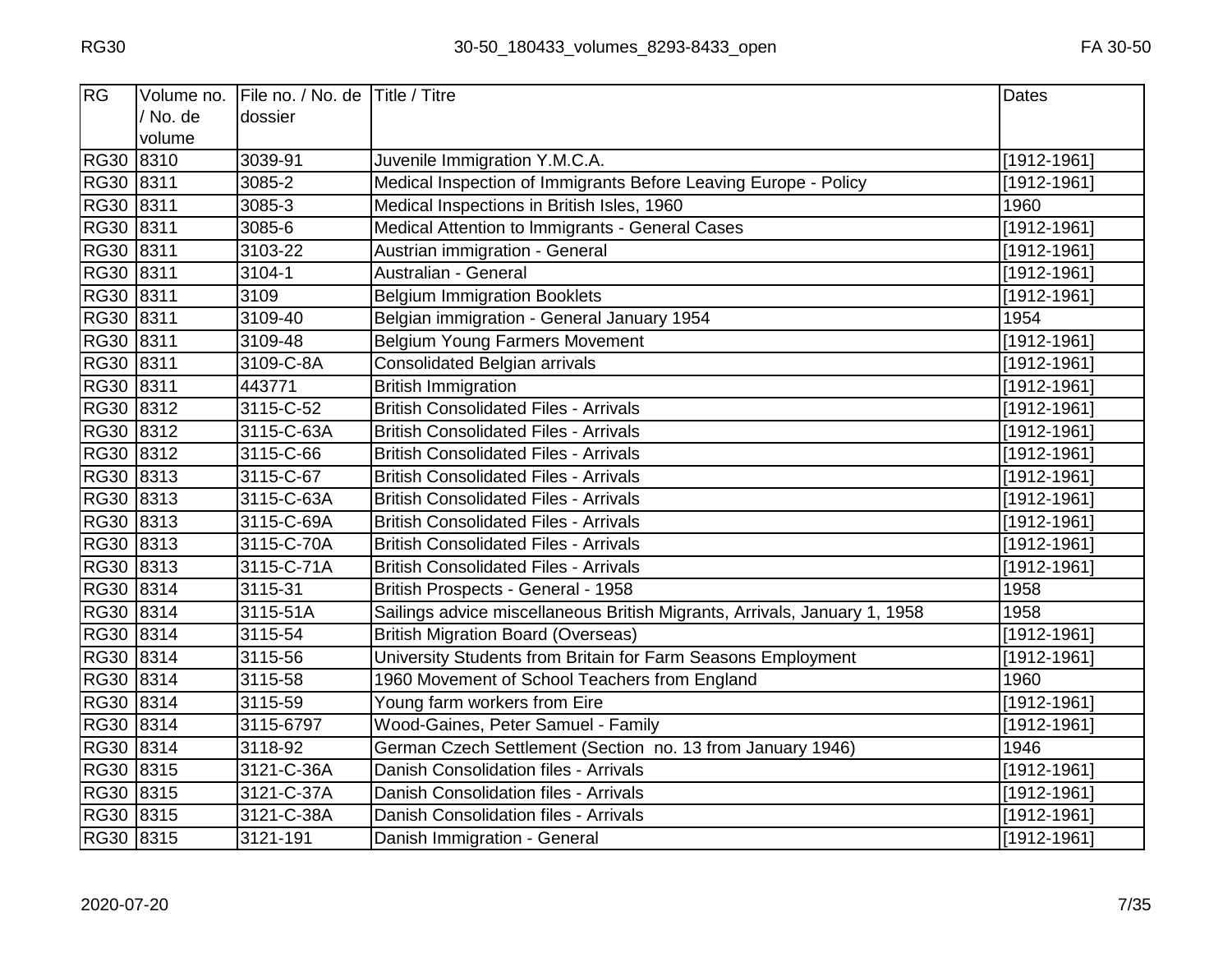| RG | Volume no. / No. de volume | File no. / No. de dossier | Title / Titre | Dates |
|---|---|---|---|---|
| RG30 | 8310 | 3039-91 | Juvenile Immigration Y.M.C.A. | [1912-1961] |
| RG30 | 8311 | 3085-2 | Medical Inspection of Immigrants Before Leaving Europe - Policy | [1912-1961] |
| RG30 | 8311 | 3085-3 | Medical Inspections in British Isles, 1960 | 1960 |
| RG30 | 8311 | 3085-6 | Medical Attention to Immigrants - General Cases | [1912-1961] |
| RG30 | 8311 | 3103-22 | Austrian immigration - General | [1912-1961] |
| RG30 | 8311 | 3104-1 | Australian - General | [1912-1961] |
| RG30 | 8311 | 3109 | Belgium Immigration Booklets | [1912-1961] |
| RG30 | 8311 | 3109-40 | Belgian immigration - General January 1954 | 1954 |
| RG30 | 8311 | 3109-48 | Belgium Young Farmers Movement | [1912-1961] |
| RG30 | 8311 | 3109-C-8A | Consolidated Belgian arrivals | [1912-1961] |
| RG30 | 8311 | 443771 | British Immigration | [1912-1961] |
| RG30 | 8312 | 3115-C-52 | British Consolidated Files - Arrivals | [1912-1961] |
| RG30 | 8312 | 3115-C-63A | British Consolidated Files - Arrivals | [1912-1961] |
| RG30 | 8312 | 3115-C-66 | British Consolidated Files - Arrivals | [1912-1961] |
| RG30 | 8313 | 3115-C-67 | British Consolidated Files - Arrivals | [1912-1961] |
| RG30 | 8313 | 3115-C-63A | British Consolidated Files - Arrivals | [1912-1961] |
| RG30 | 8313 | 3115-C-69A | British Consolidated Files - Arrivals | [1912-1961] |
| RG30 | 8313 | 3115-C-70A | British Consolidated Files - Arrivals | [1912-1961] |
| RG30 | 8313 | 3115-C-71A | British Consolidated Files - Arrivals | [1912-1961] |
| RG30 | 8314 | 3115-31 | British Prospects - General - 1958 | 1958 |
| RG30 | 8314 | 3115-51A | Sailings advice miscellaneous British Migrants, Arrivals, January 1, 1958 | 1958 |
| RG30 | 8314 | 3115-54 | British Migration Board (Overseas) | [1912-1961] |
| RG30 | 8314 | 3115-56 | University Students from Britain for Farm Seasons Employment | [1912-1961] |
| RG30 | 8314 | 3115-58 | 1960 Movement of School Teachers from England | 1960 |
| RG30 | 8314 | 3115-59 | Young farm workers from Eire | [1912-1961] |
| RG30 | 8314 | 3115-6797 | Wood-Gaines, Peter Samuel - Family | [1912-1961] |
| RG30 | 8314 | 3118-92 | German Czech Settlement (Section no. 13 from January 1946) | 1946 |
| RG30 | 8315 | 3121-C-36A | Danish Consolidation files - Arrivals | [1912-1961] |
| RG30 | 8315 | 3121-C-37A | Danish Consolidation files - Arrivals | [1912-1961] |
| RG30 | 8315 | 3121-C-38A | Danish Consolidation files - Arrivals | [1912-1961] |
| RG30 | 8315 | 3121-191 | Danish Immigration - General | [1912-1961] |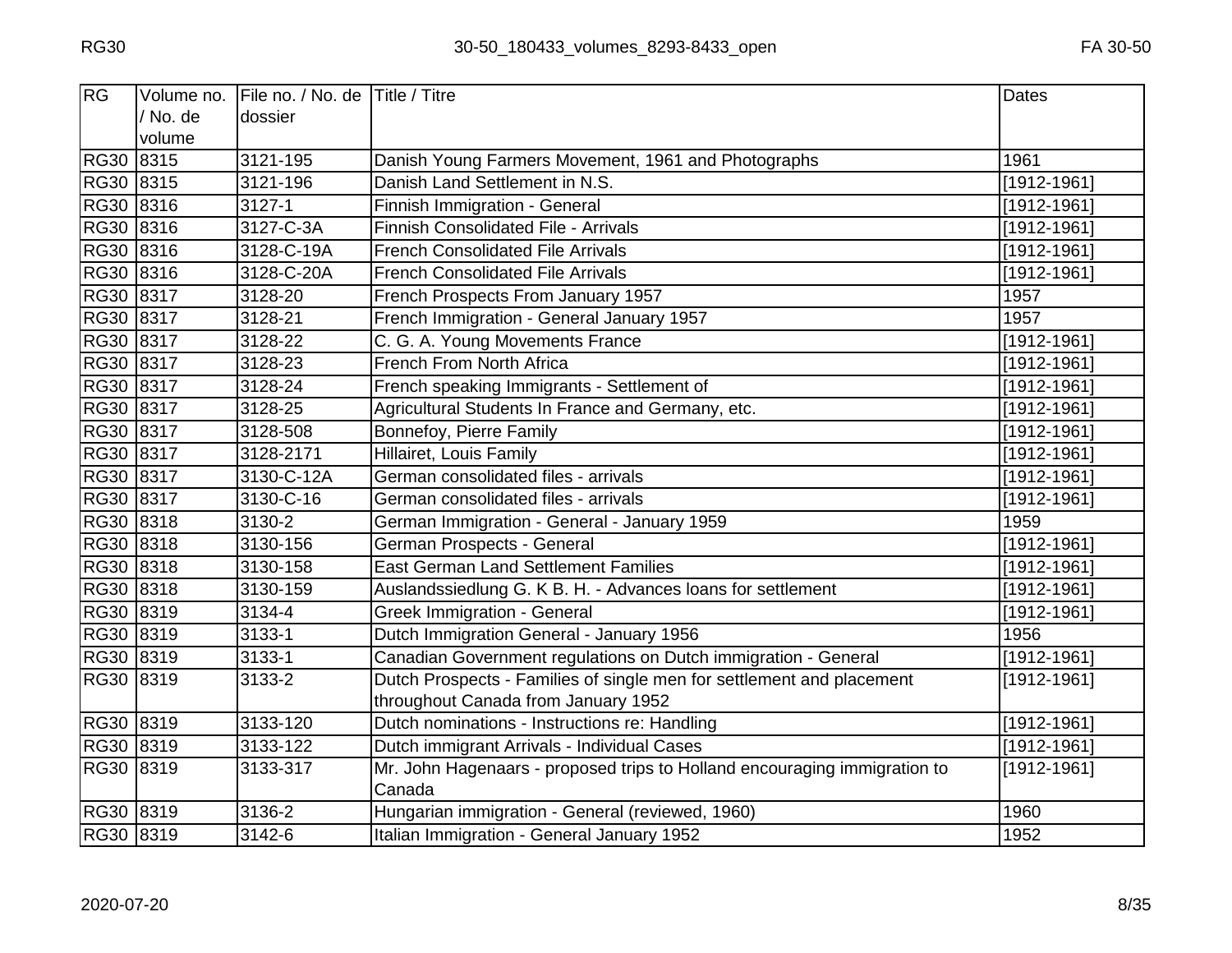| RG | Volume no. / No. de volume | File no. / No. de dossier | Title / Titre | Dates |
|---|---|---|---|---|
| RG30 | 8315 | 3121-195 | Danish Young Farmers Movement, 1961 and Photographs | 1961 |
| RG30 | 8315 | 3121-196 | Danish Land Settlement in N.S. | [1912-1961] |
| RG30 | 8316 | 3127-1 | Finnish Immigration - General | [1912-1961] |
| RG30 | 8316 | 3127-C-3A | Finnish Consolidated File - Arrivals | [1912-1961] |
| RG30 | 8316 | 3128-C-19A | French Consolidated File Arrivals | [1912-1961] |
| RG30 | 8316 | 3128-C-20A | French Consolidated File Arrivals | [1912-1961] |
| RG30 | 8317 | 3128-20 | French Prospects From January 1957 | 1957 |
| RG30 | 8317 | 3128-21 | French Immigration - General January 1957 | 1957 |
| RG30 | 8317 | 3128-22 | C. G. A. Young Movements France | [1912-1961] |
| RG30 | 8317 | 3128-23 | French From North Africa | [1912-1961] |
| RG30 | 8317 | 3128-24 | French speaking Immigrants - Settlement of | [1912-1961] |
| RG30 | 8317 | 3128-25 | Agricultural Students In France and Germany, etc. | [1912-1961] |
| RG30 | 8317 | 3128-508 | Bonnefoy, Pierre Family | [1912-1961] |
| RG30 | 8317 | 3128-2171 | Hillairet, Louis Family | [1912-1961] |
| RG30 | 8317 | 3130-C-12A | German consolidated files - arrivals | [1912-1961] |
| RG30 | 8317 | 3130-C-16 | German consolidated files - arrivals | [1912-1961] |
| RG30 | 8318 | 3130-2 | German Immigration - General - January 1959 | 1959 |
| RG30 | 8318 | 3130-156 | German Prospects - General | [1912-1961] |
| RG30 | 8318 | 3130-158 | East German Land Settlement Families | [1912-1961] |
| RG30 | 8318 | 3130-159 | Auslandssiedlung G. K B. H. - Advances loans for settlement | [1912-1961] |
| RG30 | 8319 | 3134-4 | Greek Immigration - General | [1912-1961] |
| RG30 | 8319 | 3133-1 | Dutch Immigration General - January 1956 | 1956 |
| RG30 | 8319 | 3133-1 | Canadian Government regulations on Dutch immigration - General | [1912-1961] |
| RG30 | 8319 | 3133-2 | Dutch Prospects - Families of single men for settlement and placement throughout Canada from January 1952 | [1912-1961] |
| RG30 | 8319 | 3133-120 | Dutch nominations - Instructions re: Handling | [1912-1961] |
| RG30 | 8319 | 3133-122 | Dutch immigrant Arrivals - Individual Cases | [1912-1961] |
| RG30 | 8319 | 3133-317 | Mr. John Hagenaars - proposed trips to Holland encouraging immigration to Canada | [1912-1961] |
| RG30 | 8319 | 3136-2 | Hungarian immigration - General (reviewed, 1960) | 1960 |
| RG30 | 8319 | 3142-6 | Italian Immigration - General January 1952 | 1952 |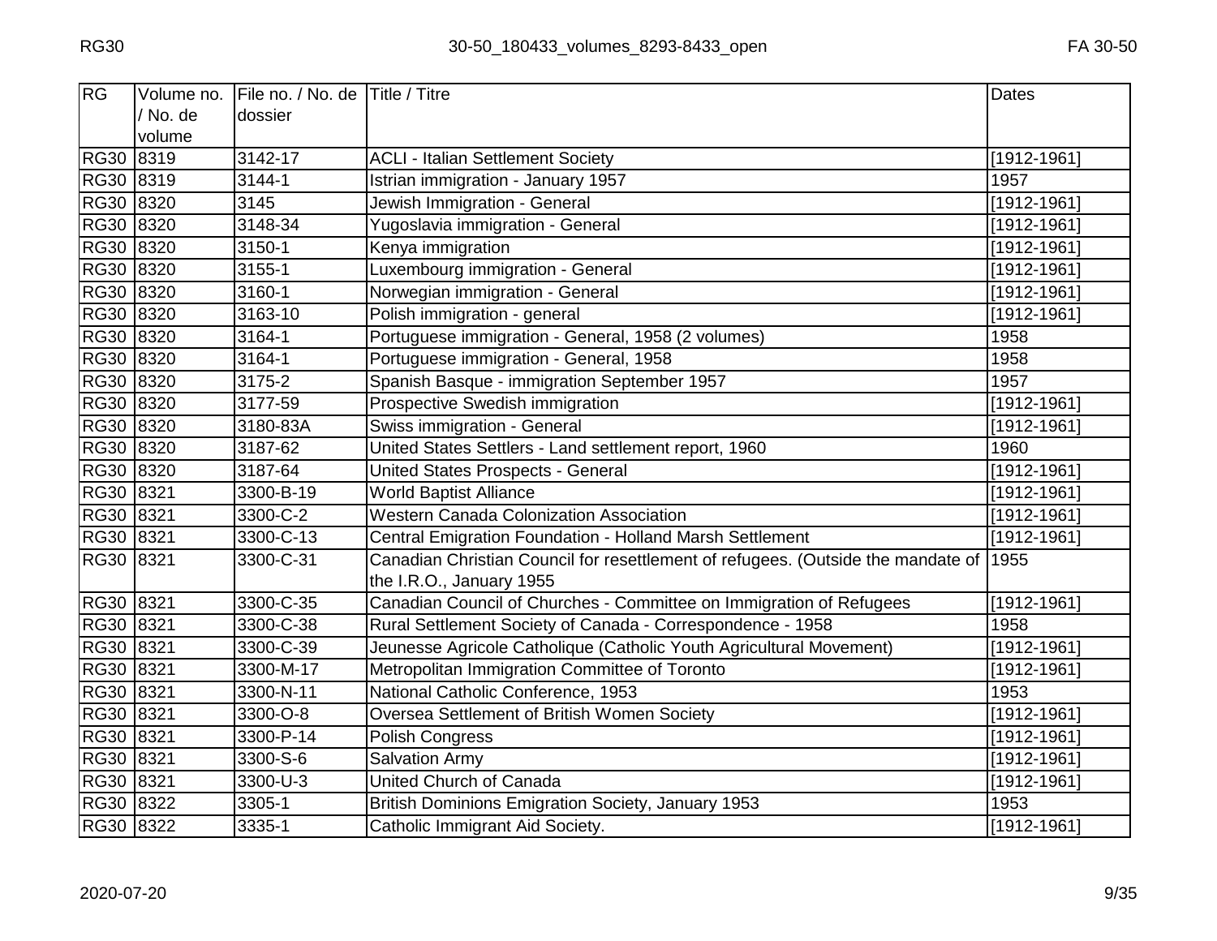| RG | Volume no. / No. de volume | File no. / No. de dossier | Title / Titre | Dates |
|---|---|---|---|---|
| RG30 | 8319 | 3142-17 | ACLI - Italian Settlement Society | [1912-1961] |
| RG30 | 8319 | 3144-1 | Istrian immigration - January 1957 | 1957 |
| RG30 | 8320 | 3145 | Jewish Immigration - General | [1912-1961] |
| RG30 | 8320 | 3148-34 | Yugoslavia immigration - General | [1912-1961] |
| RG30 | 8320 | 3150-1 | Kenya immigration | [1912-1961] |
| RG30 | 8320 | 3155-1 | Luxembourg immigration - General | [1912-1961] |
| RG30 | 8320 | 3160-1 | Norwegian immigration - General | [1912-1961] |
| RG30 | 8320 | 3163-10 | Polish immigration - general | [1912-1961] |
| RG30 | 8320 | 3164-1 | Portuguese immigration - General, 1958 (2 volumes) | 1958 |
| RG30 | 8320 | 3164-1 | Portuguese immigration - General, 1958 | 1958 |
| RG30 | 8320 | 3175-2 | Spanish Basque - immigration September 1957 | 1957 |
| RG30 | 8320 | 3177-59 | Prospective Swedish immigration | [1912-1961] |
| RG30 | 8320 | 3180-83A | Swiss immigration - General | [1912-1961] |
| RG30 | 8320 | 3187-62 | United States Settlers - Land settlement report, 1960 | 1960 |
| RG30 | 8320 | 3187-64 | United States Prospects - General | [1912-1961] |
| RG30 | 8321 | 3300-B-19 | World Baptist Alliance | [1912-1961] |
| RG30 | 8321 | 3300-C-2 | Western Canada Colonization Association | [1912-1961] |
| RG30 | 8321 | 3300-C-13 | Central Emigration Foundation - Holland Marsh Settlement | [1912-1961] |
| RG30 | 8321 | 3300-C-31 | Canadian Christian Council for resettlement of refugees. (Outside the mandate of the I.R.O., January 1955 | 1955 |
| RG30 | 8321 | 3300-C-35 | Canadian Council of Churches - Committee on Immigration of Refugees | [1912-1961] |
| RG30 | 8321 | 3300-C-38 | Rural Settlement Society of Canada - Correspondence - 1958 | 1958 |
| RG30 | 8321 | 3300-C-39 | Jeunesse Agricole Catholique (Catholic Youth Agricultural Movement) | [1912-1961] |
| RG30 | 8321 | 3300-M-17 | Metropolitan Immigration Committee of Toronto | [1912-1961] |
| RG30 | 8321 | 3300-N-11 | National Catholic Conference, 1953 | 1953 |
| RG30 | 8321 | 3300-O-8 | Oversea Settlement of British Women Society | [1912-1961] |
| RG30 | 8321 | 3300-P-14 | Polish Congress | [1912-1961] |
| RG30 | 8321 | 3300-S-6 | Salvation Army | [1912-1961] |
| RG30 | 8321 | 3300-U-3 | United Church of Canada | [1912-1961] |
| RG30 | 8322 | 3305-1 | British Dominions Emigration Society, January 1953 | 1953 |
| RG30 | 8322 | 3335-1 | Catholic Immigrant Aid Society. | [1912-1961] |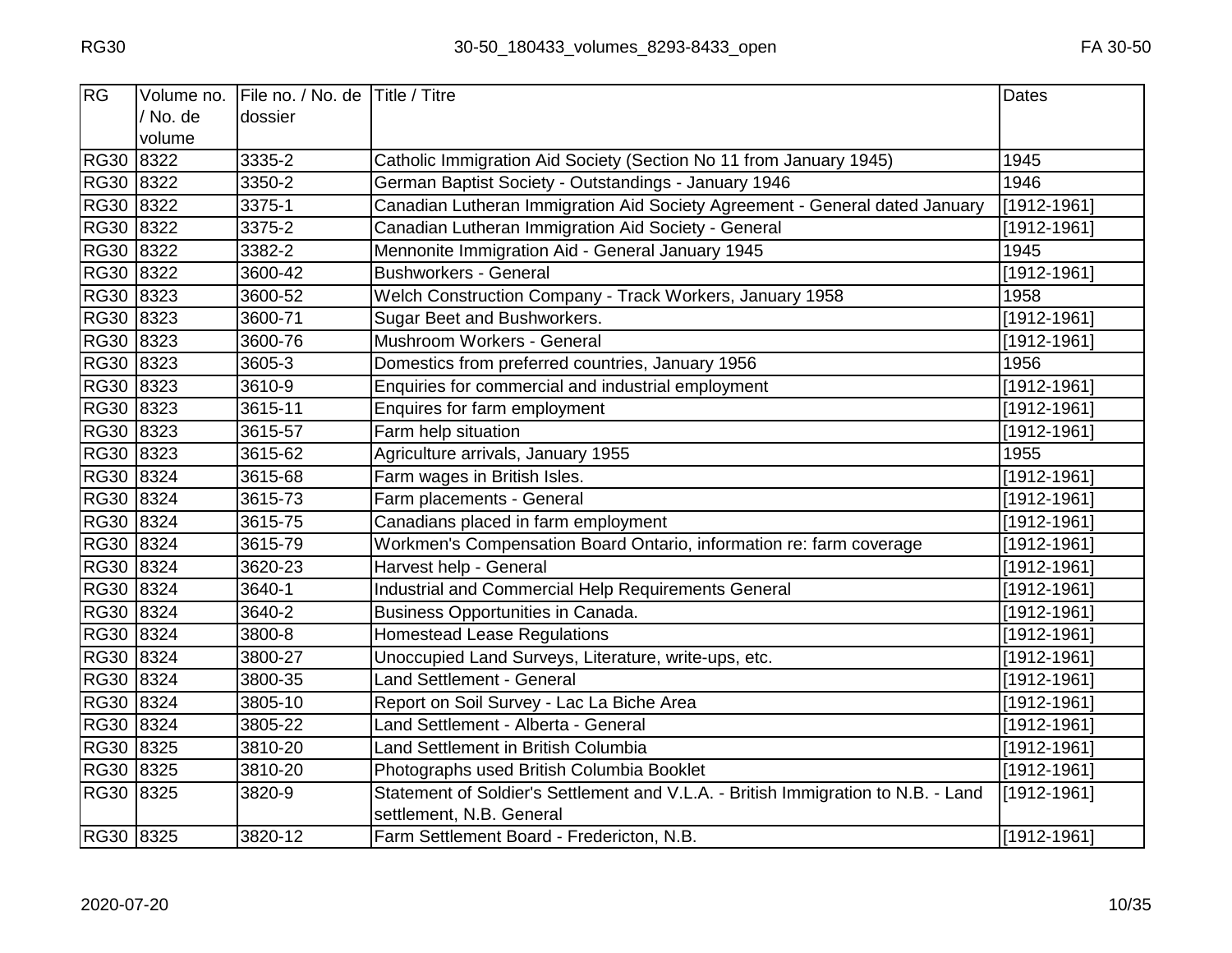| RG | Volume no. / No. de volume | File no. / No. de dossier | Title / Titre | Dates |
|---|---|---|---|---|
| RG30 | 8322 | 3335-2 | Catholic Immigration Aid Society (Section No 11 from January 1945) | 1945 |
| RG30 | 8322 | 3350-2 | German Baptist Society - Outstandings - January 1946 | 1946 |
| RG30 | 8322 | 3375-1 | Canadian Lutheran Immigration Aid Society Agreement - General dated January | [1912-1961] |
| RG30 | 8322 | 3375-2 | Canadian Lutheran Immigration Aid Society - General | [1912-1961] |
| RG30 | 8322 | 3382-2 | Mennonite Immigration Aid - General January 1945 | 1945 |
| RG30 | 8322 | 3600-42 | Bushworkers - General | [1912-1961] |
| RG30 | 8323 | 3600-52 | Welch Construction Company - Track Workers, January 1958 | 1958 |
| RG30 | 8323 | 3600-71 | Sugar Beet and Bushworkers. | [1912-1961] |
| RG30 | 8323 | 3600-76 | Mushroom Workers - General | [1912-1961] |
| RG30 | 8323 | 3605-3 | Domestics from preferred countries, January 1956 | 1956 |
| RG30 | 8323 | 3610-9 | Enquiries for commercial and industrial employment | [1912-1961] |
| RG30 | 8323 | 3615-11 | Enquires for farm employment | [1912-1961] |
| RG30 | 8323 | 3615-57 | Farm help situation | [1912-1961] |
| RG30 | 8323 | 3615-62 | Agriculture arrivals, January 1955 | 1955 |
| RG30 | 8324 | 3615-68 | Farm wages in British Isles. | [1912-1961] |
| RG30 | 8324 | 3615-73 | Farm placements - General | [1912-1961] |
| RG30 | 8324 | 3615-75 | Canadians placed in farm employment | [1912-1961] |
| RG30 | 8324 | 3615-79 | Workmen's Compensation Board Ontario, information re: farm coverage | [1912-1961] |
| RG30 | 8324 | 3620-23 | Harvest help - General | [1912-1961] |
| RG30 | 8324 | 3640-1 | Industrial and Commercial Help Requirements General | [1912-1961] |
| RG30 | 8324 | 3640-2 | Business Opportunities in Canada. | [1912-1961] |
| RG30 | 8324 | 3800-8 | Homestead Lease Regulations | [1912-1961] |
| RG30 | 8324 | 3800-27 | Unoccupied Land Surveys, Literature, write-ups, etc. | [1912-1961] |
| RG30 | 8324 | 3800-35 | Land Settlement - General | [1912-1961] |
| RG30 | 8324 | 3805-10 | Report on Soil Survey - Lac La Biche Area | [1912-1961] |
| RG30 | 8324 | 3805-22 | Land Settlement - Alberta - General | [1912-1961] |
| RG30 | 8325 | 3810-20 | Land Settlement in British Columbia | [1912-1961] |
| RG30 | 8325 | 3810-20 | Photographs used British Columbia Booklet | [1912-1961] |
| RG30 | 8325 | 3820-9 | Statement of Soldier's Settlement and V.L.A. - British Immigration to N.B. - Land settlement, N.B. General | [1912-1961] |
| RG30 | 8325 | 3820-12 | Farm Settlement Board - Fredericton, N.B. | [1912-1961] |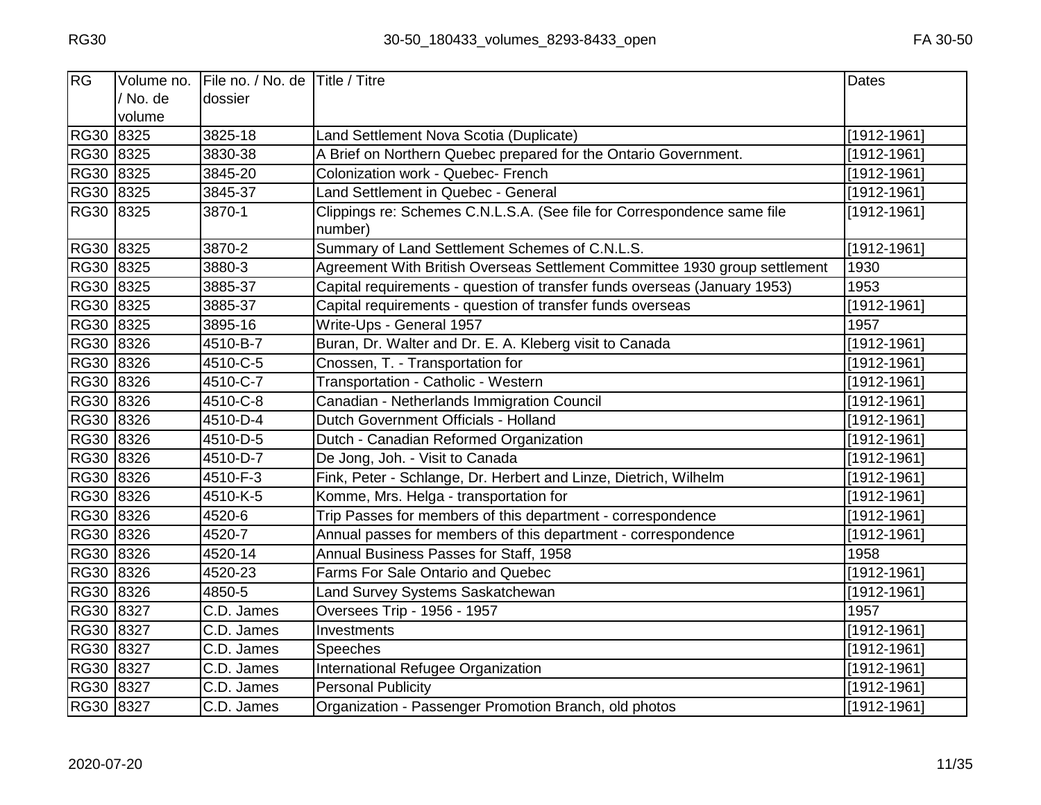| RG | Volume no. / No. de volume | File no. / No. de dossier | Title / Titre | Dates |
|---|---|---|---|---|
| RG30 | 8325 | 3825-18 | Land Settlement Nova Scotia (Duplicate) | [1912-1961] |
| RG30 | 8325 | 3830-38 | A Brief on Northern Quebec prepared for the Ontario Government. | [1912-1961] |
| RG30 | 8325 | 3845-20 | Colonization work - Quebec- French | [1912-1961] |
| RG30 | 8325 | 3845-37 | Land Settlement in Quebec - General | [1912-1961] |
| RG30 | 8325 | 3870-1 | Clippings re: Schemes C.N.L.S.A. (See file for Correspondence same file number) | [1912-1961] |
| RG30 | 8325 | 3870-2 | Summary of Land Settlement Schemes of C.N.L.S. | [1912-1961] |
| RG30 | 8325 | 3880-3 | Agreement With British Overseas Settlement Committee 1930 group settlement | 1930 |
| RG30 | 8325 | 3885-37 | Capital requirements - question of transfer funds overseas (January 1953) | 1953 |
| RG30 | 8325 | 3885-37 | Capital requirements - question of transfer funds overseas | [1912-1961] |
| RG30 | 8325 | 3895-16 | Write-Ups - General 1957 | 1957 |
| RG30 | 8326 | 4510-B-7 | Buran, Dr. Walter and Dr. E. A. Kleberg visit to Canada | [1912-1961] |
| RG30 | 8326 | 4510-C-5 | Cnossen, T. - Transportation for | [1912-1961] |
| RG30 | 8326 | 4510-C-7 | Transportation - Catholic - Western | [1912-1961] |
| RG30 | 8326 | 4510-C-8 | Canadian - Netherlands Immigration Council | [1912-1961] |
| RG30 | 8326 | 4510-D-4 | Dutch Government Officials - Holland | [1912-1961] |
| RG30 | 8326 | 4510-D-5 | Dutch - Canadian Reformed Organization | [1912-1961] |
| RG30 | 8326 | 4510-D-7 | De Jong, Joh. - Visit to Canada | [1912-1961] |
| RG30 | 8326 | 4510-F-3 | Fink, Peter - Schlange, Dr. Herbert and Linze, Dietrich, Wilhelm | [1912-1961] |
| RG30 | 8326 | 4510-K-5 | Komme, Mrs. Helga - transportation for | [1912-1961] |
| RG30 | 8326 | 4520-6 | Trip Passes for members of this department - correspondence | [1912-1961] |
| RG30 | 8326 | 4520-7 | Annual passes for members of this department - correspondence | [1912-1961] |
| RG30 | 8326 | 4520-14 | Annual Business Passes for Staff, 1958 | 1958 |
| RG30 | 8326 | 4520-23 | Farms For Sale Ontario and Quebec | [1912-1961] |
| RG30 | 8326 | 4850-5 | Land Survey Systems Saskatchewan | [1912-1961] |
| RG30 | 8327 | C.D. James | Oversees Trip - 1956 - 1957 | 1957 |
| RG30 | 8327 | C.D. James | Investments | [1912-1961] |
| RG30 | 8327 | C.D. James | Speeches | [1912-1961] |
| RG30 | 8327 | C.D. James | International Refugee Organization | [1912-1961] |
| RG30 | 8327 | C.D. James | Personal Publicity | [1912-1961] |
| RG30 | 8327 | C.D. James | Organization - Passenger Promotion Branch, old photos | [1912-1961] |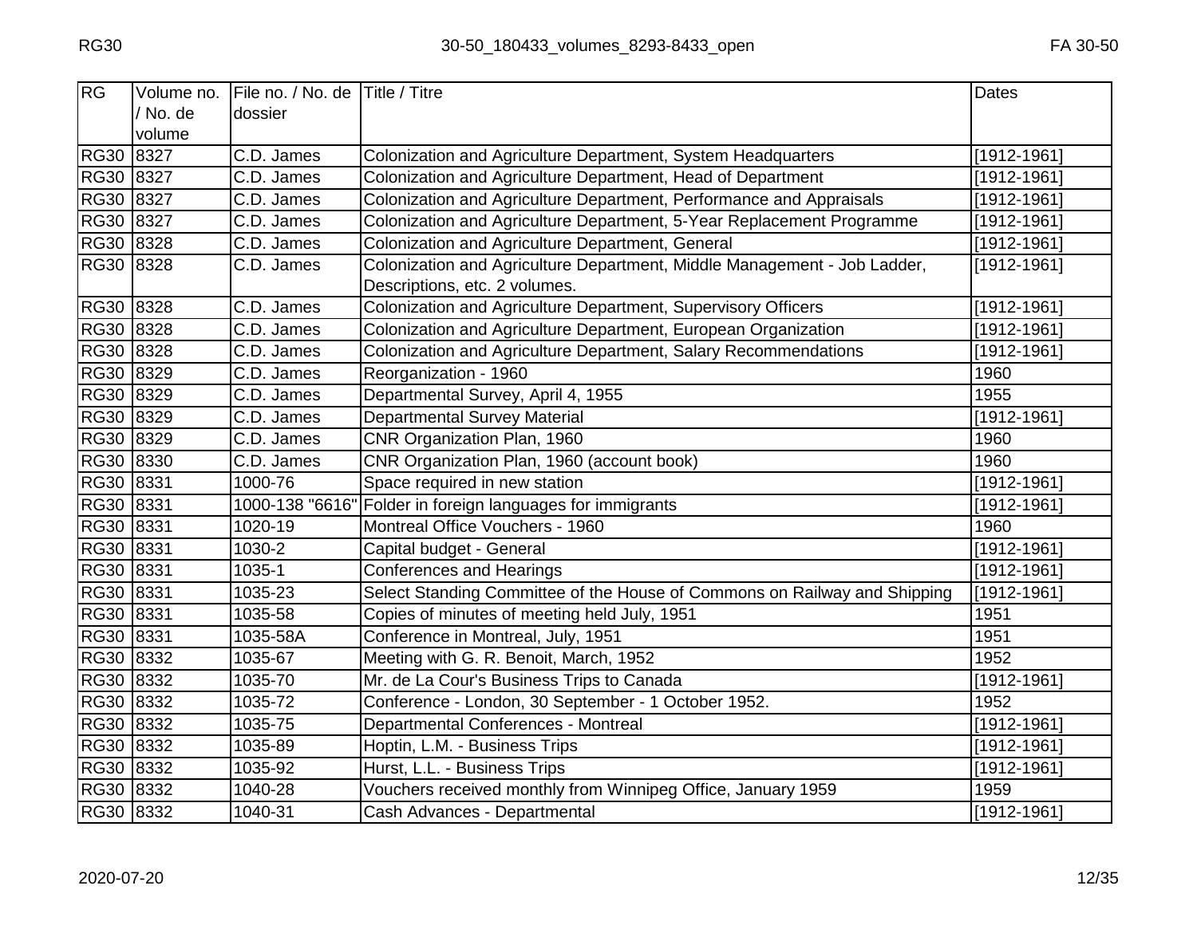| RG | Volume no. / No. de volume | File no. / No. de dossier | Title / Titre | Dates |
|---|---|---|---|---|
| RG30 | 8327 | C.D. James | Colonization and Agriculture Department, System Headquarters | [1912-1961] |
| RG30 | 8327 | C.D. James | Colonization and Agriculture Department, Head of Department | [1912-1961] |
| RG30 | 8327 | C.D. James | Colonization and Agriculture Department, Performance and Appraisals | [1912-1961] |
| RG30 | 8327 | C.D. James | Colonization and Agriculture Department, 5-Year Replacement Programme | [1912-1961] |
| RG30 | 8328 | C.D. James | Colonization and Agriculture Department, General | [1912-1961] |
| RG30 | 8328 | C.D. James | Colonization and Agriculture Department, Middle Management - Job Ladder, Descriptions, etc. 2 volumes. | [1912-1961] |
| RG30 | 8328 | C.D. James | Colonization and Agriculture Department, Supervisory Officers | [1912-1961] |
| RG30 | 8328 | C.D. James | Colonization and Agriculture Department, European Organization | [1912-1961] |
| RG30 | 8328 | C.D. James | Colonization and Agriculture Department, Salary Recommendations | [1912-1961] |
| RG30 | 8329 | C.D. James | Reorganization - 1960 | 1960 |
| RG30 | 8329 | C.D. James | Departmental Survey, April 4, 1955 | 1955 |
| RG30 | 8329 | C.D. James | Departmental Survey Material | [1912-1961] |
| RG30 | 8329 | C.D. James | CNR Organization Plan, 1960 | 1960 |
| RG30 | 8330 | C.D. James | CNR Organization Plan, 1960 (account book) | 1960 |
| RG30 | 8331 | 1000-76 | Space required in new station | [1912-1961] |
| RG30 | 8331 | 1000-138 "6616" | Folder in foreign languages for immigrants | [1912-1961] |
| RG30 | 8331 | 1020-19 | Montreal Office Vouchers - 1960 | 1960 |
| RG30 | 8331 | 1030-2 | Capital budget - General | [1912-1961] |
| RG30 | 8331 | 1035-1 | Conferences and Hearings | [1912-1961] |
| RG30 | 8331 | 1035-23 | Select Standing Committee of the House of Commons on Railway and Shipping | [1912-1961] |
| RG30 | 8331 | 1035-58 | Copies of minutes of meeting held July, 1951 | 1951 |
| RG30 | 8331 | 1035-58A | Conference in Montreal, July, 1951 | 1951 |
| RG30 | 8332 | 1035-67 | Meeting with G. R. Benoit, March, 1952 | 1952 |
| RG30 | 8332 | 1035-70 | Mr. de La Cour's Business Trips to Canada | [1912-1961] |
| RG30 | 8332 | 1035-72 | Conference - London, 30 September - 1 October 1952. | 1952 |
| RG30 | 8332 | 1035-75 | Departmental Conferences - Montreal | [1912-1961] |
| RG30 | 8332 | 1035-89 | Hoptin, L.M. - Business Trips | [1912-1961] |
| RG30 | 8332 | 1035-92 | Hurst, L.L. - Business Trips | [1912-1961] |
| RG30 | 8332 | 1040-28 | Vouchers received monthly from Winnipeg Office, January 1959 | 1959 |
| RG30 | 8332 | 1040-31 | Cash Advances - Departmental | [1912-1961] |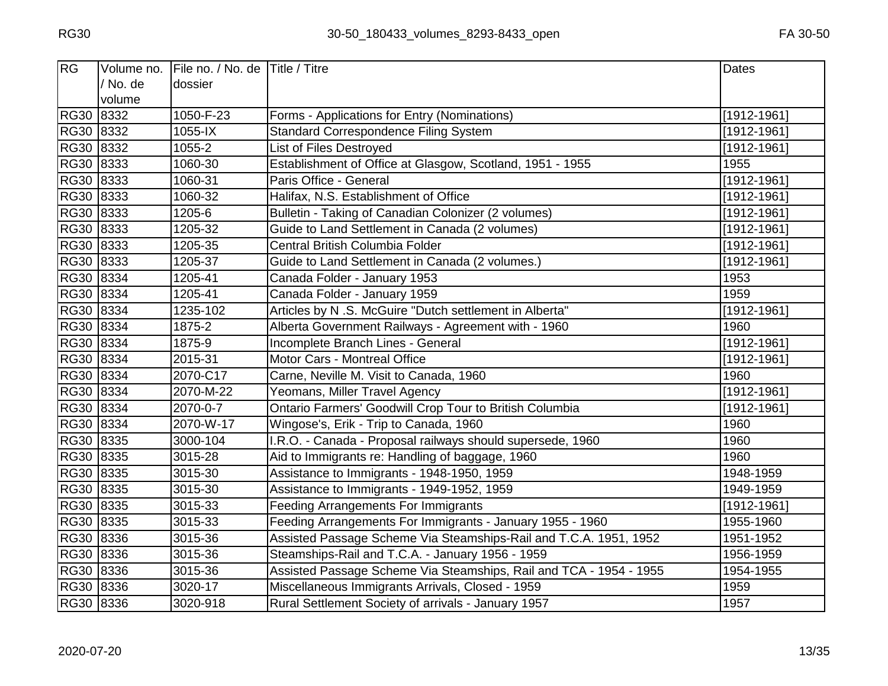| RG | Volume no. / No. de volume | File no. / No. de dossier | Title / Titre | Dates |
|---|---|---|---|---|
| RG30 | 8332 | 1050-F-23 | Forms - Applications for Entry (Nominations) | [1912-1961] |
| RG30 | 8332 | 1055-IX | Standard Correspondence Filing System | [1912-1961] |
| RG30 | 8332 | 1055-2 | List of Files Destroyed | [1912-1961] |
| RG30 | 8333 | 1060-30 | Establishment of Office at Glasgow, Scotland, 1951 - 1955 | 1955 |
| RG30 | 8333 | 1060-31 | Paris Office - General | [1912-1961] |
| RG30 | 8333 | 1060-32 | Halifax, N.S. Establishment of Office | [1912-1961] |
| RG30 | 8333 | 1205-6 | Bulletin - Taking of Canadian Colonizer (2 volumes) | [1912-1961] |
| RG30 | 8333 | 1205-32 | Guide to Land Settlement in Canada (2 volumes) | [1912-1961] |
| RG30 | 8333 | 1205-35 | Central British Columbia Folder | [1912-1961] |
| RG30 | 8333 | 1205-37 | Guide to Land Settlement in Canada (2 volumes.) | [1912-1961] |
| RG30 | 8334 | 1205-41 | Canada Folder - January 1953 | 1953 |
| RG30 | 8334 | 1205-41 | Canada Folder - January 1959 | 1959 |
| RG30 | 8334 | 1235-102 | Articles by N .S. McGuire "Dutch settlement in Alberta" | [1912-1961] |
| RG30 | 8334 | 1875-2 | Alberta Government Railways - Agreement with - 1960 | 1960 |
| RG30 | 8334 | 1875-9 | Incomplete Branch Lines - General | [1912-1961] |
| RG30 | 8334 | 2015-31 | Motor Cars - Montreal Office | [1912-1961] |
| RG30 | 8334 | 2070-C17 | Carne, Neville M. Visit to Canada, 1960 | 1960 |
| RG30 | 8334 | 2070-M-22 | Yeomans, Miller Travel Agency | [1912-1961] |
| RG30 | 8334 | 2070-0-7 | Ontario Farmers' Goodwill Crop Tour to British Columbia | [1912-1961] |
| RG30 | 8334 | 2070-W-17 | Wingose's, Erik - Trip to Canada, 1960 | 1960 |
| RG30 | 8335 | 3000-104 | I.R.O. - Canada - Proposal railways should supersede, 1960 | 1960 |
| RG30 | 8335 | 3015-28 | Aid to Immigrants re: Handling of baggage, 1960 | 1960 |
| RG30 | 8335 | 3015-30 | Assistance to Immigrants - 1948-1950, 1959 | 1948-1959 |
| RG30 | 8335 | 3015-30 | Assistance to Immigrants - 1949-1952, 1959 | 1949-1959 |
| RG30 | 8335 | 3015-33 | Feeding Arrangements For Immigrants | [1912-1961] |
| RG30 | 8335 | 3015-33 | Feeding Arrangements For Immigrants - January 1955 - 1960 | 1955-1960 |
| RG30 | 8336 | 3015-36 | Assisted Passage Scheme Via Steamships-Rail and T.C.A. 1951, 1952 | 1951-1952 |
| RG30 | 8336 | 3015-36 | Steamships-Rail and T.C.A. - January 1956 - 1959 | 1956-1959 |
| RG30 | 8336 | 3015-36 | Assisted Passage Scheme Via Steamships, Rail and TCA - 1954 - 1955 | 1954-1955 |
| RG30 | 8336 | 3020-17 | Miscellaneous Immigrants Arrivals, Closed - 1959 | 1959 |
| RG30 | 8336 | 3020-918 | Rural Settlement Society of arrivals - January 1957 | 1957 |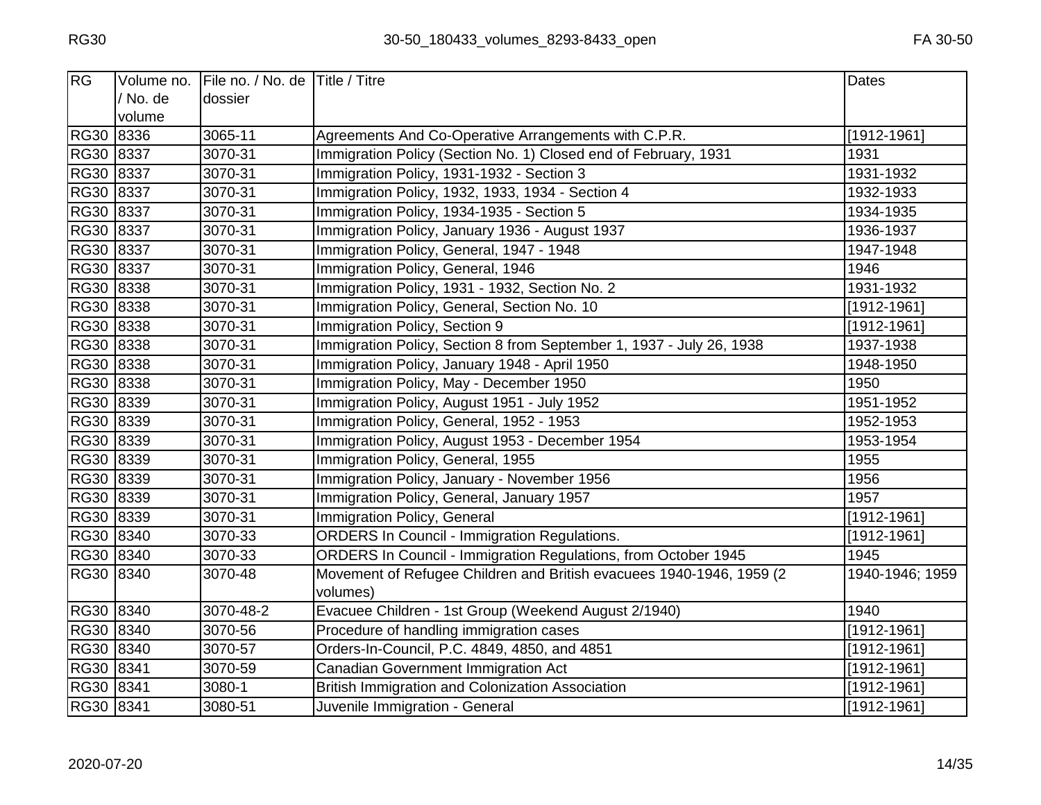| RG | Volume no. / No. de volume | File no. / No. de dossier | Title / Titre | Dates |
|---|---|---|---|---|
| RG30 | 8336 | 3065-11 | Agreements And Co-Operative Arrangements with C.P.R. | [1912-1961] |
| RG30 | 8337 | 3070-31 | Immigration Policy (Section No. 1) Closed end of February, 1931 | 1931 |
| RG30 | 8337 | 3070-31 | Immigration Policy, 1931-1932 - Section 3 | 1931-1932 |
| RG30 | 8337 | 3070-31 | Immigration Policy, 1932, 1933, 1934 - Section 4 | 1932-1933 |
| RG30 | 8337 | 3070-31 | Immigration Policy, 1934-1935 - Section 5 | 1934-1935 |
| RG30 | 8337 | 3070-31 | Immigration Policy, January 1936 - August 1937 | 1936-1937 |
| RG30 | 8337 | 3070-31 | Immigration Policy, General, 1947 - 1948 | 1947-1948 |
| RG30 | 8337 | 3070-31 | Immigration Policy, General, 1946 | 1946 |
| RG30 | 8338 | 3070-31 | Immigration Policy, 1931 - 1932, Section No. 2 | 1931-1932 |
| RG30 | 8338 | 3070-31 | Immigration Policy, General, Section No. 10 | [1912-1961] |
| RG30 | 8338 | 3070-31 | Immigration Policy, Section 9 | [1912-1961] |
| RG30 | 8338 | 3070-31 | Immigration Policy, Section 8 from September 1, 1937 - July 26, 1938 | 1937-1938 |
| RG30 | 8338 | 3070-31 | Immigration Policy, January 1948 - April 1950 | 1948-1950 |
| RG30 | 8338 | 3070-31 | Immigration Policy, May - December 1950 | 1950 |
| RG30 | 8339 | 3070-31 | Immigration Policy, August 1951 - July 1952 | 1951-1952 |
| RG30 | 8339 | 3070-31 | Immigration Policy, General, 1952 - 1953 | 1952-1953 |
| RG30 | 8339 | 3070-31 | Immigration Policy, August 1953 - December 1954 | 1953-1954 |
| RG30 | 8339 | 3070-31 | Immigration Policy, General, 1955 | 1955 |
| RG30 | 8339 | 3070-31 | Immigration Policy, January - November 1956 | 1956 |
| RG30 | 8339 | 3070-31 | Immigration Policy, General, January 1957 | 1957 |
| RG30 | 8339 | 3070-31 | Immigration Policy, General | [1912-1961] |
| RG30 | 8340 | 3070-33 | ORDERS In Council - Immigration Regulations. | [1912-1961] |
| RG30 | 8340 | 3070-33 | ORDERS In Council - Immigration Regulations, from October 1945 | 1945 |
| RG30 | 8340 | 3070-48 | Movement of Refugee Children and British evacuees 1940-1946, 1959 (2 volumes) | 1940-1946; 1959 |
| RG30 | 8340 | 3070-48-2 | Evacuee Children - 1st Group (Weekend August 2/1940) | 1940 |
| RG30 | 8340 | 3070-56 | Procedure of handling immigration cases | [1912-1961] |
| RG30 | 8340 | 3070-57 | Orders-In-Council, P.C. 4849, 4850, and 4851 | [1912-1961] |
| RG30 | 8341 | 3070-59 | Canadian Government Immigration Act | [1912-1961] |
| RG30 | 8341 | 3080-1 | British Immigration and Colonization Association | [1912-1961] |
| RG30 | 8341 | 3080-51 | Juvenile Immigration - General | [1912-1961] |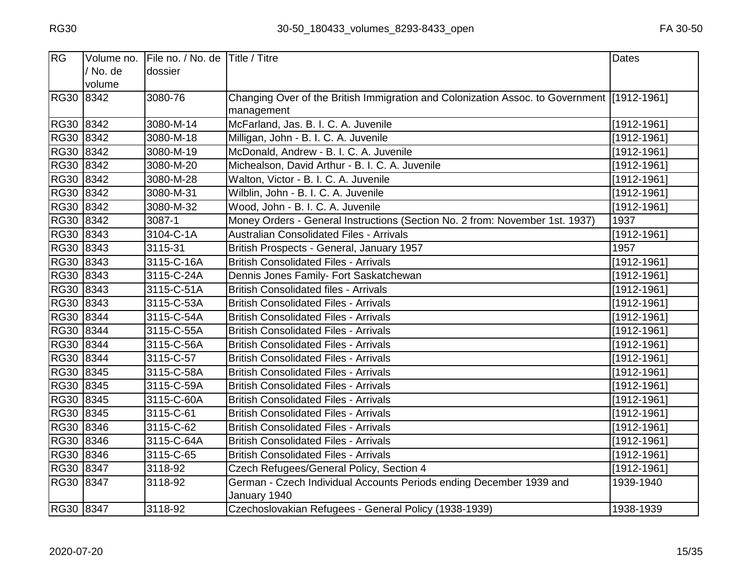| RG | Volume no. / No. de volume | File no. / No. de dossier | Title / Titre | Dates |
|---|---|---|---|---|
| RG30 | 8342 | 3080-76 | Changing Over of the British Immigration and Colonization Assoc. to Government management | [1912-1961] |
| RG30 | 8342 | 3080-M-14 | McFarland, Jas. B. I. C. A. Juvenile | [1912-1961] |
| RG30 | 8342 | 3080-M-18 | Milligan, John - B. I. C. A. Juvenile | [1912-1961] |
| RG30 | 8342 | 3080-M-19 | McDonald, Andrew - B. I. C. A. Juvenile | [1912-1961] |
| RG30 | 8342 | 3080-M-20 | Michealson, David Arthur - B. I. C. A. Juvenile | [1912-1961] |
| RG30 | 8342 | 3080-M-28 | Walton, Victor - B. I. C. A. Juvenile | [1912-1961] |
| RG30 | 8342 | 3080-M-31 | Wilblin, John - B. I. C. A. Juvenile | [1912-1961] |
| RG30 | 8342 | 3080-M-32 | Wood, John - B. I. C. A. Juvenile | [1912-1961] |
| RG30 | 8342 | 3087-1 | Money Orders - General Instructions (Section No. 2 from: November 1st. 1937) | 1937 |
| RG30 | 8343 | 3104-C-1A | Australian Consolidated Files - Arrivals | [1912-1961] |
| RG30 | 8343 | 3115-31 | British Prospects - General, January 1957 | 1957 |
| RG30 | 8343 | 3115-C-16A | British Consolidated Files - Arrivals | [1912-1961] |
| RG30 | 8343 | 3115-C-24A | Dennis Jones Family- Fort Saskatchewan | [1912-1961] |
| RG30 | 8343 | 3115-C-51A | British Consolidated files - Arrivals | [1912-1961] |
| RG30 | 8343 | 3115-C-53A | British Consolidated Files - Arrivals | [1912-1961] |
| RG30 | 8344 | 3115-C-54A | British Consolidated Files - Arrivals | [1912-1961] |
| RG30 | 8344 | 3115-C-55A | British Consolidated Files - Arrivals | [1912-1961] |
| RG30 | 8344 | 3115-C-56A | British Consolidated Files - Arrivals | [1912-1961] |
| RG30 | 8344 | 3115-C-57 | British Consolidated Files - Arrivals | [1912-1961] |
| RG30 | 8345 | 3115-C-58A | British Consolidated Files - Arrivals | [1912-1961] |
| RG30 | 8345 | 3115-C-59A | British Consolidated Files - Arrivals | [1912-1961] |
| RG30 | 8345 | 3115-C-60A | British Consolidated Files - Arrivals | [1912-1961] |
| RG30 | 8345 | 3115-C-61 | British Consolidated Files - Arrivals | [1912-1961] |
| RG30 | 8346 | 3115-C-62 | British Consolidated Files - Arrivals | [1912-1961] |
| RG30 | 8346 | 3115-C-64A | British Consolidated Files - Arrivals | [1912-1961] |
| RG30 | 8346 | 3115-C-65 | British Consolidated Files - Arrivals | [1912-1961] |
| RG30 | 8347 | 3118-92 | Czech Refugees/General Policy, Section 4 | [1912-1961] |
| RG30 | 8347 | 3118-92 | German - Czech Individual Accounts Periods ending December 1939 and January 1940 | 1939-1940 |
| RG30 | 8347 | 3118-92 | Czechoslovakian Refugees - General Policy (1938-1939) | 1938-1939 |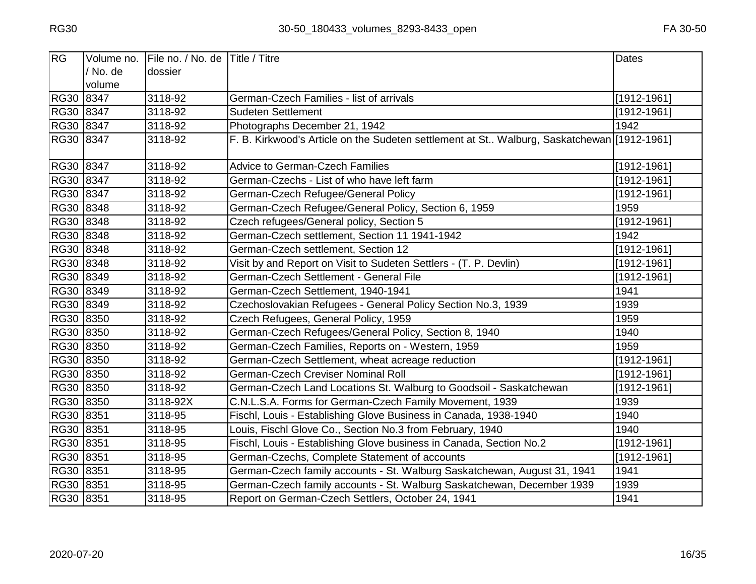| RG | Volume no. / No. de volume | File no. / No. de dossier | Title / Titre | Dates |
|---|---|---|---|---|
| RG30 | 8347 | 3118-92 | German-Czech Families - list of arrivals | [1912-1961] |
| RG30 | 8347 | 3118-92 | Sudeten Settlement | [1912-1961] |
| RG30 | 8347 | 3118-92 | Photographs December 21, 1942 | 1942 |
| RG30 | 8347 | 3118-92 | F. B. Kirkwood's Article on the Sudeten settlement at St.. Walburg, Saskatchewan | [1912-1961] |
| RG30 | 8347 | 3118-92 | Advice to German-Czech Families | [1912-1961] |
| RG30 | 8347 | 3118-92 | German-Czechs - List of who have left farm | [1912-1961] |
| RG30 | 8347 | 3118-92 | German-Czech Refugee/General Policy | [1912-1961] |
| RG30 | 8348 | 3118-92 | German-Czech Refugee/General Policy, Section 6, 1959 | 1959 |
| RG30 | 8348 | 3118-92 | Czech refugees/General policy, Section 5 | [1912-1961] |
| RG30 | 8348 | 3118-92 | German-Czech settlement, Section 11 1941-1942 | 1942 |
| RG30 | 8348 | 3118-92 | German-Czech settlement, Section 12 | [1912-1961] |
| RG30 | 8348 | 3118-92 | Visit by and Report on Visit to Sudeten Settlers - (T. P. Devlin) | [1912-1961] |
| RG30 | 8349 | 3118-92 | German-Czech Settlement - General File | [1912-1961] |
| RG30 | 8349 | 3118-92 | German-Czech Settlement, 1940-1941 | 1941 |
| RG30 | 8349 | 3118-92 | Czechoslovakian Refugees - General Policy Section No.3, 1939 | 1939 |
| RG30 | 8350 | 3118-92 | Czech Refugees, General Policy, 1959 | 1959 |
| RG30 | 8350 | 3118-92 | German-Czech Refugees/General Policy, Section 8, 1940 | 1940 |
| RG30 | 8350 | 3118-92 | German-Czech Families, Reports on - Western, 1959 | 1959 |
| RG30 | 8350 | 3118-92 | German-Czech Settlement, wheat acreage reduction | [1912-1961] |
| RG30 | 8350 | 3118-92 | German-Czech Creviser Nominal Roll | [1912-1961] |
| RG30 | 8350 | 3118-92 | German-Czech Land Locations St. Walburg to Goodsoil - Saskatchewan | [1912-1961] |
| RG30 | 8350 | 3118-92X | C.N.L.S.A. Forms for German-Czech Family Movement, 1939 | 1939 |
| RG30 | 8351 | 3118-95 | Fischl, Louis - Establishing Glove Business in Canada, 1938-1940 | 1940 |
| RG30 | 8351 | 3118-95 | Louis, Fischl Glove Co., Section No.3 from February, 1940 | 1940 |
| RG30 | 8351 | 3118-95 | Fischl, Louis - Establishing Glove business in Canada, Section No.2 | [1912-1961] |
| RG30 | 8351 | 3118-95 | German-Czechs, Complete Statement of accounts | [1912-1961] |
| RG30 | 8351 | 3118-95 | German-Czech family accounts - St. Walburg Saskatchewan, August 31, 1941 | 1941 |
| RG30 | 8351 | 3118-95 | German-Czech family accounts - St. Walburg Saskatchewan, December 1939 | 1939 |
| RG30 | 8351 | 3118-95 | Report on German-Czech Settlers, October 24, 1941 | 1941 |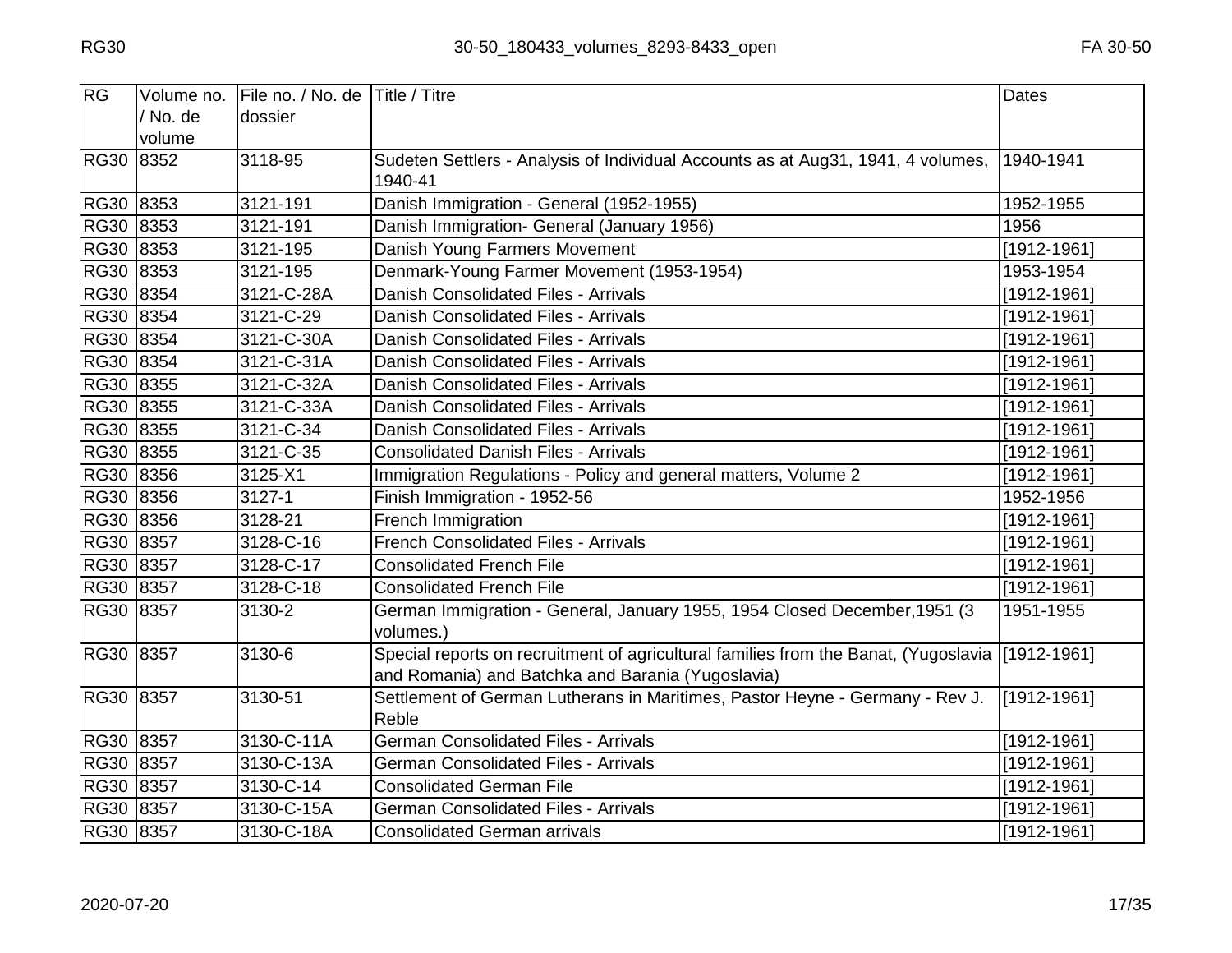| RG | Volume no. / No. de volume | File no. / No. de dossier | Title / Titre | Dates |
|---|---|---|---|---|
| RG30 | 8352 | 3118-95 | Sudeten Settlers - Analysis of Individual Accounts as at Aug31, 1941, 4 volumes, 1940-41 | 1940-1941 |
| RG30 | 8353 | 3121-191 | Danish Immigration - General (1952-1955) | 1952-1955 |
| RG30 | 8353 | 3121-191 | Danish Immigration- General (January 1956) | 1956 |
| RG30 | 8353 | 3121-195 | Danish Young Farmers Movement | [1912-1961] |
| RG30 | 8353 | 3121-195 | Denmark-Young Farmer Movement (1953-1954) | 1953-1954 |
| RG30 | 8354 | 3121-C-28A | Danish Consolidated Files - Arrivals | [1912-1961] |
| RG30 | 8354 | 3121-C-29 | Danish Consolidated Files - Arrivals | [1912-1961] |
| RG30 | 8354 | 3121-C-30A | Danish Consolidated Files - Arrivals | [1912-1961] |
| RG30 | 8354 | 3121-C-31A | Danish Consolidated Files - Arrivals | [1912-1961] |
| RG30 | 8355 | 3121-C-32A | Danish Consolidated Files - Arrivals | [1912-1961] |
| RG30 | 8355 | 3121-C-33A | Danish Consolidated Files - Arrivals | [1912-1961] |
| RG30 | 8355 | 3121-C-34 | Danish Consolidated Files - Arrivals | [1912-1961] |
| RG30 | 8355 | 3121-C-35 | Consolidated Danish Files - Arrivals | [1912-1961] |
| RG30 | 8356 | 3125-X1 | Immigration Regulations - Policy and general matters, Volume 2 | [1912-1961] |
| RG30 | 8356 | 3127-1 | Finish Immigration - 1952-56 | 1952-1956 |
| RG30 | 8356 | 3128-21 | French Immigration | [1912-1961] |
| RG30 | 8357 | 3128-C-16 | French Consolidated Files - Arrivals | [1912-1961] |
| RG30 | 8357 | 3128-C-17 | Consolidated French File | [1912-1961] |
| RG30 | 8357 | 3128-C-18 | Consolidated French File | [1912-1961] |
| RG30 | 8357 | 3130-2 | German Immigration - General, January 1955, 1954 Closed December,1951 (3 volumes.) | 1951-1955 |
| RG30 | 8357 | 3130-6 | Special reports on recruitment of agricultural families from the Banat, (Yugoslavia and Romania) and Batchka and Barania (Yugoslavia) | [1912-1961] |
| RG30 | 8357 | 3130-51 | Settlement of German Lutherans in Maritimes, Pastor Heyne - Germany - Rev J. Reble | [1912-1961] |
| RG30 | 8357 | 3130-C-11A | German Consolidated Files - Arrivals | [1912-1961] |
| RG30 | 8357 | 3130-C-13A | German Consolidated Files - Arrivals | [1912-1961] |
| RG30 | 8357 | 3130-C-14 | Consolidated German File | [1912-1961] |
| RG30 | 8357 | 3130-C-15A | German Consolidated Files - Arrivals | [1912-1961] |
| RG30 | 8357 | 3130-C-18A | Consolidated German arrivals | [1912-1961] |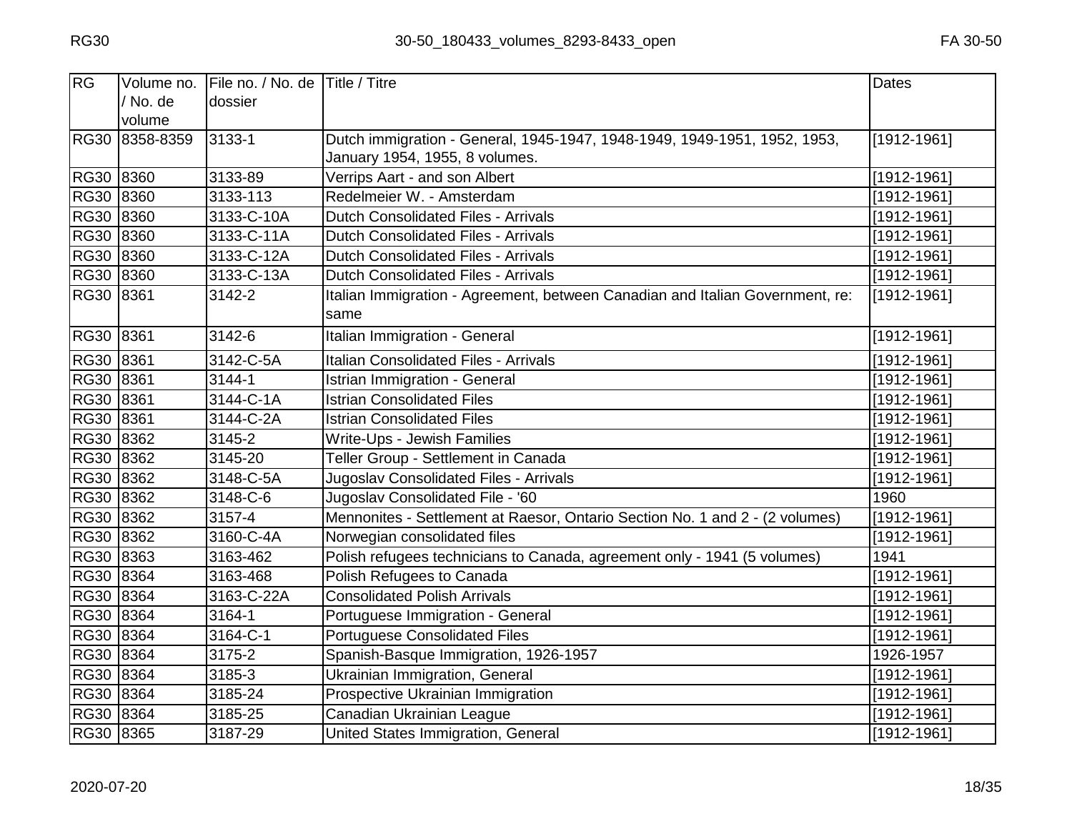| RG | Volume no. / No. de volume | File no. / No. de dossier | Title / Titre | Dates |
|---|---|---|---|---|
| RG30 | 8358-8359 | 3133-1 | Dutch immigration - General, 1945-1947, 1948-1949, 1949-1951, 1952, 1953, January 1954, 1955, 8 volumes. | [1912-1961] |
| RG30 | 8360 | 3133-89 | Verrips Aart - and son Albert | [1912-1961] |
| RG30 | 8360 | 3133-113 | Redelmeier W. - Amsterdam | [1912-1961] |
| RG30 | 8360 | 3133-C-10A | Dutch Consolidated Files - Arrivals | [1912-1961] |
| RG30 | 8360 | 3133-C-11A | Dutch Consolidated Files - Arrivals | [1912-1961] |
| RG30 | 8360 | 3133-C-12A | Dutch Consolidated Files - Arrivals | [1912-1961] |
| RG30 | 8360 | 3133-C-13A | Dutch Consolidated Files - Arrivals | [1912-1961] |
| RG30 | 8361 | 3142-2 | Italian Immigration - Agreement, between Canadian and Italian Government, re: same | [1912-1961] |
| RG30 | 8361 | 3142-6 | Italian Immigration - General | [1912-1961] |
| RG30 | 8361 | 3142-C-5A | Italian Consolidated Files - Arrivals | [1912-1961] |
| RG30 | 8361 | 3144-1 | Istrian Immigration - General | [1912-1961] |
| RG30 | 8361 | 3144-C-1A | Istrian Consolidated Files | [1912-1961] |
| RG30 | 8361 | 3144-C-2A | Istrian Consolidated Files | [1912-1961] |
| RG30 | 8362 | 3145-2 | Write-Ups - Jewish Families | [1912-1961] |
| RG30 | 8362 | 3145-20 | Teller Group - Settlement in Canada | [1912-1961] |
| RG30 | 8362 | 3148-C-5A | Jugoslav Consolidated Files - Arrivals | [1912-1961] |
| RG30 | 8362 | 3148-C-6 | Jugoslav Consolidated File - '60 | 1960 |
| RG30 | 8362 | 3157-4 | Mennonites - Settlement at Raesor, Ontario Section No. 1 and 2 - (2 volumes) | [1912-1961] |
| RG30 | 8362 | 3160-C-4A | Norwegian consolidated files | [1912-1961] |
| RG30 | 8363 | 3163-462 | Polish refugees technicians to Canada, agreement only - 1941 (5 volumes) | 1941 |
| RG30 | 8364 | 3163-468 | Polish Refugees to Canada | [1912-1961] |
| RG30 | 8364 | 3163-C-22A | Consolidated Polish Arrivals | [1912-1961] |
| RG30 | 8364 | 3164-1 | Portuguese Immigration - General | [1912-1961] |
| RG30 | 8364 | 3164-C-1 | Portuguese Consolidated Files | [1912-1961] |
| RG30 | 8364 | 3175-2 | Spanish-Basque Immigration, 1926-1957 | 1926-1957 |
| RG30 | 8364 | 3185-3 | Ukrainian Immigration, General | [1912-1961] |
| RG30 | 8364 | 3185-24 | Prospective Ukrainian Immigration | [1912-1961] |
| RG30 | 8364 | 3185-25 | Canadian Ukrainian League | [1912-1961] |
| RG30 | 8365 | 3187-29 | United States Immigration, General | [1912-1961] |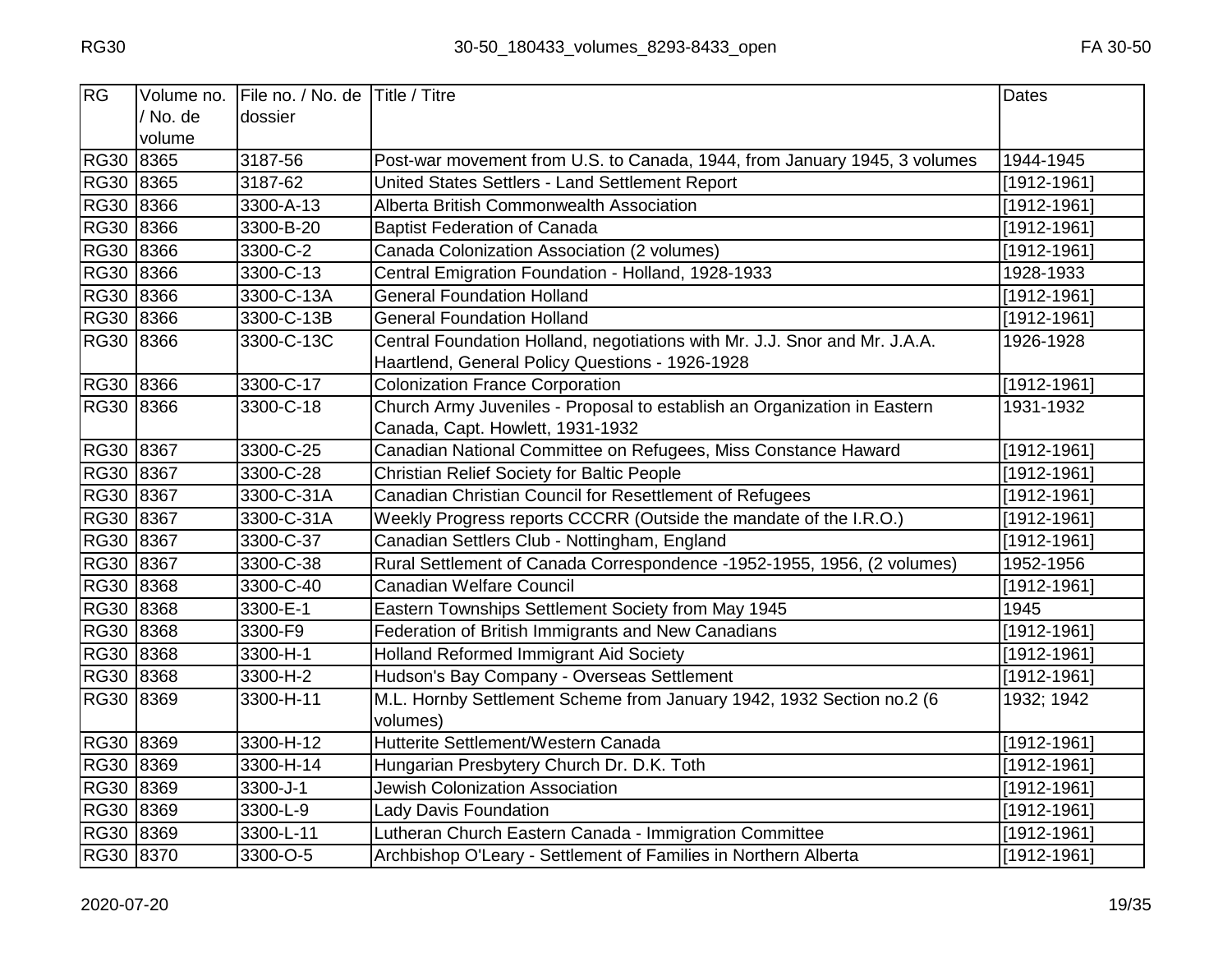| RG | Volume no. / No. de volume | File no. / No. de dossier | Title / Titre | Dates |
|---|---|---|---|---|
| RG30 | 8365 | 3187-56 | Post-war movement from U.S. to Canada, 1944, from January 1945, 3 volumes | 1944-1945 |
| RG30 | 8365 | 3187-62 | United States Settlers - Land Settlement Report | [1912-1961] |
| RG30 | 8366 | 3300-A-13 | Alberta British Commonwealth Association | [1912-1961] |
| RG30 | 8366 | 3300-B-20 | Baptist Federation of Canada | [1912-1961] |
| RG30 | 8366 | 3300-C-2 | Canada Colonization Association (2 volumes) | [1912-1961] |
| RG30 | 8366 | 3300-C-13 | Central Emigration Foundation - Holland, 1928-1933 | 1928-1933 |
| RG30 | 8366 | 3300-C-13A | General Foundation Holland | [1912-1961] |
| RG30 | 8366 | 3300-C-13B | General Foundation Holland | [1912-1961] |
| RG30 | 8366 | 3300-C-13C | Central Foundation Holland, negotiations with Mr. J.J. Snor and Mr. J.A.A. Haartlend, General Policy Questions - 1926-1928 | 1926-1928 |
| RG30 | 8366 | 3300-C-17 | Colonization France Corporation | [1912-1961] |
| RG30 | 8366 | 3300-C-18 | Church Army Juveniles - Proposal to establish an Organization in Eastern Canada, Capt. Howlett, 1931-1932 | 1931-1932 |
| RG30 | 8367 | 3300-C-25 | Canadian National Committee on Refugees, Miss Constance Haward | [1912-1961] |
| RG30 | 8367 | 3300-C-28 | Christian Relief Society for Baltic People | [1912-1961] |
| RG30 | 8367 | 3300-C-31A | Canadian Christian Council for Resettlement of Refugees | [1912-1961] |
| RG30 | 8367 | 3300-C-31A | Weekly Progress reports CCCRR (Outside the mandate of the I.R.O.) | [1912-1961] |
| RG30 | 8367 | 3300-C-37 | Canadian Settlers Club - Nottingham, England | [1912-1961] |
| RG30 | 8367 | 3300-C-38 | Rural Settlement of Canada Correspondence -1952-1955, 1956, (2 volumes) | 1952-1956 |
| RG30 | 8368 | 3300-C-40 | Canadian Welfare Council | [1912-1961] |
| RG30 | 8368 | 3300-E-1 | Eastern Townships Settlement Society from May 1945 | 1945 |
| RG30 | 8368 | 3300-F9 | Federation of British Immigrants and New Canadians | [1912-1961] |
| RG30 | 8368 | 3300-H-1 | Holland Reformed Immigrant Aid Society | [1912-1961] |
| RG30 | 8368 | 3300-H-2 | Hudson's Bay Company - Overseas Settlement | [1912-1961] |
| RG30 | 8369 | 3300-H-11 | M.L. Hornby Settlement Scheme from January 1942, 1932 Section no.2 (6 volumes) | 1932; 1942 |
| RG30 | 8369 | 3300-H-12 | Hutterite Settlement/Western Canada | [1912-1961] |
| RG30 | 8369 | 3300-H-14 | Hungarian Presbytery Church Dr. D.K. Toth | [1912-1961] |
| RG30 | 8369 | 3300-J-1 | Jewish Colonization Association | [1912-1961] |
| RG30 | 8369 | 3300-L-9 | Lady Davis Foundation | [1912-1961] |
| RG30 | 8369 | 3300-L-11 | Lutheran Church Eastern Canada - Immigration Committee | [1912-1961] |
| RG30 | 8370 | 3300-O-5 | Archbishop O'Leary - Settlement of Families in Northern Alberta | [1912-1961] |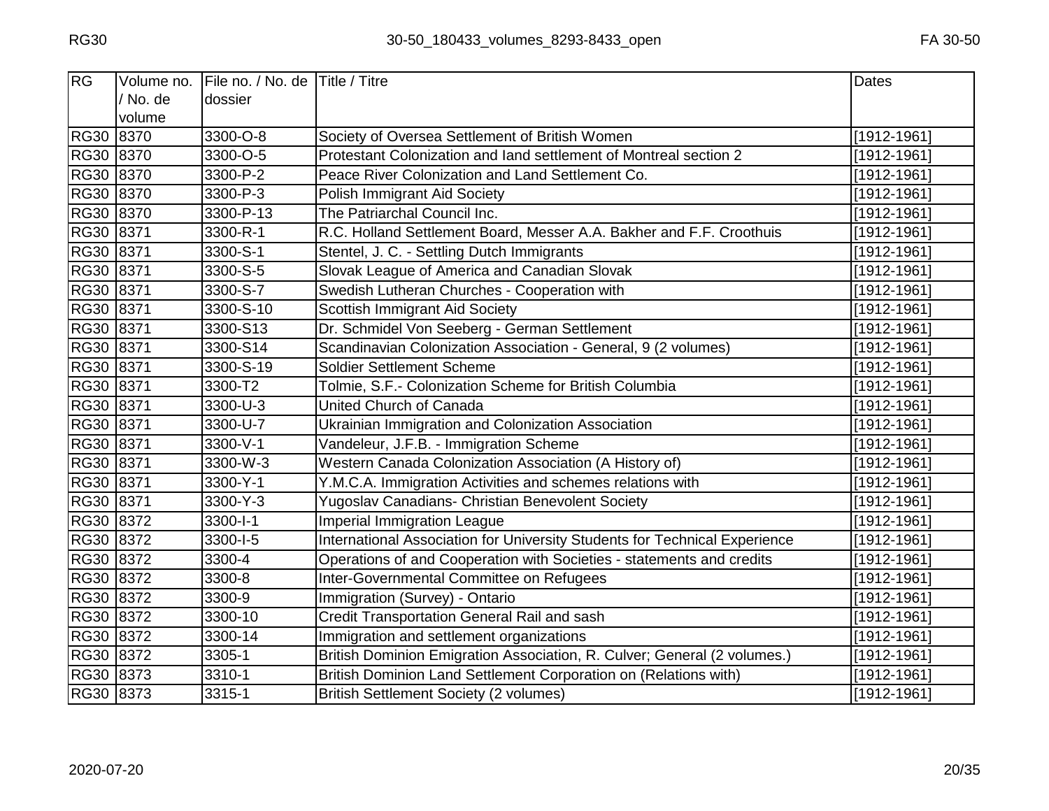| RG | Volume no. / No. de volume | File no. / No. de dossier | Title / Titre | Dates |
|---|---|---|---|---|
| RG30 | 8370 | 3300-O-8 | Society of Oversea Settlement of British Women | [1912-1961] |
| RG30 | 8370 | 3300-O-5 | Protestant Colonization and Iand settlement of Montreal section 2 | [1912-1961] |
| RG30 | 8370 | 3300-P-2 | Peace River Colonization and Land Settlement Co. | [1912-1961] |
| RG30 | 8370 | 3300-P-3 | Polish Immigrant Aid Society | [1912-1961] |
| RG30 | 8370 | 3300-P-13 | The Patriarchal Council Inc. | [1912-1961] |
| RG30 | 8371 | 3300-R-1 | R.C. Holland Settlement Board, Messer A.A. Bakher and F.F. Croothuis | [1912-1961] |
| RG30 | 8371 | 3300-S-1 | Stentel, J. C. - Settling Dutch Immigrants | [1912-1961] |
| RG30 | 8371 | 3300-S-5 | Slovak League of America and Canadian Slovak | [1912-1961] |
| RG30 | 8371 | 3300-S-7 | Swedish Lutheran Churches - Cooperation with | [1912-1961] |
| RG30 | 8371 | 3300-S-10 | Scottish Immigrant Aid Society | [1912-1961] |
| RG30 | 8371 | 3300-S13 | Dr. Schmidel Von Seeberg - German Settlement | [1912-1961] |
| RG30 | 8371 | 3300-S14 | Scandinavian Colonization Association - General, 9 (2 volumes) | [1912-1961] |
| RG30 | 8371 | 3300-S-19 | Soldier Settlement Scheme | [1912-1961] |
| RG30 | 8371 | 3300-T2 | Tolmie, S.F.- Colonization Scheme for British Columbia | [1912-1961] |
| RG30 | 8371 | 3300-U-3 | United Church of Canada | [1912-1961] |
| RG30 | 8371 | 3300-U-7 | Ukrainian Immigration and Colonization Association | [1912-1961] |
| RG30 | 8371 | 3300-V-1 | Vandeleur, J.F.B. - Immigration Scheme | [1912-1961] |
| RG30 | 8371 | 3300-W-3 | Western Canada Colonization Association (A History of) | [1912-1961] |
| RG30 | 8371 | 3300-Y-1 | Y.M.C.A. Immigration Activities and schemes relations with | [1912-1961] |
| RG30 | 8371 | 3300-Y-3 | Yugoslav Canadians- Christian Benevolent Society | [1912-1961] |
| RG30 | 8372 | 3300-I-1 | Imperial Immigration League | [1912-1961] |
| RG30 | 8372 | 3300-I-5 | International Association for University Students for Technical Experience | [1912-1961] |
| RG30 | 8372 | 3300-4 | Operations of and Cooperation with Societies - statements and credits | [1912-1961] |
| RG30 | 8372 | 3300-8 | Inter-Governmental Committee on Refugees | [1912-1961] |
| RG30 | 8372 | 3300-9 | Immigration (Survey) - Ontario | [1912-1961] |
| RG30 | 8372 | 3300-10 | Credit Transportation General Rail and sash | [1912-1961] |
| RG30 | 8372 | 3300-14 | Immigration and settlement organizations | [1912-1961] |
| RG30 | 8372 | 3305-1 | British Dominion Emigration Association, R. Culver; General (2 volumes.) | [1912-1961] |
| RG30 | 8373 | 3310-1 | British Dominion Land Settlement Corporation on (Relations with) | [1912-1961] |
| RG30 | 8373 | 3315-1 | British Settlement Society (2 volumes) | [1912-1961] |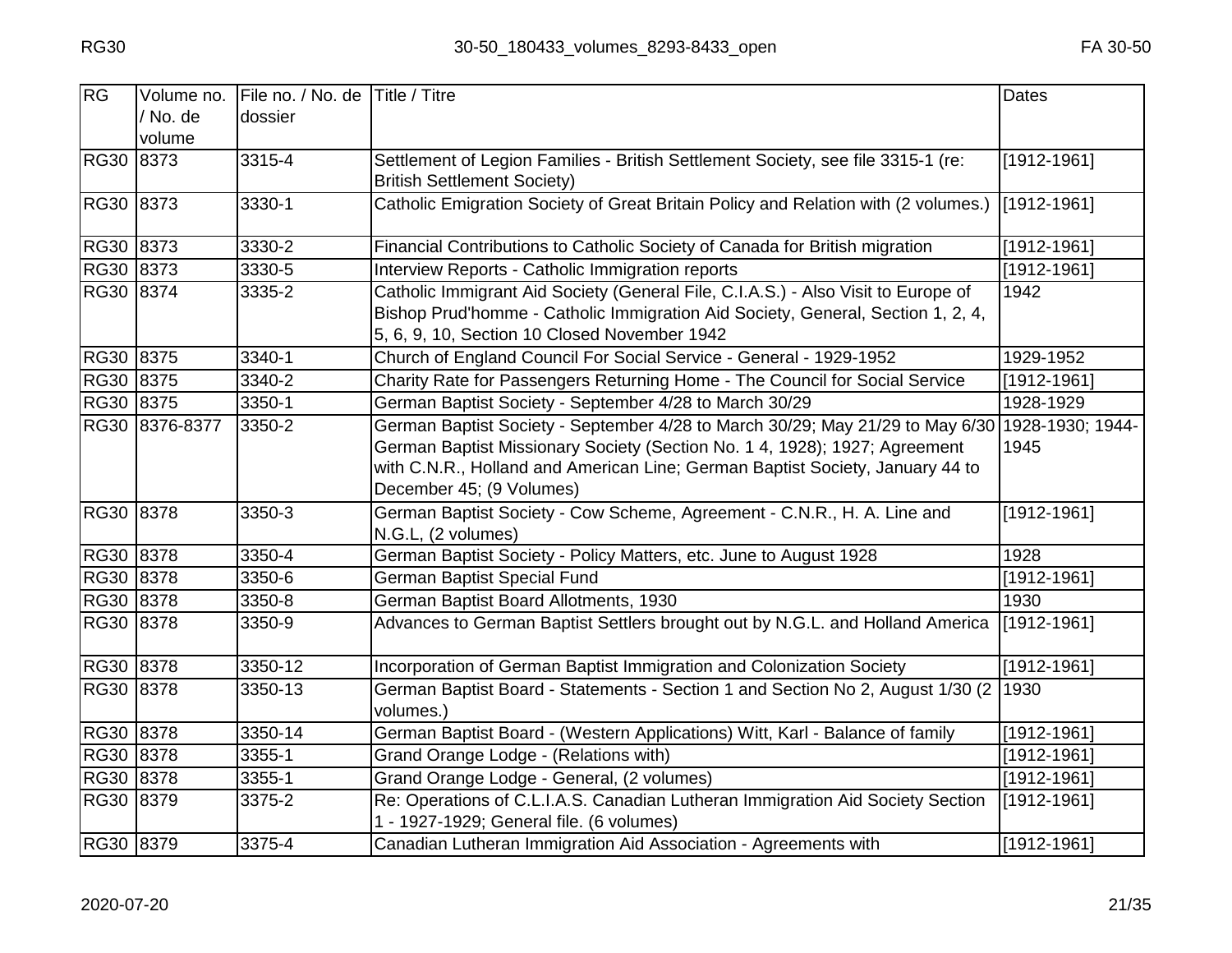| RG | Volume no. / No. de volume | File no. / No. de dossier | Title / Titre | Dates |
|---|---|---|---|---|
| RG30 | 8373 | 3315-4 | Settlement of Legion Families - British Settlement Society, see file 3315-1 (re: British Settlement Society) | [1912-1961] |
| RG30 | 8373 | 3330-1 | Catholic Emigration Society of Great Britain Policy and Relation with (2 volumes.) | [1912-1961] |
| RG30 | 8373 | 3330-2 | Financial Contributions to Catholic Society of Canada for British migration | [1912-1961] |
| RG30 | 8373 | 3330-5 | Interview Reports - Catholic Immigration reports | [1912-1961] |
| RG30 | 8374 | 3335-2 | Catholic Immigrant Aid Society (General File, C.I.A.S.) - Also Visit to Europe of Bishop Prud'homme - Catholic Immigration Aid Society, General, Section 1, 2, 4, 5, 6, 9, 10, Section 10 Closed November 1942 | 1942 |
| RG30 | 8375 | 3340-1 | Church of England Council For Social Service - General - 1929-1952 | 1929-1952 |
| RG30 | 8375 | 3340-2 | Charity Rate for Passengers Returning Home - The Council for Social Service | [1912-1961] |
| RG30 | 8375 | 3350-1 | German Baptist Society - September 4/28 to March 30/29 | 1928-1929 |
| RG30 | 8376-8377 | 3350-2 | German Baptist Society - September 4/28 to March 30/29; May 21/29 to May 6/30 German Baptist Missionary Society (Section No. 1 4, 1928); 1927; Agreement with C.N.R., Holland and American Line; German Baptist Society, January 44 to December 45; (9 Volumes) | 1928-1930; 1944-1945 |
| RG30 | 8378 | 3350-3 | German Baptist Society - Cow Scheme, Agreement - C.N.R., H. A. Line and N.G.L, (2 volumes) | [1912-1961] |
| RG30 | 8378 | 3350-4 | German Baptist Society - Policy Matters, etc. June to August 1928 | 1928 |
| RG30 | 8378 | 3350-6 | German Baptist Special Fund | [1912-1961] |
| RG30 | 8378 | 3350-8 | German Baptist Board Allotments, 1930 | 1930 |
| RG30 | 8378 | 3350-9 | Advances to German Baptist Settlers brought out by N.G.L. and Holland America | [1912-1961] |
| RG30 | 8378 | 3350-12 | Incorporation of German Baptist Immigration and Colonization Society | [1912-1961] |
| RG30 | 8378 | 3350-13 | German Baptist Board - Statements - Section 1 and Section No 2, August 1/30 (2 volumes.) | 1930 |
| RG30 | 8378 | 3350-14 | German Baptist Board - (Western Applications) Witt, Karl - Balance of family | [1912-1961] |
| RG30 | 8378 | 3355-1 | Grand Orange Lodge - (Relations with) | [1912-1961] |
| RG30 | 8378 | 3355-1 | Grand Orange Lodge - General, (2 volumes) | [1912-1961] |
| RG30 | 8379 | 3375-2 | Re: Operations of C.L.I.A.S. Canadian Lutheran Immigration Aid Society Section 1 - 1927-1929; General file. (6 volumes) | [1912-1961] |
| RG30 | 8379 | 3375-4 | Canadian Lutheran Immigration Aid Association - Agreements with | [1912-1961] |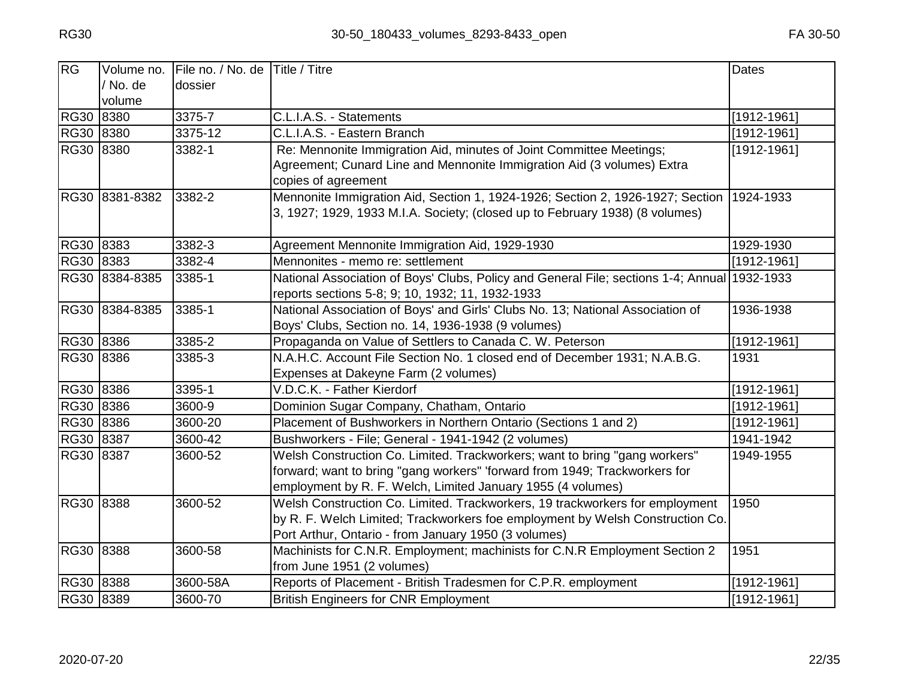| RG | Volume no. / No. de volume | File no. / No. de dossier | Title / Titre | Dates |
|---|---|---|---|---|
| RG30 | 8380 | 3375-7 | C.L.I.A.S. - Statements | [1912-1961] |
| RG30 | 8380 | 3375-12 | C.L.I.A.S. - Eastern Branch | [1912-1961] |
| RG30 | 8380 | 3382-1 | Re: Mennonite Immigration Aid, minutes of Joint Committee Meetings; Agreement; Cunard Line and Mennonite Immigration Aid (3 volumes) Extra copies of agreement | [1912-1961] |
| RG30 | 8381-8382 | 3382-2 | Mennonite Immigration Aid, Section 1, 1924-1926; Section 2, 1926-1927; Section 3, 1927; 1929, 1933 M.I.A. Society; (closed up to February 1938) (8 volumes) | 1924-1933 |
| RG30 | 8383 | 3382-3 | Agreement Mennonite Immigration Aid, 1929-1930 | 1929-1930 |
| RG30 | 8383 | 3382-4 | Mennonites - memo re: settlement | [1912-1961] |
| RG30 | 8384-8385 | 3385-1 | National Association of Boys' Clubs, Policy and General File; sections 1-4; Annual reports sections 5-8; 9; 10, 1932; 11, 1932-1933 | 1932-1933 |
| RG30 | 8384-8385 | 3385-1 | National Association of Boys' and Girls' Clubs No. 13; National Association of Boys' Clubs, Section no. 14, 1936-1938 (9 volumes) | 1936-1938 |
| RG30 | 8386 | 3385-2 | Propaganda on Value of Settlers to Canada C. W. Peterson | [1912-1961] |
| RG30 | 8386 | 3385-3 | N.A.H.C. Account File Section No. 1 closed end of December 1931; N.A.B.G. Expenses at Dakeyne Farm (2 volumes) | 1931 |
| RG30 | 8386 | 3395-1 | V.D.C.K. - Father Kierdorf | [1912-1961] |
| RG30 | 8386 | 3600-9 | Dominion Sugar Company, Chatham, Ontario | [1912-1961] |
| RG30 | 8386 | 3600-20 | Placement of Bushworkers in Northern Ontario (Sections 1 and 2) | [1912-1961] |
| RG30 | 8387 | 3600-42 | Bushworkers - File; General - 1941-1942 (2 volumes) | 1941-1942 |
| RG30 | 8387 | 3600-52 | Welsh Construction Co. Limited. Trackworkers; want to bring "gang workers" forward; want to bring "gang workers" 'forward from 1949; Trackworkers for employment by R. F. Welch, Limited January 1955 (4 volumes) | 1949-1955 |
| RG30 | 8388 | 3600-52 | Welsh Construction Co. Limited. Trackworkers, 19 trackworkers for employment by R. F. Welch Limited; Trackworkers foe employment by Welsh Construction Co. Port Arthur, Ontario - from January 1950 (3 volumes) | 1950 |
| RG30 | 8388 | 3600-58 | Machinists for C.N.R. Employment; machinists for C.N.R Employment Section 2 from June 1951 (2 volumes) | 1951 |
| RG30 | 8388 | 3600-58A | Reports of Placement - British Tradesmen for C.P.R. employment | [1912-1961] |
| RG30 | 8389 | 3600-70 | British Engineers for CNR Employment | [1912-1961] |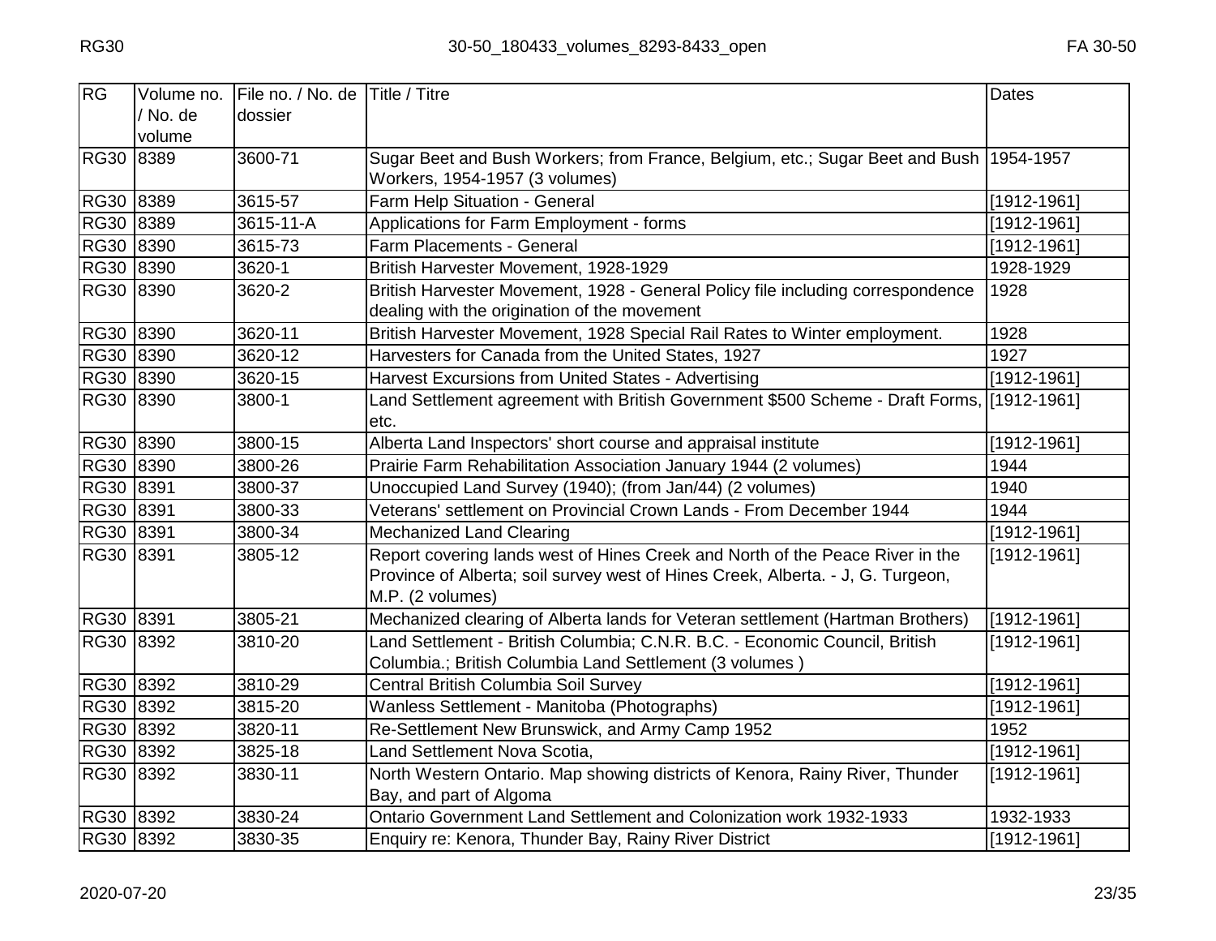| RG | Volume no. / No. de volume | File no. / No. de dossier | Title / Titre | Dates |
|---|---|---|---|---|
| RG30 | 8389 | 3600-71 | Sugar Beet and Bush Workers; from France, Belgium, etc.; Sugar Beet and Bush Workers, 1954-1957 (3 volumes) | 1954-1957 |
| RG30 | 8389 | 3615-57 | Farm Help Situation - General | [1912-1961] |
| RG30 | 8389 | 3615-11-A | Applications for Farm Employment - forms | [1912-1961] |
| RG30 | 8390 | 3615-73 | Farm Placements - General | [1912-1961] |
| RG30 | 8390 | 3620-1 | British Harvester Movement, 1928-1929 | 1928-1929 |
| RG30 | 8390 | 3620-2 | British Harvester Movement, 1928 - General Policy file including correspondence dealing with the origination of the movement | 1928 |
| RG30 | 8390 | 3620-11 | British Harvester Movement, 1928 Special Rail Rates to Winter employment. | 1928 |
| RG30 | 8390 | 3620-12 | Harvesters for Canada from the United States, 1927 | 1927 |
| RG30 | 8390 | 3620-15 | Harvest Excursions from United States - Advertising | [1912-1961] |
| RG30 | 8390 | 3800-1 | Land Settlement agreement with British Government $500 Scheme - Draft Forms, etc. | [1912-1961] |
| RG30 | 8390 | 3800-15 | Alberta Land Inspectors' short course and appraisal institute | [1912-1961] |
| RG30 | 8390 | 3800-26 | Prairie Farm Rehabilitation Association January 1944 (2 volumes) | 1944 |
| RG30 | 8391 | 3800-37 | Unoccupied Land Survey (1940); (from Jan/44) (2 volumes) | 1940 |
| RG30 | 8391 | 3800-33 | Veterans' settlement on Provincial Crown Lands - From December 1944 | 1944 |
| RG30 | 8391 | 3800-34 | Mechanized Land Clearing | [1912-1961] |
| RG30 | 8391 | 3805-12 | Report covering lands west of Hines Creek and North of the Peace River in the Province of Alberta; soil survey west of Hines Creek, Alberta. - J, G. Turgeon, M.P. (2 volumes) | [1912-1961] |
| RG30 | 8391 | 3805-21 | Mechanized clearing of Alberta lands for Veteran settlement (Hartman Brothers) | [1912-1961] |
| RG30 | 8392 | 3810-20 | Land Settlement - British Columbia; C.N.R. B.C. - Economic Council, British Columbia.; British Columbia Land Settlement (3 volumes ) | [1912-1961] |
| RG30 | 8392 | 3810-29 | Central British Columbia Soil Survey | [1912-1961] |
| RG30 | 8392 | 3815-20 | Wanless Settlement - Manitoba (Photographs) | [1912-1961] |
| RG30 | 8392 | 3820-11 | Re-Settlement New Brunswick, and Army Camp 1952 | 1952 |
| RG30 | 8392 | 3825-18 | Land Settlement Nova Scotia, | [1912-1961] |
| RG30 | 8392 | 3830-11 | North Western Ontario. Map showing districts of Kenora, Rainy River, Thunder Bay, and part of Algoma | [1912-1961] |
| RG30 | 8392 | 3830-24 | Ontario Government Land Settlement and Colonization work 1932-1933 | 1932-1933 |
| RG30 | 8392 | 3830-35 | Enquiry re: Kenora, Thunder Bay, Rainy River District | [1912-1961] |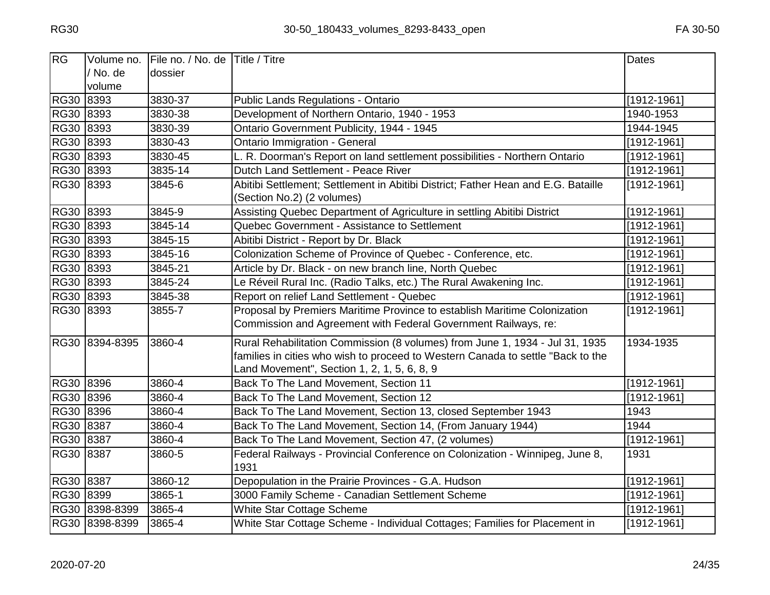| RG | Volume no. / No. de volume | File no. / No. de dossier | Title / Titre | Dates |
|---|---|---|---|---|
| RG30 | 8393 | 3830-37 | Public Lands Regulations - Ontario | [1912-1961] |
| RG30 | 8393 | 3830-38 | Development of Northern Ontario, 1940 - 1953 | 1940-1953 |
| RG30 | 8393 | 3830-39 | Ontario Government Publicity, 1944 - 1945 | 1944-1945 |
| RG30 | 8393 | 3830-43 | Ontario Immigration - General | [1912-1961] |
| RG30 | 8393 | 3830-45 | L. R. Doorman's Report on land settlement possibilities - Northern Ontario | [1912-1961] |
| RG30 | 8393 | 3835-14 | Dutch Land Settlement - Peace River | [1912-1961] |
| RG30 | 8393 | 3845-6 | Abitibi Settlement; Settlement in Abitibi District; Father Hean and E.G. Bataille (Section No.2) (2 volumes) | [1912-1961] |
| RG30 | 8393 | 3845-9 | Assisting Quebec Department of Agriculture in settling Abitibi District | [1912-1961] |
| RG30 | 8393 | 3845-14 | Quebec Government - Assistance to Settlement | [1912-1961] |
| RG30 | 8393 | 3845-15 | Abitibi District - Report by Dr. Black | [1912-1961] |
| RG30 | 8393 | 3845-16 | Colonization Scheme of Province of Quebec - Conference, etc. | [1912-1961] |
| RG30 | 8393 | 3845-21 | Article by Dr. Black - on new branch line, North Quebec | [1912-1961] |
| RG30 | 8393 | 3845-24 | Le Réveil Rural Inc. (Radio Talks, etc.) The Rural Awakening Inc. | [1912-1961] |
| RG30 | 8393 | 3845-38 | Report on relief Land Settlement - Quebec | [1912-1961] |
| RG30 | 8393 | 3855-7 | Proposal by Premiers Maritime Province to establish Maritime Colonization Commission and Agreement with Federal Government Railways, re: | [1912-1961] |
| RG30 | 8394-8395 | 3860-4 | Rural Rehabilitation Commission (8 volumes) from June 1, 1934 - Jul 31, 1935 families in cities who wish to proceed to Western Canada to settle "Back to the Land Movement", Section 1, 2, 1, 5, 6, 8, 9 | 1934-1935 |
| RG30 | 8396 | 3860-4 | Back To The Land Movement, Section 11 | [1912-1961] |
| RG30 | 8396 | 3860-4 | Back To The Land Movement, Section 12 | [1912-1961] |
| RG30 | 8396 | 3860-4 | Back To The Land Movement, Section 13, closed September 1943 | 1943 |
| RG30 | 8387 | 3860-4 | Back To The Land Movement, Section 14, (From January 1944) | 1944 |
| RG30 | 8387 | 3860-4 | Back To The Land Movement, Section 47, (2 volumes) | [1912-1961] |
| RG30 | 8387 | 3860-5 | Federal Railways - Provincial Conference on Colonization - Winnipeg, June 8, 1931 | 1931 |
| RG30 | 8387 | 3860-12 | Depopulation in the Prairie Provinces - G.A. Hudson | [1912-1961] |
| RG30 | 8399 | 3865-1 | 3000 Family Scheme - Canadian Settlement Scheme | [1912-1961] |
| RG30 | 8398-8399 | 3865-4 | White Star Cottage Scheme | [1912-1961] |
| RG30 | 8398-8399 | 3865-4 | White Star Cottage Scheme - Individual Cottages; Families for Placement in | [1912-1961] |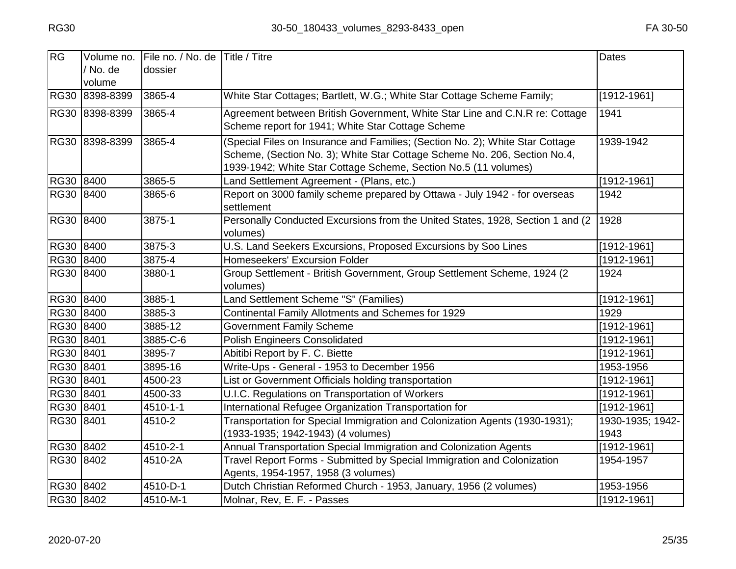| RG | Volume no. / No. de volume | File no. / No. de dossier | Title / Titre | Dates |
|---|---|---|---|---|
| RG30 | 8398-8399 | 3865-4 | White Star Cottages; Bartlett, W.G.; White Star Cottage Scheme Family; | [1912-1961] |
| RG30 | 8398-8399 | 3865-4 | Agreement between British Government, White Star Line and C.N.R re: Cottage Scheme report for 1941; White Star Cottage Scheme | 1941 |
| RG30 | 8398-8399 | 3865-4 | (Special Files on Insurance and Families; (Section No. 2); White Star Cottage Scheme, (Section No. 3); White Star Cottage Scheme No. 206, Section No.4, 1939-1942; White Star Cottage Scheme, Section No.5 (11 volumes) | 1939-1942 |
| RG30 | 8400 | 3865-5 | Land Settlement Agreement - (Plans, etc.) | [1912-1961] |
| RG30 | 8400 | 3865-6 | Report on 3000 family scheme prepared by Ottawa - July 1942 - for overseas settlement | 1942 |
| RG30 | 8400 | 3875-1 | Personally Conducted Excursions from the United States, 1928, Section 1 and (2 volumes) | 1928 |
| RG30 | 8400 | 3875-3 | U.S. Land Seekers Excursions, Proposed Excursions by Soo Lines | [1912-1961] |
| RG30 | 8400 | 3875-4 | Homeseekers' Excursion Folder | [1912-1961] |
| RG30 | 8400 | 3880-1 | Group Settlement - British Government, Group Settlement Scheme, 1924 (2 volumes) | 1924 |
| RG30 | 8400 | 3885-1 | Land Settlement Scheme "S" (Families) | [1912-1961] |
| RG30 | 8400 | 3885-3 | Continental Family Allotments and Schemes for 1929 | 1929 |
| RG30 | 8400 | 3885-12 | Government Family Scheme | [1912-1961] |
| RG30 | 8401 | 3885-C-6 | Polish Engineers Consolidated | [1912-1961] |
| RG30 | 8401 | 3895-7 | Abitibi Report by F. C. Biette | [1912-1961] |
| RG30 | 8401 | 3895-16 | Write-Ups - General - 1953 to December 1956 | 1953-1956 |
| RG30 | 8401 | 4500-23 | List or Government Officials holding transportation | [1912-1961] |
| RG30 | 8401 | 4500-33 | U.I.C. Regulations on Transportation of Workers | [1912-1961] |
| RG30 | 8401 | 4510-1-1 | International Refugee Organization Transportation for | [1912-1961] |
| RG30 | 8401 | 4510-2 | Transportation for Special Immigration and Colonization Agents (1930-1931); (1933-1935; 1942-1943) (4 volumes) | 1930-1935; 1942-1943 |
| RG30 | 8402 | 4510-2-1 | Annual Transportation Special Immigration and Colonization Agents | [1912-1961] |
| RG30 | 8402 | 4510-2A | Travel Report Forms - Submitted by Special Immigration and Colonization Agents, 1954-1957, 1958 (3 volumes) | 1954-1957 |
| RG30 | 8402 | 4510-D-1 | Dutch Christian Reformed Church - 1953, January, 1956 (2 volumes) | 1953-1956 |
| RG30 | 8402 | 4510-M-1 | Molnar, Rev, E. F. - Passes | [1912-1961] |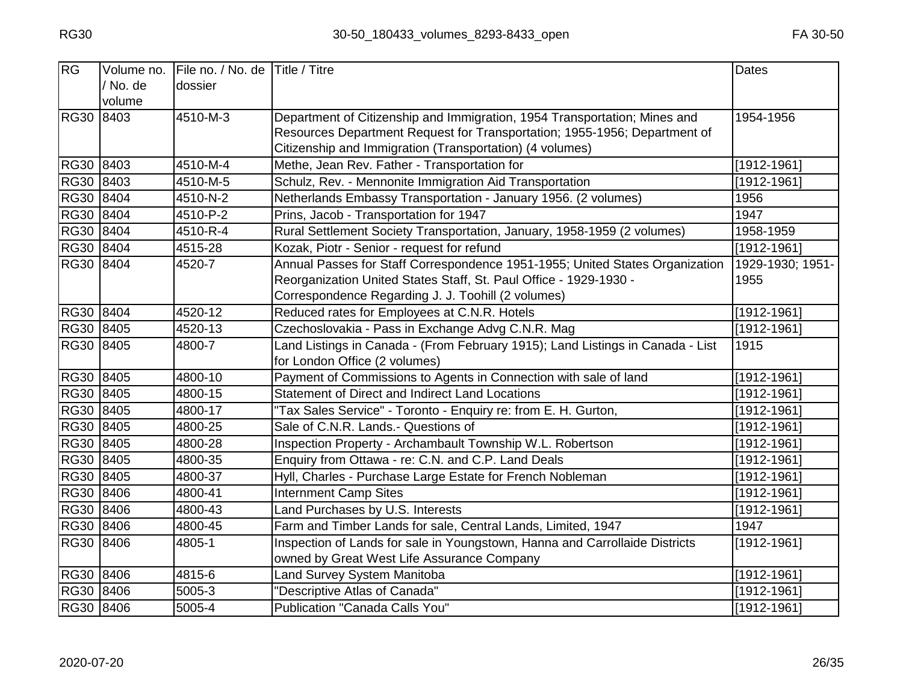| RG | Volume no. / No. de volume | File no. / No. de dossier | Title / Titre | Dates |
|---|---|---|---|---|
| RG30 | 8403 | 4510-M-3 | Department of Citizenship and Immigration, 1954 Transportation; Mines and Resources Department Request for Transportation; 1955-1956; Department of Citizenship and Immigration (Transportation) (4 volumes) | 1954-1956 |
| RG30 | 8403 | 4510-M-4 | Methe, Jean Rev. Father - Transportation for | [1912-1961] |
| RG30 | 8403 | 4510-M-5 | Schulz, Rev. - Mennonite Immigration Aid Transportation | [1912-1961] |
| RG30 | 8404 | 4510-N-2 | Netherlands Embassy Transportation - January 1956. (2 volumes) | 1956 |
| RG30 | 8404 | 4510-P-2 | Prins, Jacob - Transportation for 1947 | 1947 |
| RG30 | 8404 | 4510-R-4 | Rural Settlement Society Transportation, January, 1958-1959 (2 volumes) | 1958-1959 |
| RG30 | 8404 | 4515-28 | Kozak, Piotr - Senior - request for refund | [1912-1961] |
| RG30 | 8404 | 4520-7 | Annual Passes for Staff Correspondence 1951-1955; United States Organization Reorganization United States Staff, St. Paul Office - 1929-1930 - Correspondence Regarding J. J. Toohill (2 volumes) | 1929-1930; 1951-1955 |
| RG30 | 8404 | 4520-12 | Reduced rates for Employees at C.N.R. Hotels | [1912-1961] |
| RG30 | 8405 | 4520-13 | Czechoslovakia - Pass in Exchange Advg C.N.R. Mag | [1912-1961] |
| RG30 | 8405 | 4800-7 | Land Listings in Canada - (From February 1915); Land Listings in Canada - List for London Office (2 volumes) | 1915 |
| RG30 | 8405 | 4800-10 | Payment of Commissions to Agents in Connection with sale of land | [1912-1961] |
| RG30 | 8405 | 4800-15 | Statement of Direct and Indirect Land Locations | [1912-1961] |
| RG30 | 8405 | 4800-17 | "Tax Sales Service" - Toronto - Enquiry re: from E. H. Gurton, | [1912-1961] |
| RG30 | 8405 | 4800-25 | Sale of C.N.R. Lands.- Questions of | [1912-1961] |
| RG30 | 8405 | 4800-28 | Inspection Property - Archambault Township W.L. Robertson | [1912-1961] |
| RG30 | 8405 | 4800-35 | Enquiry from Ottawa - re: C.N. and C.P. Land Deals | [1912-1961] |
| RG30 | 8405 | 4800-37 | Hyll, Charles - Purchase Large Estate for French Nobleman | [1912-1961] |
| RG30 | 8406 | 4800-41 | Internment Camp Sites | [1912-1961] |
| RG30 | 8406 | 4800-43 | Land Purchases by U.S. Interests | [1912-1961] |
| RG30 | 8406 | 4800-45 | Farm and Timber Lands for sale, Central Lands, Limited, 1947 | 1947 |
| RG30 | 8406 | 4805-1 | Inspection of Lands for sale in Youngstown, Hanna and Carrollaide Districts owned by Great West Life Assurance Company | [1912-1961] |
| RG30 | 8406 | 4815-6 | Land Survey System Manitoba | [1912-1961] |
| RG30 | 8406 | 5005-3 | "Descriptive Atlas of Canada" | [1912-1961] |
| RG30 | 8406 | 5005-4 | Publication "Canada Calls You" | [1912-1961] |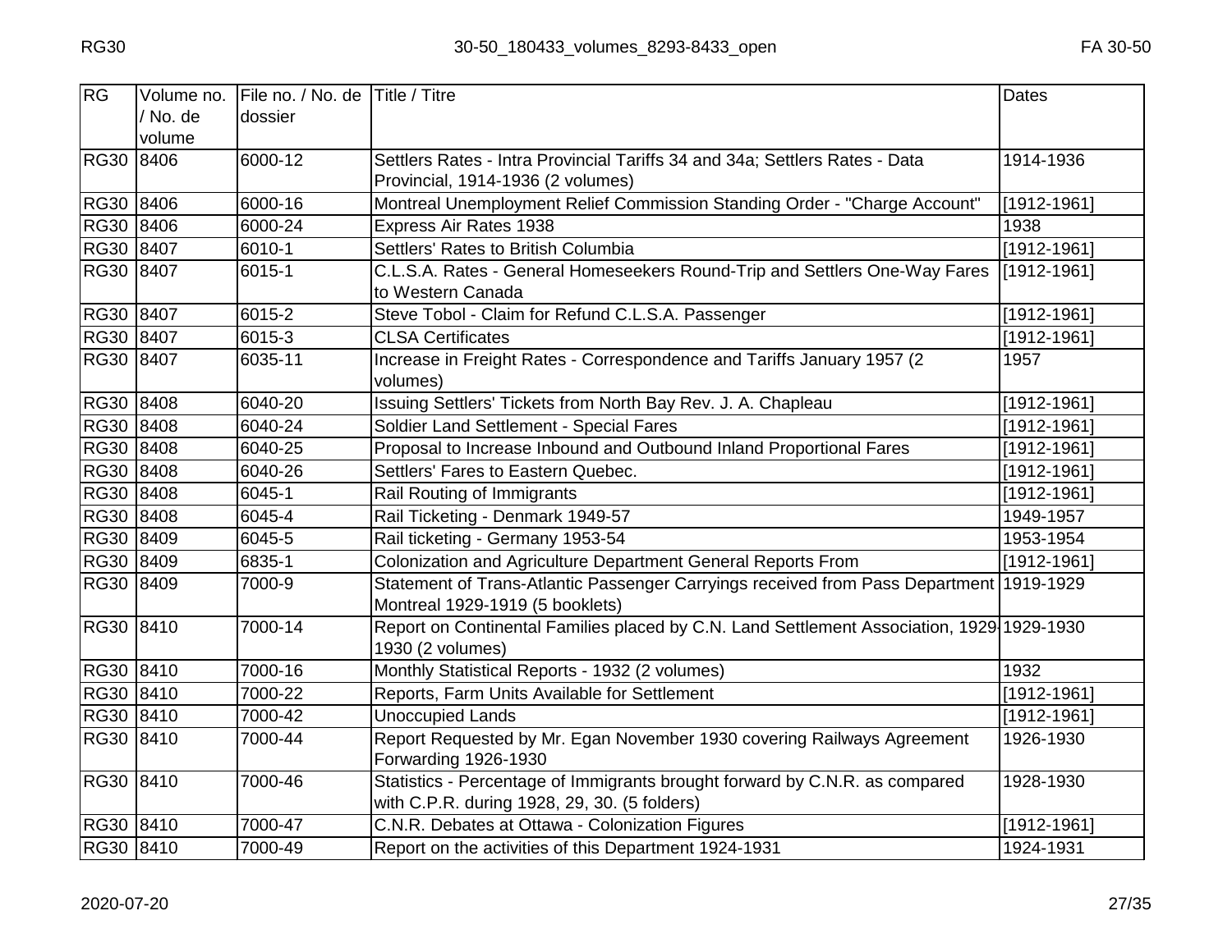| RG | Volume no. / No. de volume | File no. / No. de dossier | Title / Titre | Dates |
|---|---|---|---|---|
| RG30 | 8406 | 6000-12 | Settlers Rates - Intra Provincial Tariffs 34 and 34a; Settlers Rates - Data Provincial, 1914-1936 (2 volumes) | 1914-1936 |
| RG30 | 8406 | 6000-16 | Montreal Unemployment Relief Commission Standing Order - "Charge Account" | [1912-1961] |
| RG30 | 8406 | 6000-24 | Express Air Rates 1938 | 1938 |
| RG30 | 8407 | 6010-1 | Settlers' Rates to British Columbia | [1912-1961] |
| RG30 | 8407 | 6015-1 | C.L.S.A. Rates - General Homeseekers Round-Trip and Settlers One-Way Fares to Western Canada | [1912-1961] |
| RG30 | 8407 | 6015-2 | Steve Tobol - Claim for Refund C.L.S.A. Passenger | [1912-1961] |
| RG30 | 8407 | 6015-3 | CLSA Certificates | [1912-1961] |
| RG30 | 8407 | 6035-11 | Increase in Freight Rates - Correspondence and Tariffs January 1957 (2 volumes) | 1957 |
| RG30 | 8408 | 6040-20 | Issuing Settlers' Tickets from North Bay Rev. J. A. Chapleau | [1912-1961] |
| RG30 | 8408 | 6040-24 | Soldier Land Settlement - Special Fares | [1912-1961] |
| RG30 | 8408 | 6040-25 | Proposal to Increase Inbound and Outbound Inland Proportional Fares | [1912-1961] |
| RG30 | 8408 | 6040-26 | Settlers' Fares to Eastern Quebec. | [1912-1961] |
| RG30 | 8408 | 6045-1 | Rail Routing of Immigrants | [1912-1961] |
| RG30 | 8408 | 6045-4 | Rail Ticketing - Denmark 1949-57 | 1949-1957 |
| RG30 | 8409 | 6045-5 | Rail ticketing - Germany 1953-54 | 1953-1954 |
| RG30 | 8409 | 6835-1 | Colonization and Agriculture Department General Reports From | [1912-1961] |
| RG30 | 8409 | 7000-9 | Statement of Trans-Atlantic Passenger Carryings received from Pass Department Montreal 1929-1919 (5 booklets) | 1919-1929 |
| RG30 | 8410 | 7000-14 | Report on Continental Families placed by C.N. Land Settlement Association, 1929-1930 (2 volumes) | 1929-1930 |
| RG30 | 8410 | 7000-16 | Monthly Statistical Reports - 1932 (2 volumes) | 1932 |
| RG30 | 8410 | 7000-22 | Reports, Farm Units Available for Settlement | [1912-1961] |
| RG30 | 8410 | 7000-42 | Unoccupied Lands | [1912-1961] |
| RG30 | 8410 | 7000-44 | Report Requested by Mr. Egan November 1930 covering Railways Agreement Forwarding 1926-1930 | 1926-1930 |
| RG30 | 8410 | 7000-46 | Statistics - Percentage of Immigrants brought forward by C.N.R. as compared with C.P.R. during 1928, 29, 30. (5 folders) | 1928-1930 |
| RG30 | 8410 | 7000-47 | C.N.R. Debates at Ottawa - Colonization Figures | [1912-1961] |
| RG30 | 8410 | 7000-49 | Report on the activities of this Department 1924-1931 | 1924-1931 |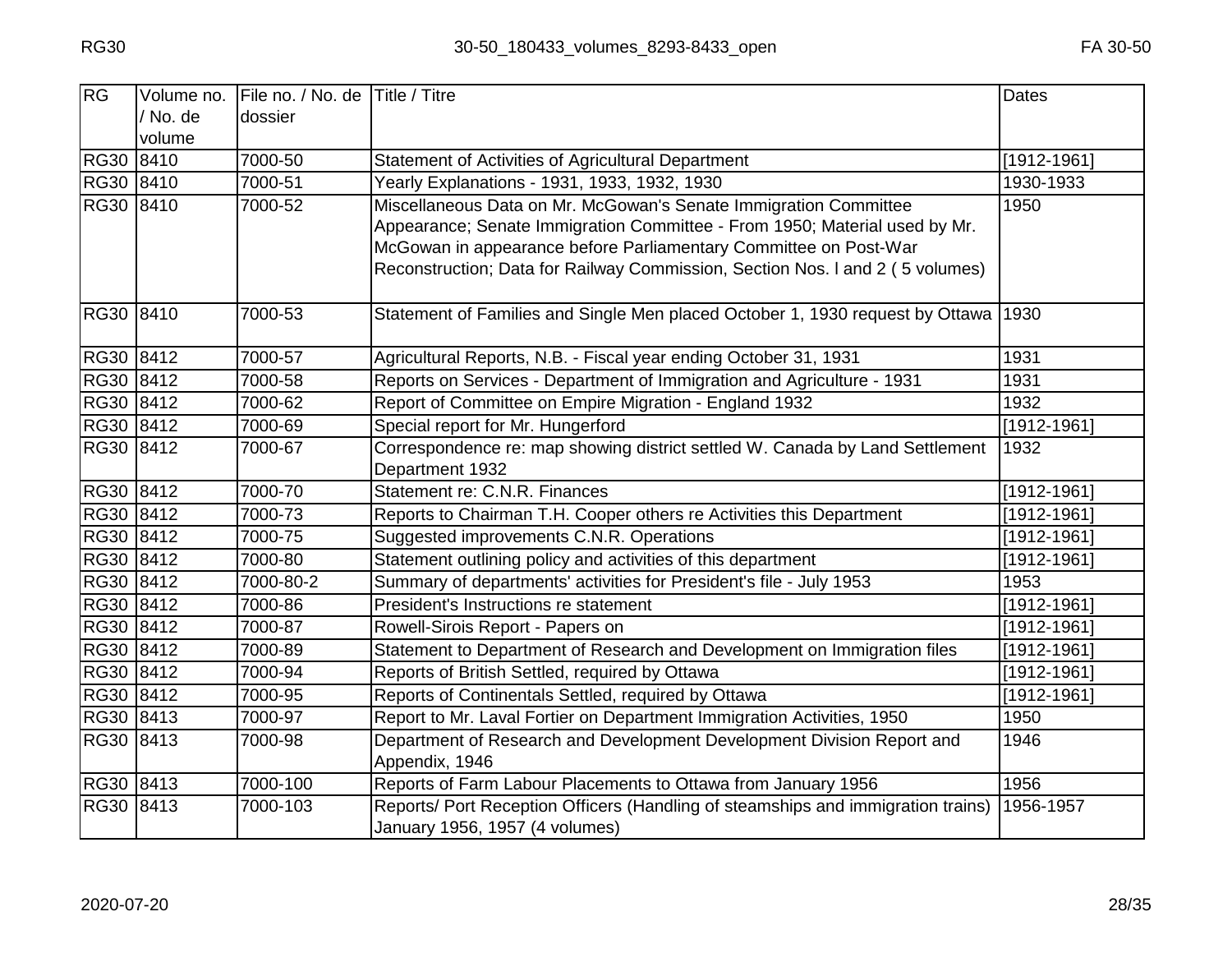| RG | Volume no. / No. de volume | File no. / No. de dossier | Title / Titre | Dates |
|---|---|---|---|---|
| RG30 | 8410 | 7000-50 | Statement of Activities of Agricultural Department | [1912-1961] |
| RG30 | 8410 | 7000-51 | Yearly Explanations - 1931, 1933, 1932, 1930 | 1930-1933 |
| RG30 | 8410 | 7000-52 | Miscellaneous Data on Mr. McGowan's Senate Immigration Committee Appearance; Senate Immigration Committee - From 1950; Material used by Mr. McGowan in appearance before Parliamentary Committee on Post-War Reconstruction; Data for Railway Commission, Section Nos. l and 2 ( 5 volumes) | 1950 |
| RG30 | 8410 | 7000-53 | Statement of Families and Single Men placed October 1, 1930 request by Ottawa | 1930 |
| RG30 | 8412 | 7000-57 | Agricultural Reports, N.B. - Fiscal year ending October 31, 1931 | 1931 |
| RG30 | 8412 | 7000-58 | Reports on Services - Department of Immigration and Agriculture - 1931 | 1931 |
| RG30 | 8412 | 7000-62 | Report of Committee on Empire Migration - England 1932 | 1932 |
| RG30 | 8412 | 7000-69 | Special report for Mr. Hungerford | [1912-1961] |
| RG30 | 8412 | 7000-67 | Correspondence re: map showing district settled W. Canada by Land Settlement Department 1932 | 1932 |
| RG30 | 8412 | 7000-70 | Statement re: C.N.R. Finances | [1912-1961] |
| RG30 | 8412 | 7000-73 | Reports to Chairman T.H. Cooper others re Activities this Department | [1912-1961] |
| RG30 | 8412 | 7000-75 | Suggested improvements C.N.R. Operations | [1912-1961] |
| RG30 | 8412 | 7000-80 | Statement outlining policy and activities of this department | [1912-1961] |
| RG30 | 8412 | 7000-80-2 | Summary of departments' activities for President's file - July 1953 | 1953 |
| RG30 | 8412 | 7000-86 | President's Instructions re statement | [1912-1961] |
| RG30 | 8412 | 7000-87 | Rowell-Sirois Report - Papers on | [1912-1961] |
| RG30 | 8412 | 7000-89 | Statement to Department of Research and Development on Immigration files | [1912-1961] |
| RG30 | 8412 | 7000-94 | Reports of British Settled, required by Ottawa | [1912-1961] |
| RG30 | 8412 | 7000-95 | Reports of Continentals Settled, required by Ottawa | [1912-1961] |
| RG30 | 8413 | 7000-97 | Report to Mr. Laval Fortier on Department Immigration Activities, 1950 | 1950 |
| RG30 | 8413 | 7000-98 | Department of Research and Development Development Division Report and Appendix, 1946 | 1946 |
| RG30 | 8413 | 7000-100 | Reports of Farm Labour Placements to Ottawa from January 1956 | 1956 |
| RG30 | 8413 | 7000-103 | Reports/ Port Reception Officers (Handling of steamships and immigration trains) January 1956, 1957 (4 volumes) | 1956-1957 |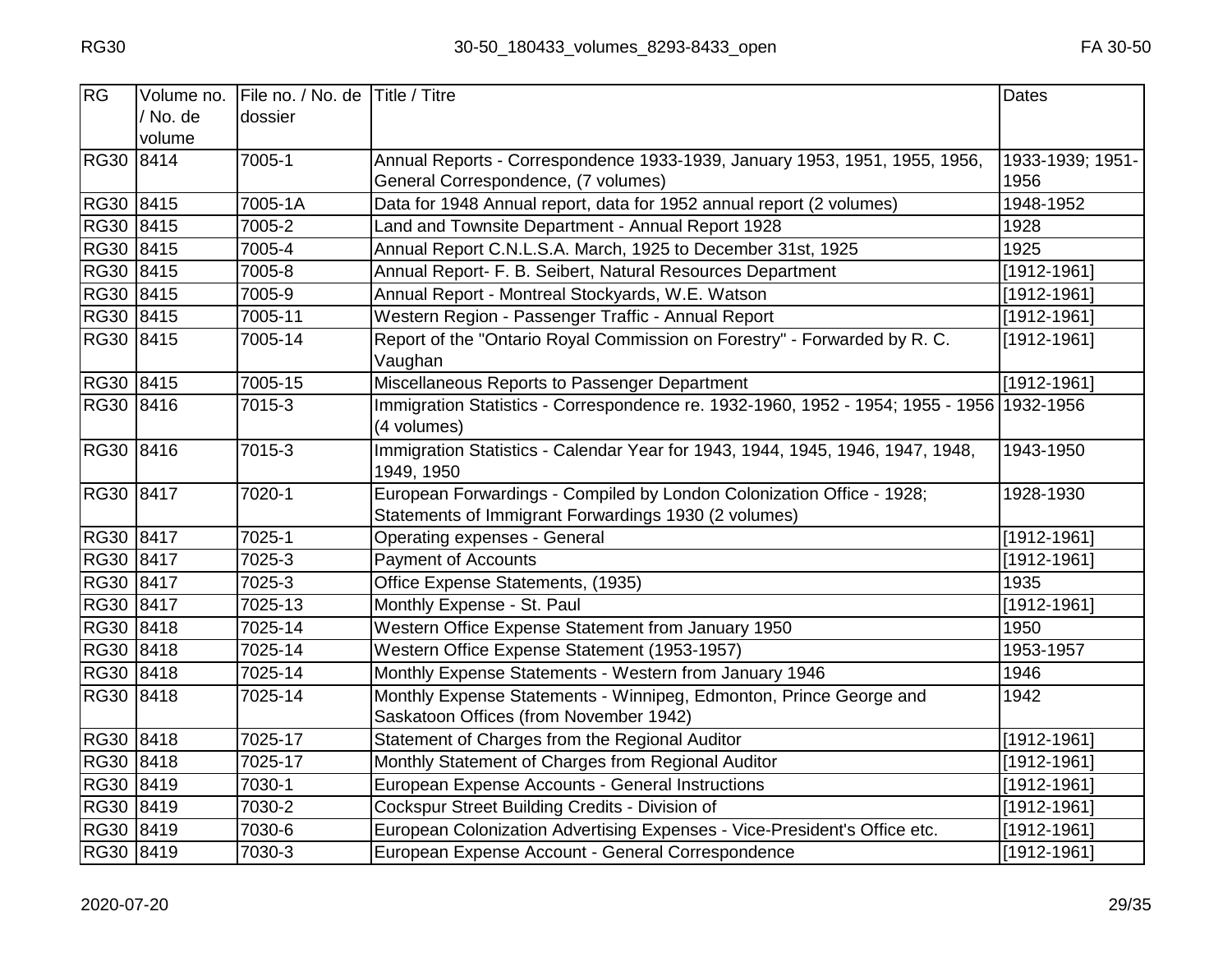| RG | Volume no. / No. de volume | File no. / No. de dossier | Title / Titre | Dates |
|---|---|---|---|---|
| RG30 | 8414 | 7005-1 | Annual Reports - Correspondence 1933-1939, January 1953, 1951, 1955, 1956, General Correspondence, (7 volumes) | 1933-1939; 1951-1956 |
| RG30 | 8415 | 7005-1A | Data for 1948 Annual report, data for 1952 annual report (2 volumes) | 1948-1952 |
| RG30 | 8415 | 7005-2 | Land and Townsite Department - Annual Report 1928 | 1928 |
| RG30 | 8415 | 7005-4 | Annual Report C.N.L.S.A. March, 1925 to December 31st, 1925 | 1925 |
| RG30 | 8415 | 7005-8 | Annual Report- F. B. Seibert, Natural Resources Department | [1912-1961] |
| RG30 | 8415 | 7005-9 | Annual Report - Montreal Stockyards, W.E. Watson | [1912-1961] |
| RG30 | 8415 | 7005-11 | Western Region - Passenger Traffic - Annual Report | [1912-1961] |
| RG30 | 8415 | 7005-14 | Report of the "Ontario Royal Commission on Forestry" - Forwarded by R. C. Vaughan | [1912-1961] |
| RG30 | 8415 | 7005-15 | Miscellaneous Reports to Passenger Department | [1912-1961] |
| RG30 | 8416 | 7015-3 | Immigration Statistics - Correspondence re. 1932-1960, 1952 - 1954; 1955 - 1956 (4 volumes) | 1932-1956 |
| RG30 | 8416 | 7015-3 | Immigration Statistics - Calendar Year for 1943, 1944, 1945, 1946, 1947, 1948, 1949, 1950 | 1943-1950 |
| RG30 | 8417 | 7020-1 | European Forwardings - Compiled by London Colonization Office - 1928; Statements of Immigrant Forwardings 1930 (2 volumes) | 1928-1930 |
| RG30 | 8417 | 7025-1 | Operating expenses - General | [1912-1961] |
| RG30 | 8417 | 7025-3 | Payment of Accounts | [1912-1961] |
| RG30 | 8417 | 7025-3 | Office Expense Statements, (1935) | 1935 |
| RG30 | 8417 | 7025-13 | Monthly Expense - St. Paul | [1912-1961] |
| RG30 | 8418 | 7025-14 | Western Office Expense Statement from January 1950 | 1950 |
| RG30 | 8418 | 7025-14 | Western Office Expense Statement (1953-1957) | 1953-1957 |
| RG30 | 8418 | 7025-14 | Monthly Expense Statements - Western from January 1946 | 1946 |
| RG30 | 8418 | 7025-14 | Monthly Expense Statements - Winnipeg, Edmonton, Prince George and Saskatoon Offices (from November 1942) | 1942 |
| RG30 | 8418 | 7025-17 | Statement of Charges from the Regional Auditor | [1912-1961] |
| RG30 | 8418 | 7025-17 | Monthly Statement of Charges from Regional Auditor | [1912-1961] |
| RG30 | 8419 | 7030-1 | European Expense Accounts - General Instructions | [1912-1961] |
| RG30 | 8419 | 7030-2 | Cockspur Street Building Credits - Division of | [1912-1961] |
| RG30 | 8419 | 7030-6 | European Colonization Advertising Expenses - Vice-President's Office etc. | [1912-1961] |
| RG30 | 8419 | 7030-3 | European Expense Account - General Correspondence | [1912-1961] |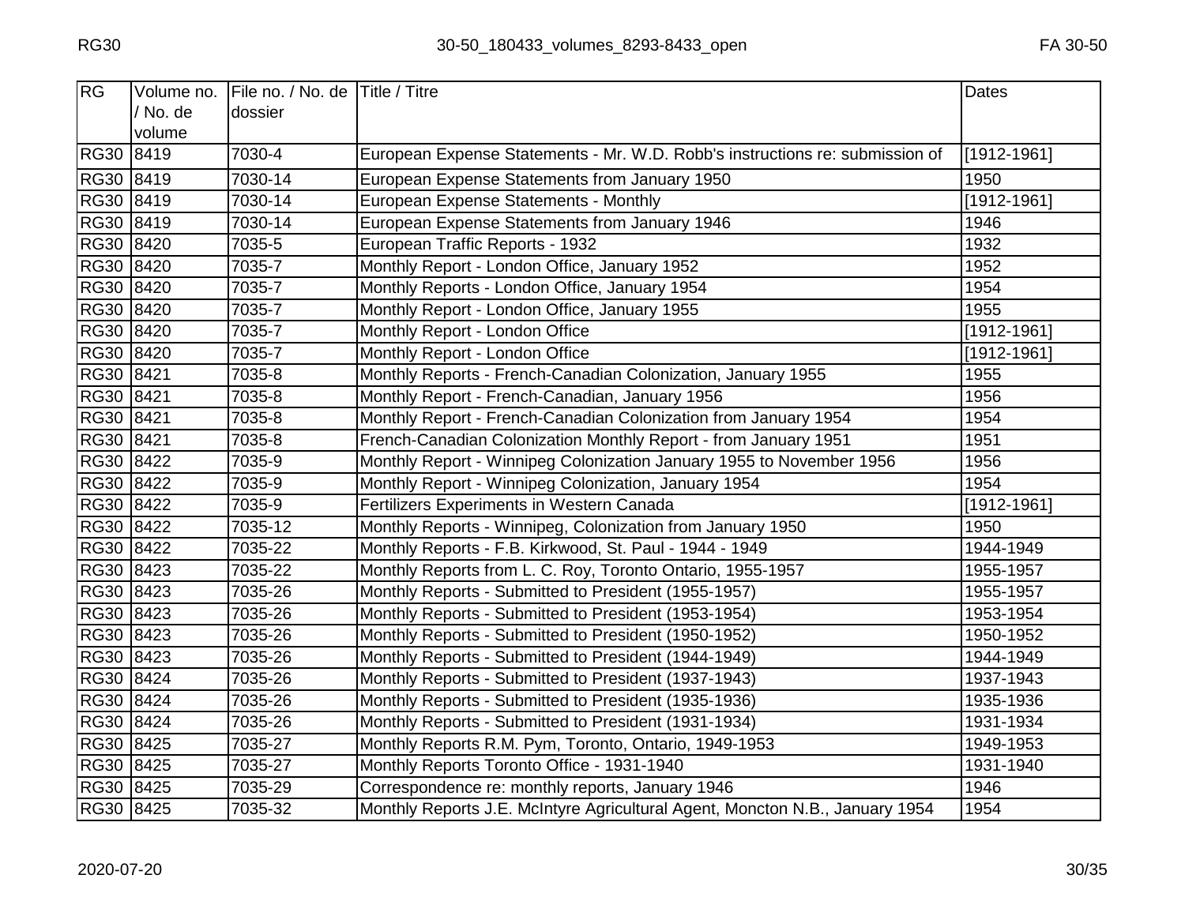| RG | Volume no. / No. de volume | File no. / No. de dossier | Title / Titre | Dates |
|---|---|---|---|---|
| RG30 | 8419 | 7030-4 | European Expense Statements - Mr. W.D. Robb's instructions re: submission of | [1912-1961] |
| RG30 | 8419 | 7030-14 | European Expense Statements from January 1950 | 1950 |
| RG30 | 8419 | 7030-14 | European Expense Statements - Monthly | [1912-1961] |
| RG30 | 8419 | 7030-14 | European Expense Statements from January 1946 | 1946 |
| RG30 | 8420 | 7035-5 | European Traffic Reports - 1932 | 1932 |
| RG30 | 8420 | 7035-7 | Monthly Report - London Office, January 1952 | 1952 |
| RG30 | 8420 | 7035-7 | Monthly Reports - London Office, January 1954 | 1954 |
| RG30 | 8420 | 7035-7 | Monthly Report - London Office, January 1955 | 1955 |
| RG30 | 8420 | 7035-7 | Monthly Report - London Office | [1912-1961] |
| RG30 | 8420 | 7035-7 | Monthly Report - London Office | [1912-1961] |
| RG30 | 8421 | 7035-8 | Monthly Reports - French-Canadian Colonization, January 1955 | 1955 |
| RG30 | 8421 | 7035-8 | Monthly Report - French-Canadian, January 1956 | 1956 |
| RG30 | 8421 | 7035-8 | Monthly Report - French-Canadian Colonization from January 1954 | 1954 |
| RG30 | 8421 | 7035-8 | French-Canadian Colonization Monthly Report - from January 1951 | 1951 |
| RG30 | 8422 | 7035-9 | Monthly Report - Winnipeg Colonization January 1955 to November 1956 | 1956 |
| RG30 | 8422 | 7035-9 | Monthly Report - Winnipeg Colonization, January 1954 | 1954 |
| RG30 | 8422 | 7035-9 | Fertilizers Experiments in Western Canada | [1912-1961] |
| RG30 | 8422 | 7035-12 | Monthly Reports - Winnipeg, Colonization from January 1950 | 1950 |
| RG30 | 8422 | 7035-22 | Monthly Reports - F.B. Kirkwood, St. Paul - 1944 - 1949 | 1944-1949 |
| RG30 | 8423 | 7035-22 | Monthly Reports from L. C. Roy, Toronto Ontario, 1955-1957 | 1955-1957 |
| RG30 | 8423 | 7035-26 | Monthly Reports - Submitted to President (1955-1957) | 1955-1957 |
| RG30 | 8423 | 7035-26 | Monthly Reports - Submitted to President (1953-1954) | 1953-1954 |
| RG30 | 8423 | 7035-26 | Monthly Reports - Submitted to President (1950-1952) | 1950-1952 |
| RG30 | 8423 | 7035-26 | Monthly Reports - Submitted to President (1944-1949) | 1944-1949 |
| RG30 | 8424 | 7035-26 | Monthly Reports - Submitted to President (1937-1943) | 1937-1943 |
| RG30 | 8424 | 7035-26 | Monthly Reports - Submitted to President (1935-1936) | 1935-1936 |
| RG30 | 8424 | 7035-26 | Monthly Reports - Submitted to President (1931-1934) | 1931-1934 |
| RG30 | 8425 | 7035-27 | Monthly Reports R.M. Pym, Toronto, Ontario, 1949-1953 | 1949-1953 |
| RG30 | 8425 | 7035-27 | Monthly Reports Toronto Office - 1931-1940 | 1931-1940 |
| RG30 | 8425 | 7035-29 | Correspondence re: monthly reports, January 1946 | 1946 |
| RG30 | 8425 | 7035-32 | Monthly Reports J.E. McIntyre Agricultural Agent, Moncton N.B., January 1954 | 1954 |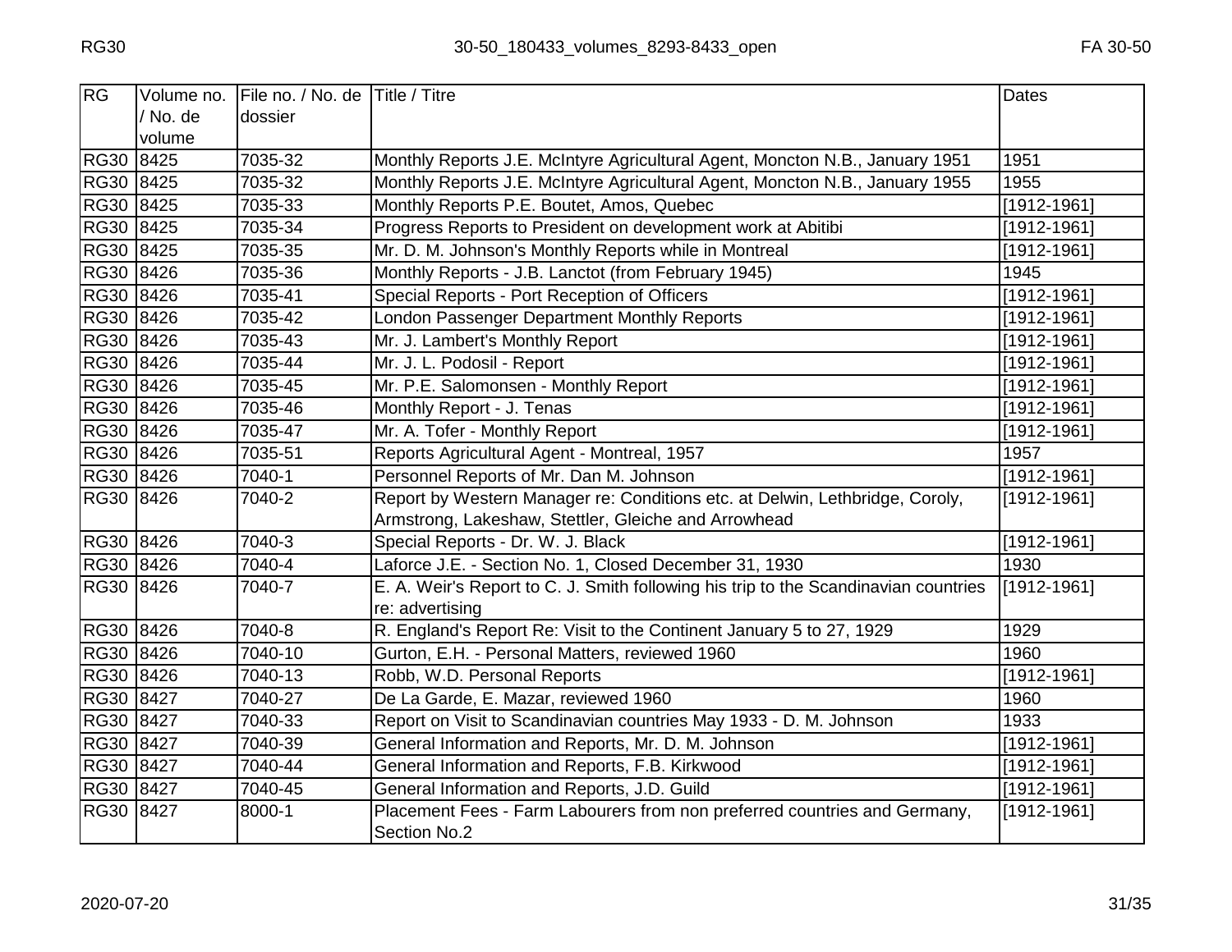| RG | Volume no. / No. de volume | File no. / No. de dossier | Title / Titre | Dates |
|---|---|---|---|---|
| RG30 | 8425 | 7035-32 | Monthly Reports J.E. McIntyre Agricultural Agent, Moncton N.B., January 1951 | 1951 |
| RG30 | 8425 | 7035-32 | Monthly Reports J.E. McIntyre Agricultural Agent, Moncton N.B., January 1955 | 1955 |
| RG30 | 8425 | 7035-33 | Monthly Reports P.E. Boutet, Amos, Quebec | [1912-1961] |
| RG30 | 8425 | 7035-34 | Progress Reports to President on development work at Abitibi | [1912-1961] |
| RG30 | 8425 | 7035-35 | Mr. D. M. Johnson's Monthly Reports while in Montreal | [1912-1961] |
| RG30 | 8426 | 7035-36 | Monthly Reports - J.B. Lanctot (from February 1945) | 1945 |
| RG30 | 8426 | 7035-41 | Special Reports - Port Reception of Officers | [1912-1961] |
| RG30 | 8426 | 7035-42 | London Passenger Department Monthly Reports | [1912-1961] |
| RG30 | 8426 | 7035-43 | Mr. J. Lambert's Monthly Report | [1912-1961] |
| RG30 | 8426 | 7035-44 | Mr. J. L. Podosil - Report | [1912-1961] |
| RG30 | 8426 | 7035-45 | Mr. P.E. Salomonsen - Monthly Report | [1912-1961] |
| RG30 | 8426 | 7035-46 | Monthly Report - J. Tenas | [1912-1961] |
| RG30 | 8426 | 7035-47 | Mr. A. Tofer - Monthly Report | [1912-1961] |
| RG30 | 8426 | 7035-51 | Reports Agricultural Agent - Montreal, 1957 | 1957 |
| RG30 | 8426 | 7040-1 | Personnel Reports of Mr. Dan M. Johnson | [1912-1961] |
| RG30 | 8426 | 7040-2 | Report by Western Manager re: Conditions etc. at Delwin, Lethbridge, Coroly, Armstrong, Lakeshaw, Stettler, Gleiche and Arrowhead | [1912-1961] |
| RG30 | 8426 | 7040-3 | Special Reports - Dr. W. J. Black | [1912-1961] |
| RG30 | 8426 | 7040-4 | Laforce J.E. - Section No. 1, Closed December 31, 1930 | 1930 |
| RG30 | 8426 | 7040-7 | E. A. Weir's Report to C. J. Smith following his trip to the Scandinavian countries re: advertising | [1912-1961] |
| RG30 | 8426 | 7040-8 | R. England's Report Re: Visit to the Continent January 5 to 27, 1929 | 1929 |
| RG30 | 8426 | 7040-10 | Gurton, E.H. - Personal Matters, reviewed 1960 | 1960 |
| RG30 | 8426 | 7040-13 | Robb, W.D. Personal Reports | [1912-1961] |
| RG30 | 8427 | 7040-27 | De La Garde, E. Mazar, reviewed 1960 | 1960 |
| RG30 | 8427 | 7040-33 | Report on Visit to Scandinavian countries May 1933 - D. M. Johnson | 1933 |
| RG30 | 8427 | 7040-39 | General Information and Reports, Mr. D. M. Johnson | [1912-1961] |
| RG30 | 8427 | 7040-44 | General Information and Reports, F.B. Kirkwood | [1912-1961] |
| RG30 | 8427 | 7040-45 | General Information and Reports, J.D. Guild | [1912-1961] |
| RG30 | 8427 | 8000-1 | Placement Fees - Farm Labourers from non preferred countries and Germany, Section No.2 | [1912-1961] |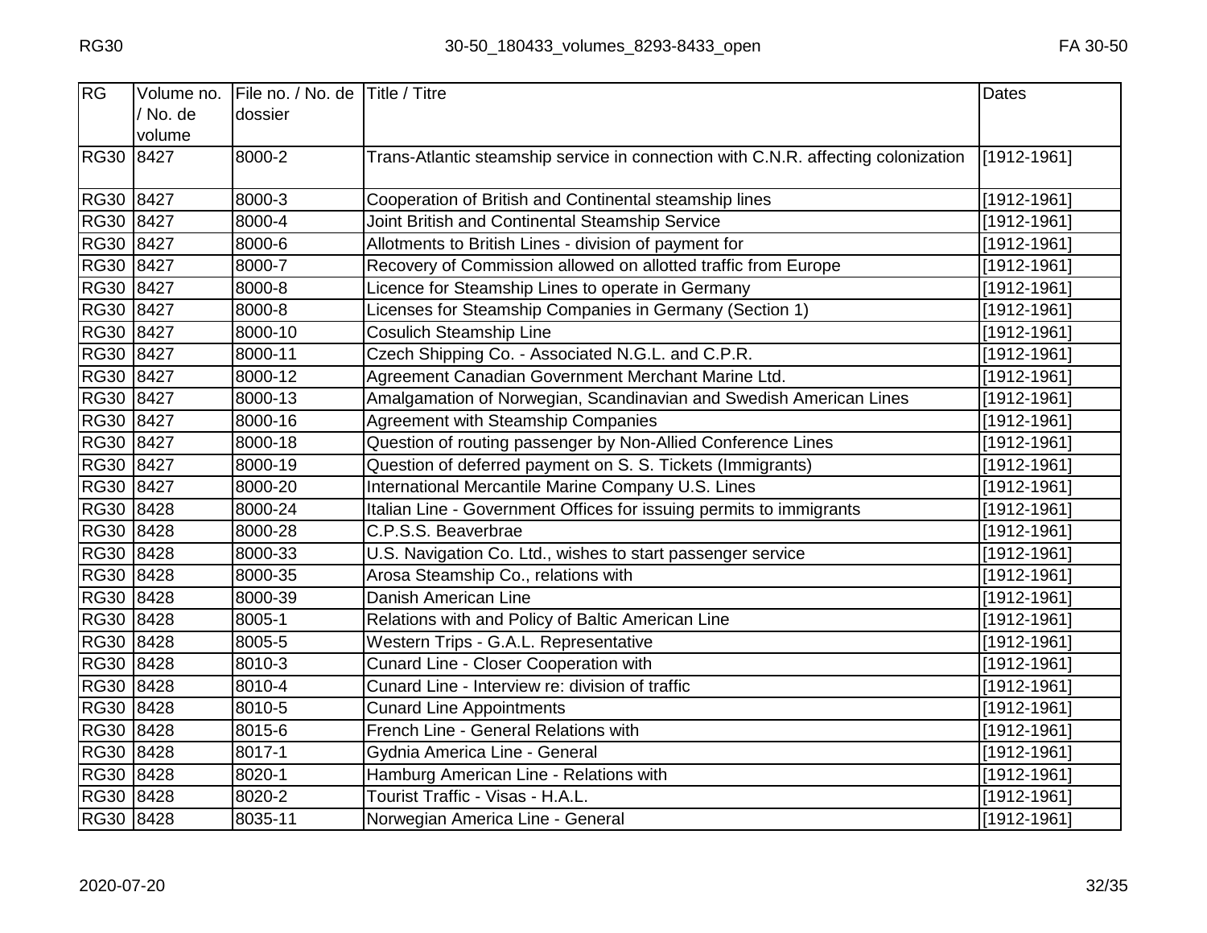| RG | Volume no. / No. de volume | File no. / No. de dossier | Title / Titre | Dates |
|---|---|---|---|---|
| RG30 | 8427 | 8000-2 | Trans-Atlantic steamship service in connection with C.N.R. affecting colonization | [1912-1961] |
| RG30 | 8427 | 8000-3 | Cooperation of British and Continental steamship lines | [1912-1961] |
| RG30 | 8427 | 8000-4 | Joint British and Continental Steamship Service | [1912-1961] |
| RG30 | 8427 | 8000-6 | Allotments to British Lines - division of payment for | [1912-1961] |
| RG30 | 8427 | 8000-7 | Recovery of Commission allowed on allotted traffic from Europe | [1912-1961] |
| RG30 | 8427 | 8000-8 | Licence for Steamship Lines to operate in Germany | [1912-1961] |
| RG30 | 8427 | 8000-8 | Licenses for Steamship Companies in Germany (Section 1) | [1912-1961] |
| RG30 | 8427 | 8000-10 | Cosulich Steamship Line | [1912-1961] |
| RG30 | 8427 | 8000-11 | Czech Shipping Co. - Associated N.G.L. and C.P.R. | [1912-1961] |
| RG30 | 8427 | 8000-12 | Agreement Canadian Government Merchant Marine Ltd. | [1912-1961] |
| RG30 | 8427 | 8000-13 | Amalgamation of Norwegian, Scandinavian and Swedish American Lines | [1912-1961] |
| RG30 | 8427 | 8000-16 | Agreement with Steamship Companies | [1912-1961] |
| RG30 | 8427 | 8000-18 | Question of routing passenger by Non-Allied Conference Lines | [1912-1961] |
| RG30 | 8427 | 8000-19 | Question of deferred payment on S. S. Tickets (Immigrants) | [1912-1961] |
| RG30 | 8427 | 8000-20 | International Mercantile Marine Company U.S. Lines | [1912-1961] |
| RG30 | 8428 | 8000-24 | Italian Line - Government Offices for issuing permits to immigrants | [1912-1961] |
| RG30 | 8428 | 8000-28 | C.P.S.S. Beaverbrae | [1912-1961] |
| RG30 | 8428 | 8000-33 | U.S. Navigation Co. Ltd., wishes to start passenger service | [1912-1961] |
| RG30 | 8428 | 8000-35 | Arosa Steamship Co., relations with | [1912-1961] |
| RG30 | 8428 | 8000-39 | Danish American Line | [1912-1961] |
| RG30 | 8428 | 8005-1 | Relations with and Policy of Baltic American Line | [1912-1961] |
| RG30 | 8428 | 8005-5 | Western Trips - G.A.L. Representative | [1912-1961] |
| RG30 | 8428 | 8010-3 | Cunard Line - Closer Cooperation with | [1912-1961] |
| RG30 | 8428 | 8010-4 | Cunard Line - Interview re: division of traffic | [1912-1961] |
| RG30 | 8428 | 8010-5 | Cunard Line Appointments | [1912-1961] |
| RG30 | 8428 | 8015-6 | French Line - General Relations with | [1912-1961] |
| RG30 | 8428 | 8017-1 | Gydnia America Line - General | [1912-1961] |
| RG30 | 8428 | 8020-1 | Hamburg American Line - Relations with | [1912-1961] |
| RG30 | 8428 | 8020-2 | Tourist Traffic - Visas - H.A.L. | [1912-1961] |
| RG30 | 8428 | 8035-11 | Norwegian America Line - General | [1912-1961] |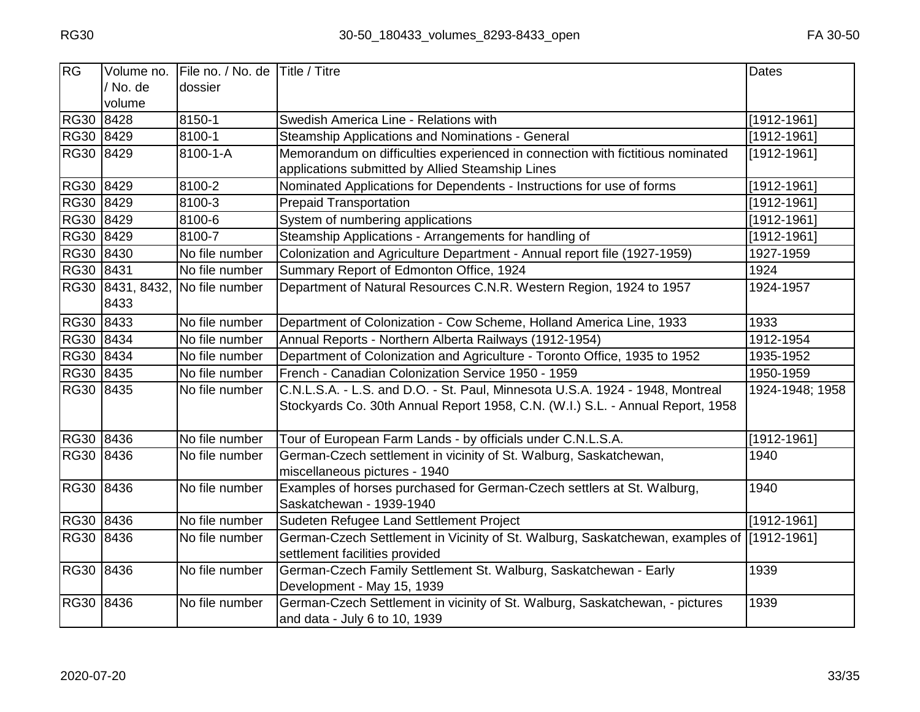| RG | Volume no. / No. de volume | File no. / No. de dossier | Title / Titre | Dates |
|---|---|---|---|---|
| RG30 | 8428 | 8150-1 | Swedish America Line - Relations with | [1912-1961] |
| RG30 | 8429 | 8100-1 | Steamship Applications and Nominations - General | [1912-1961] |
| RG30 | 8429 | 8100-1-A | Memorandum on difficulties experienced in connection with fictitious nominated applications submitted by Allied Steamship Lines | [1912-1961] |
| RG30 | 8429 | 8100-2 | Nominated Applications for Dependents - Instructions for use of forms | [1912-1961] |
| RG30 | 8429 | 8100-3 | Prepaid Transportation | [1912-1961] |
| RG30 | 8429 | 8100-6 | System of numbering applications | [1912-1961] |
| RG30 | 8429 | 8100-7 | Steamship Applications - Arrangements for handling of | [1912-1961] |
| RG30 | 8430 | No file number | Colonization and Agriculture Department - Annual report file (1927-1959) | 1927-1959 |
| RG30 | 8431 | No file number | Summary Report of Edmonton Office, 1924 | 1924 |
| RG30 | 8431, 8432, 8433 | No file number | Department of Natural Resources C.N.R. Western Region, 1924 to 1957 | 1924-1957 |
| RG30 | 8433 | No file number | Department of Colonization - Cow Scheme, Holland America Line, 1933 | 1933 |
| RG30 | 8434 | No file number | Annual Reports - Northern Alberta Railways (1912-1954) | 1912-1954 |
| RG30 | 8434 | No file number | Department of Colonization and Agriculture - Toronto Office, 1935 to 1952 | 1935-1952 |
| RG30 | 8435 | No file number | French - Canadian Colonization Service 1950 - 1959 | 1950-1959 |
| RG30 | 8435 | No file number | C.N.L.S.A. - L.S. and D.O. - St. Paul, Minnesota U.S.A. 1924 - 1948, Montreal Stockyards Co. 30th Annual Report 1958, C.N. (W.I.) S.L. - Annual Report, 1958 | 1924-1948; 1958 |
| RG30 | 8436 | No file number | Tour of European Farm Lands - by officials under C.N.L.S.A. | [1912-1961] |
| RG30 | 8436 | No file number | German-Czech settlement in vicinity of St. Walburg, Saskatchewan, miscellaneous pictures - 1940 | 1940 |
| RG30 | 8436 | No file number | Examples of horses purchased for German-Czech settlers at St. Walburg, Saskatchewan - 1939-1940 | 1940 |
| RG30 | 8436 | No file number | Sudeten Refugee Land Settlement Project | [1912-1961] |
| RG30 | 8436 | No file number | German-Czech Settlement in Vicinity of St. Walburg, Saskatchewan, examples of settlement facilities provided | [1912-1961] |
| RG30 | 8436 | No file number | German-Czech Family Settlement St. Walburg, Saskatchewan - Early Development - May 15, 1939 | 1939 |
| RG30 | 8436 | No file number | German-Czech Settlement in vicinity of St. Walburg, Saskatchewan, - pictures and data - July 6 to 10, 1939 | 1939 |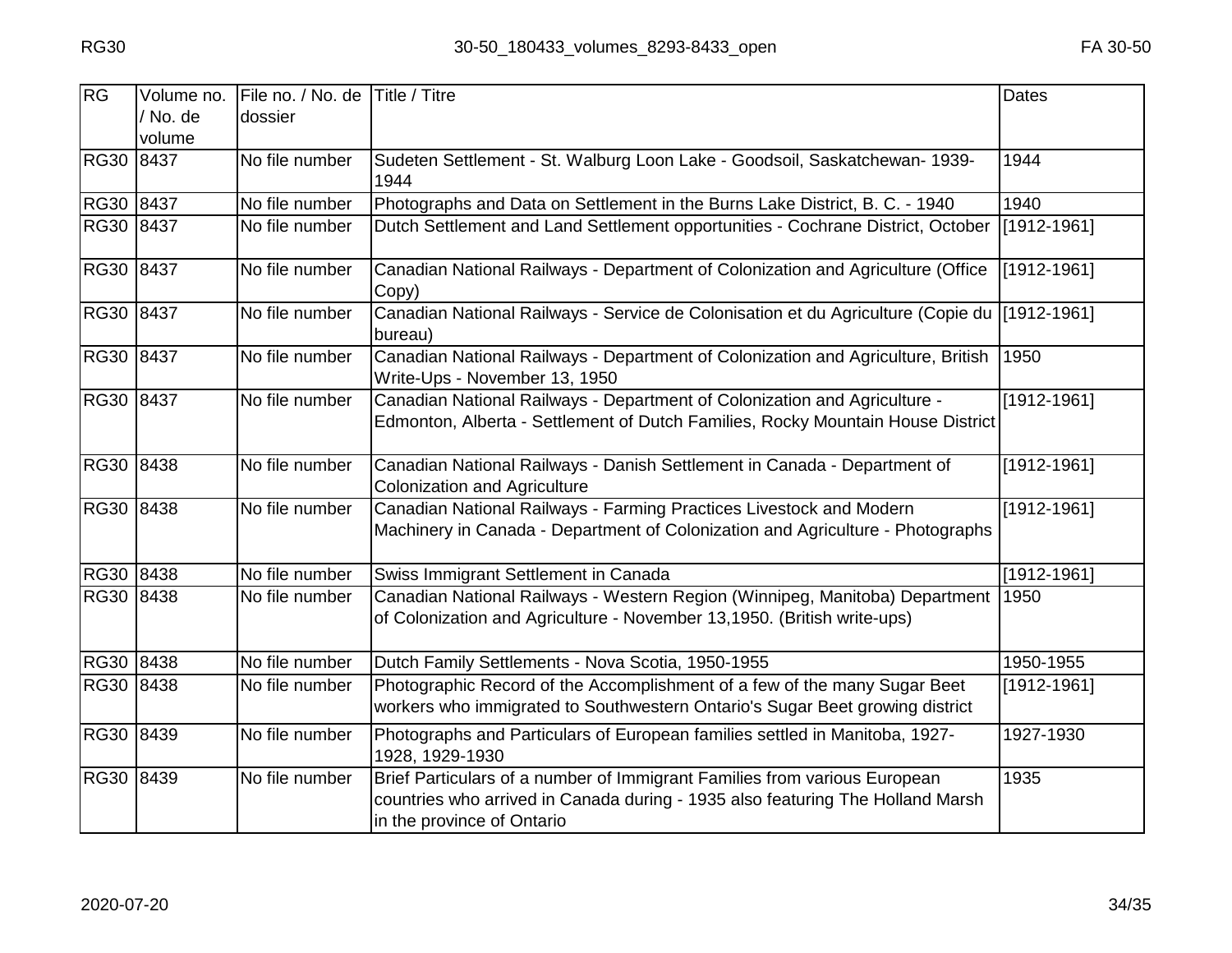| RG | Volume no. / No. de volume | File no. / No. de dossier | Title / Titre | Dates |
|---|---|---|---|---|
| RG30 | 8437 | No file number | Sudeten Settlement - St. Walburg Loon Lake - Goodsoil, Saskatchewan- 1939-1944 | 1944 |
| RG30 | 8437 | No file number | Photographs and Data on Settlement in the Burns Lake District, B. C. - 1940 | 1940 |
| RG30 | 8437 | No file number | Dutch Settlement and Land Settlement opportunities - Cochrane District, October | [1912-1961] |
| RG30 | 8437 | No file number | Canadian National Railways - Department of Colonization and Agriculture (Office Copy) | [1912-1961] |
| RG30 | 8437 | No file number | Canadian National Railways - Service de Colonisation et du Agriculture (Copie du bureau) | [1912-1961] |
| RG30 | 8437 | No file number | Canadian National Railways - Department of Colonization and Agriculture, British Write-Ups - November 13, 1950 | 1950 |
| RG30 | 8437 | No file number | Canadian National Railways - Department of Colonization and Agriculture - Edmonton, Alberta - Settlement of Dutch Families, Rocky Mountain House District | [1912-1961] |
| RG30 | 8438 | No file number | Canadian National Railways - Danish Settlement in Canada - Department of Colonization and Agriculture | [1912-1961] |
| RG30 | 8438 | No file number | Canadian National Railways - Farming Practices Livestock and Modern Machinery in Canada - Department of Colonization and Agriculture - Photographs | [1912-1961] |
| RG30 | 8438 | No file number | Swiss Immigrant Settlement in Canada | [1912-1961] |
| RG30 | 8438 | No file number | Canadian National Railways - Western Region (Winnipeg, Manitoba) Department of Colonization and Agriculture - November 13,1950. (British write-ups) | 1950 |
| RG30 | 8438 | No file number | Dutch Family Settlements - Nova Scotia, 1950-1955 | 1950-1955 |
| RG30 | 8438 | No file number | Photographic Record of the Accomplishment of a few of the many Sugar Beet workers who immigrated to Southwestern Ontario's Sugar Beet growing district | [1912-1961] |
| RG30 | 8439 | No file number | Photographs and Particulars of European families settled in Manitoba, 1927-1928, 1929-1930 | 1927-1930 |
| RG30 | 8439 | No file number | Brief Particulars of a number of Immigrant Families from various European countries who arrived in Canada during - 1935 also featuring The Holland Marsh in the province of Ontario | 1935 |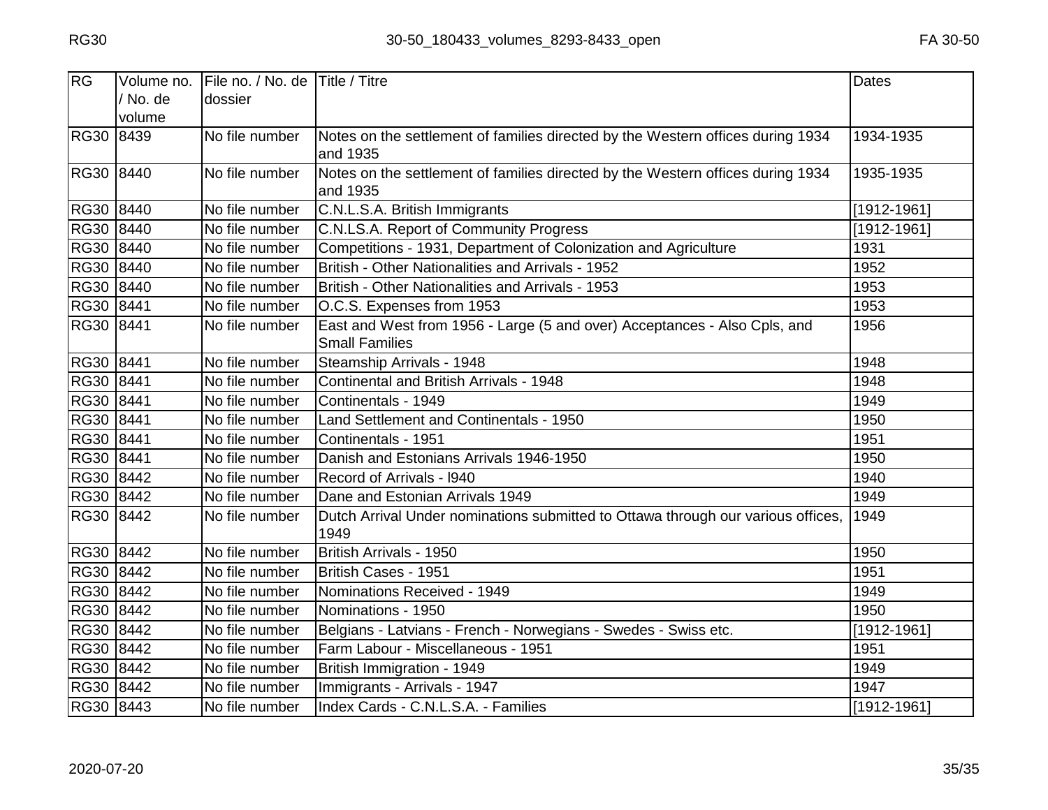| RG | Volume no. / No. de volume | File no. / No. de dossier | Title / Titre | Dates |
|---|---|---|---|---|
| RG30 | 8439 | No file number | Notes on the settlement of families directed by the Western offices during 1934 and 1935 | 1934-1935 |
| RG30 | 8440 | No file number | Notes on the settlement of families directed by the Western offices during 1934 and 1935 | 1935-1935 |
| RG30 | 8440 | No file number | C.N.L.S.A. British Immigrants | [1912-1961] |
| RG30 | 8440 | No file number | C.N.LS.A. Report of Community Progress | [1912-1961] |
| RG30 | 8440 | No file number | Competitions - 1931, Department of Colonization and Agriculture | 1931 |
| RG30 | 8440 | No file number | British - Other Nationalities and Arrivals - 1952 | 1952 |
| RG30 | 8440 | No file number | British - Other Nationalities and Arrivals - 1953 | 1953 |
| RG30 | 8441 | No file number | O.C.S. Expenses from 1953 | 1953 |
| RG30 | 8441 | No file number | East and West from 1956 - Large (5 and over) Acceptances - Also Cpls, and Small Families | 1956 |
| RG30 | 8441 | No file number | Steamship Arrivals - 1948 | 1948 |
| RG30 | 8441 | No file number | Continental and British Arrivals - 1948 | 1948 |
| RG30 | 8441 | No file number | Continentals - 1949 | 1949 |
| RG30 | 8441 | No file number | Land Settlement and Continentals - 1950 | 1950 |
| RG30 | 8441 | No file number | Continentals - 1951 | 1951 |
| RG30 | 8441 | No file number | Danish and Estonians Arrivals 1946-1950 | 1950 |
| RG30 | 8442 | No file number | Record of Arrivals - l940 | 1940 |
| RG30 | 8442 | No file number | Dane and Estonian Arrivals 1949 | 1949 |
| RG30 | 8442 | No file number | Dutch Arrival Under nominations submitted to Ottawa through our various offices, 1949 | 1949 |
| RG30 | 8442 | No file number | British Arrivals - 1950 | 1950 |
| RG30 | 8442 | No file number | British Cases - 1951 | 1951 |
| RG30 | 8442 | No file number | Nominations Received - 1949 | 1949 |
| RG30 | 8442 | No file number | Nominations - 1950 | 1950 |
| RG30 | 8442 | No file number | Belgians - Latvians - French - Norwegians - Swedes - Swiss etc. | [1912-1961] |
| RG30 | 8442 | No file number | Farm Labour - Miscellaneous - 1951 | 1951 |
| RG30 | 8442 | No file number | British Immigration - 1949 | 1949 |
| RG30 | 8442 | No file number | Immigrants - Arrivals - 1947 | 1947 |
| RG30 | 8443 | No file number | Index Cards - C.N.L.S.A. - Families | [1912-1961] |